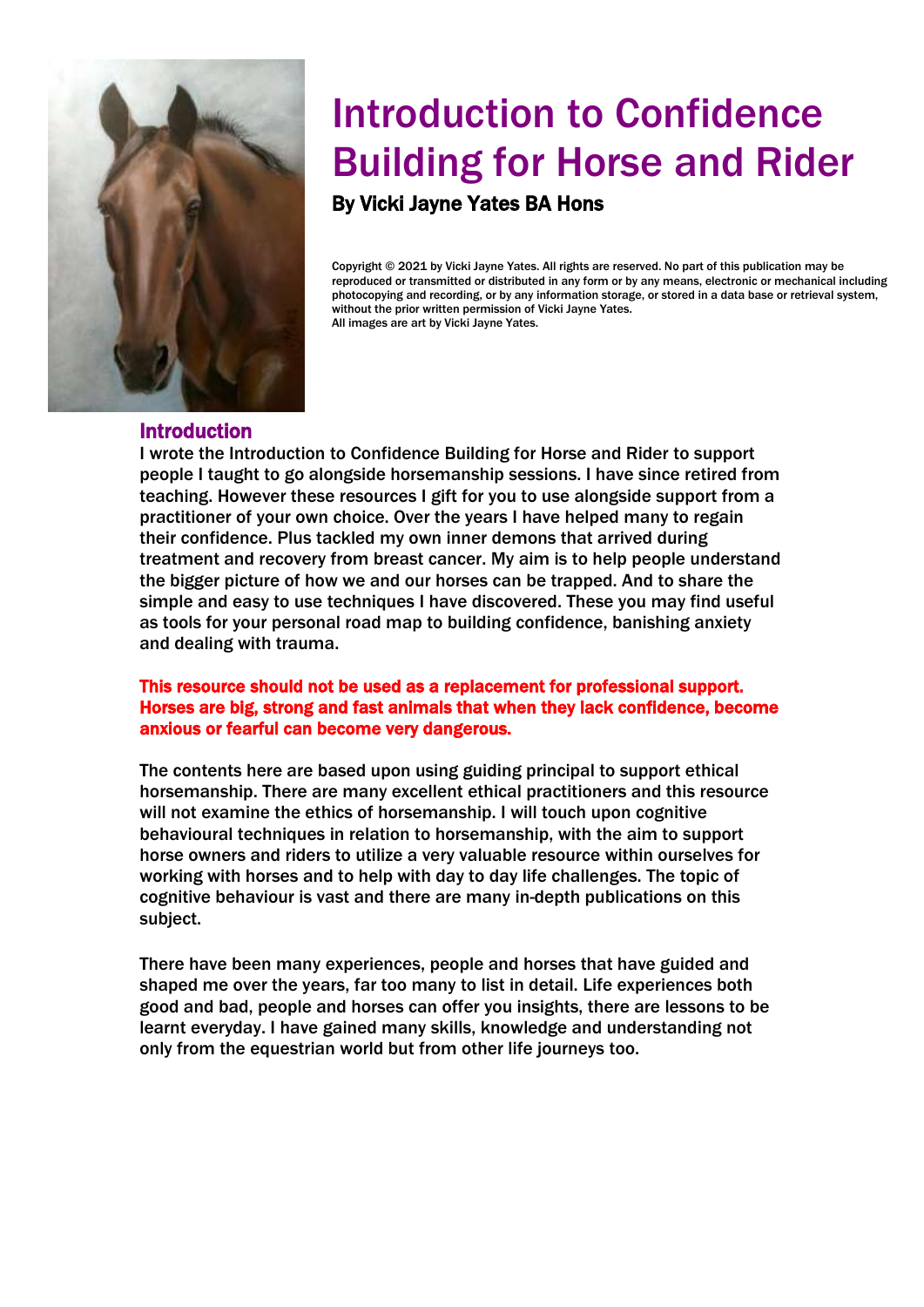# Introduction to Confidence Building for Horse and Rider

**By Vicki Jayne Yates BA Hons**

Copyright © 2021 by Vicki Jayne Yates. All rights are reserved. No part of this publication may be reproduced or transmitted or distributed in any form or by any means, electronic or mechanical including photocopying and recording, or by any information storage, or stored in a data base or retrieval system, without the prior written permission of Vicki Jayne Yates.
All images are art by Vicki Jayne Yates.

## Introduction

I wrote the Introduction to Confidence Building for Horse and Rider to support people I taught to go alongside horsemanship sessions. I have since retired from teaching. However these resources I gift for you to use alongside support from a practitioner of your own choice. Over the years I have helped many to regain their confidence. Plus tackled my own inner demons that arrived during treatment and recovery from breast cancer. My aim is to help people understand the bigger picture of how we and our horses can be trapped. And to share the simple and easy to use techniques I have discovered. These you may find useful as tools for your personal road map to building confidence, banishing anxiety and dealing with trauma.

**This resource should not be used as a replacement for professional support. Horses are big, strong and fast animals that when they lack confidence, become anxious or fearful can become very dangerous.**

The contents here are based upon using guiding principal to support ethical horsemanship. There are many excellent ethical practitioners and this resource will not examine the ethics of horsemanship. I will touch upon cognitive behavioural techniques in relation to horsemanship, with the aim to support horse owners and riders to utilize a very valuable resource within ourselves for working with horses and to help with day to day life challenges. The topic of cognitive behaviour is vast and there are many in-depth publications on this subject.

There have been many experiences, people and horses that have guided and shaped me over the years, far too many to list in detail. Life experiences both good and bad, people and horses can offer you insights, there are lessons to be learnt everyday. I have gained many skills, knowledge and understanding not only from the equestrian world but from other life journeys too.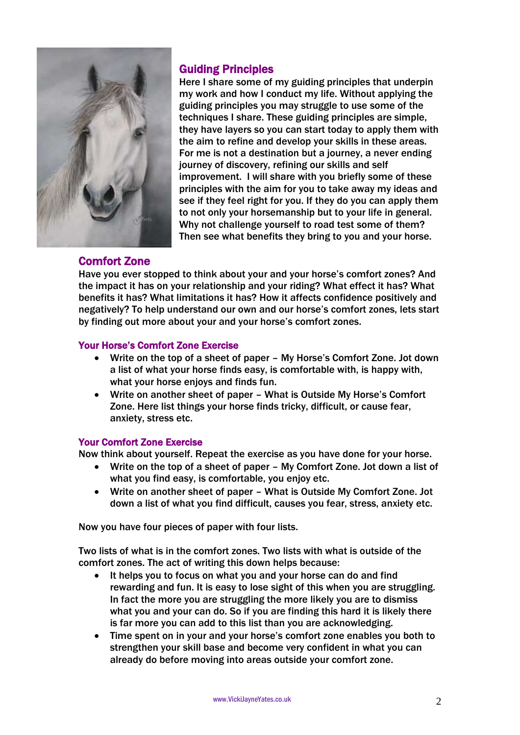## Guiding Principles

Here I share some of my guiding principles that underpin my work and how I conduct my life. Without applying the guiding principles you may struggle to use some of the techniques I share. These guiding principles are simple, they have layers so you can start today to apply them with the aim to refine and develop your skills in these areas. For me is not a destination but a journey, a never ending journey of discovery, refining our skills and self improvement. I will share with you briefly some of these principles with the aim for you to take away my ideas and see if they feel right for you. If they do you can apply them to not only your horsemanship but to your life in general. Why not challenge yourself to road test some of them? Then see what benefits they bring to you and your horse.

## Comfort Zone

Have you ever stopped to think about your and your horse's comfort zones? And the impact it has on your relationship and your riding? What effect it has? What benefits it has? What limitations it has? How it affects confidence positively and negatively? To help understand our own and our horse's comfort zones, lets start by finding out more about your and your horse's comfort zones.

### Your Horse's Comfort Zone Exercise

- Write on the top of a sheet of paper – My Horse's Comfort Zone. Jot down a list of what your horse finds easy, is comfortable with, is happy with, what your horse enjoys and finds fun.
- Write on another sheet of paper – What is Outside My Horse's Comfort Zone. Here list things your horse finds tricky, difficult, or cause fear, anxiety, stress etc.

### Your Comfort Zone Exercise

Now think about yourself. Repeat the exercise as you have done for your horse.

- Write on the top of a sheet of paper – My Comfort Zone. Jot down a list of what you find easy, is comfortable, you enjoy etc.
- Write on another sheet of paper – What is Outside My Comfort Zone. Jot down a list of what you find difficult, causes you fear, stress, anxiety etc.

Now you have four pieces of paper with four lists.

Two lists of what is in the comfort zones. Two lists with what is outside of the comfort zones. The act of writing this down helps because:

- It helps you to focus on what you and your horse can do and find rewarding and fun. It is easy to lose sight of this when you are struggling. In fact the more you are struggling the more likely you are to dismiss what you and your can do. So if you are finding this hard it is likely there is far more you can add to this list than you are acknowledging.
- Time spent on in your and your horse's comfort zone enables you both to strengthen your skill base and become very confident in what you can already do before moving into areas outside your comfort zone.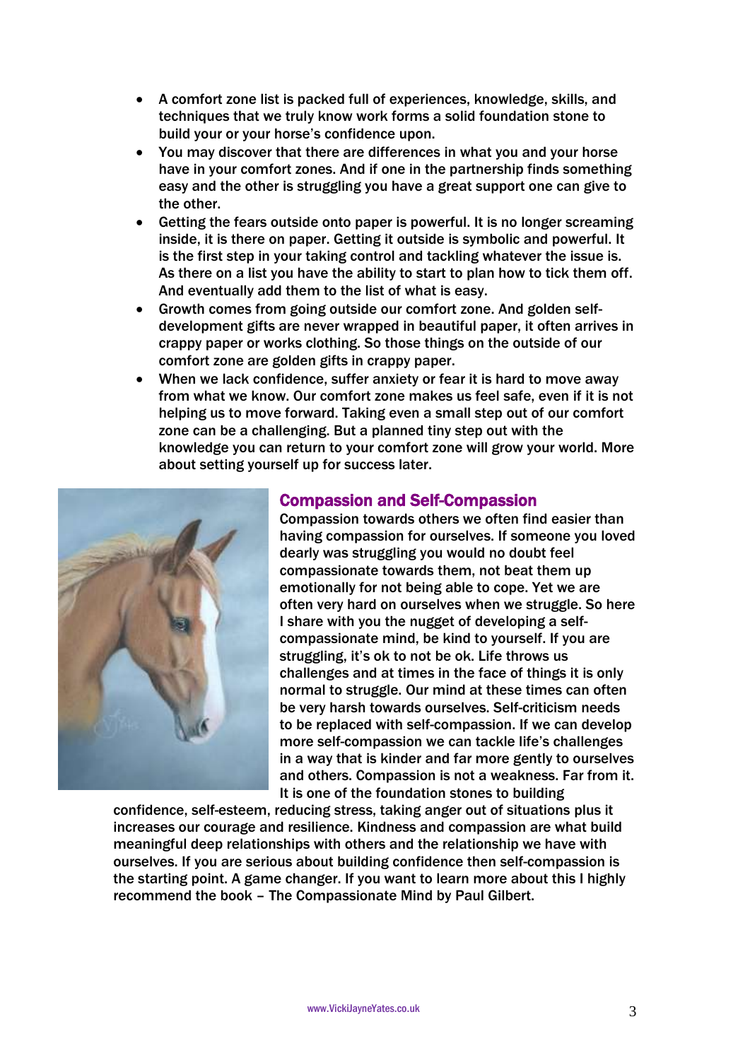- A comfort zone list is packed full of experiences, knowledge, skills, and techniques that we truly know work forms a solid foundation stone to build your or your horse's confidence upon.
- You may discover that there are differences in what you and your horse have in your comfort zones. And if one in the partnership finds something easy and the other is struggling you have a great support one can give to the other.
- Getting the fears outside onto paper is powerful. It is no longer screaming inside, it is there on paper. Getting it outside is symbolic and powerful. It is the first step in your taking control and tackling whatever the issue is. As there on a list you have the ability to start to plan how to tick them off. And eventually add them to the list of what is easy.
- Growth comes from going outside our comfort zone. And golden self-development gifts are never wrapped in beautiful paper, it often arrives in crappy paper or works clothing. So those things on the outside of our comfort zone are golden gifts in crappy paper.
- When we lack confidence, suffer anxiety or fear it is hard to move away from what we know. Our comfort zone makes us feel safe, even if it is not helping us to move forward. Taking even a small step out of our comfort zone can be a challenging. But a planned tiny step out with the knowledge you can return to your comfort zone will grow your world. More about setting yourself up for success later.

## Compassion and Self-Compassion

Compassion towards others we often find easier than having compassion for ourselves. If someone you loved dearly was struggling you would no doubt feel compassionate towards them, not beat them up emotionally for not being able to cope. Yet we are often very hard on ourselves when we struggle. So here I share with you the nugget of developing a self-compassionate mind, be kind to yourself. If you are struggling, it's ok to not be ok. Life throws us challenges and at times in the face of things it is only normal to struggle. Our mind at these times can often be very harsh towards ourselves. Self-criticism needs to be replaced with self-compassion. If we can develop more self-compassion we can tackle life's challenges in a way that is kinder and far more gently to ourselves and others. Compassion is not a weakness. Far from it. It is one of the foundation stones to building confidence, self-esteem, reducing stress, taking anger out of situations plus it increases our courage and resilience. Kindness and compassion are what build meaningful deep relationships with others and the relationship we have with ourselves. If you are serious about building confidence then self-compassion is the starting point. A game changer. If you want to learn more about this I highly recommend the book – The Compassionate Mind by Paul Gilbert.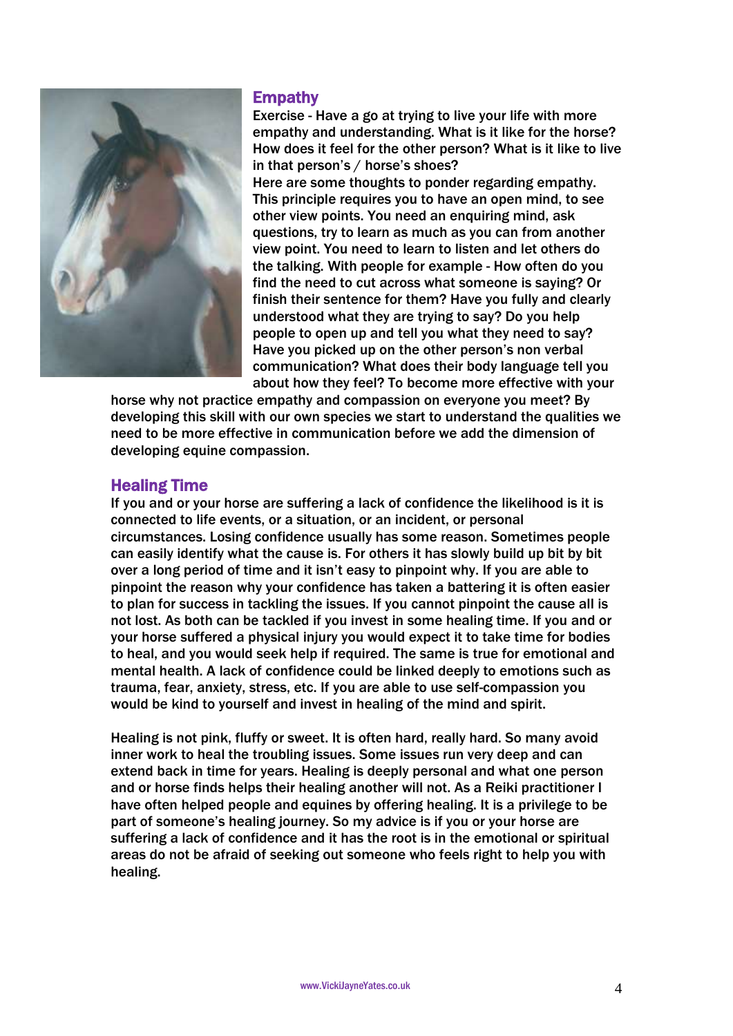## Empathy

Exercise - Have a go at trying to live your life with more empathy and understanding. What is it like for the horse? How does it feel for the other person? What is it like to live in that person's / horse's shoes?

Here are some thoughts to ponder regarding empathy. This principle requires you to have an open mind, to see other view points. You need an enquiring mind, ask questions, try to learn as much as you can from another view point. You need to learn to listen and let others do the talking. With people for example - How often do you find the need to cut across what someone is saying? Or finish their sentence for them? Have you fully and clearly understood what they are trying to say? Do you help people to open up and tell you what they need to say? Have you picked up on the other person's non verbal communication? What does their body language tell you about how they feel? To become more effective with your horse why not practice empathy and compassion on everyone you meet? By developing this skill with our own species we start to understand the qualities we need to be more effective in communication before we add the dimension of developing equine compassion.

## Healing Time

If you and or your horse are suffering a lack of confidence the likelihood is it is connected to life events, or a situation, or an incident, or personal circumstances. Losing confidence usually has some reason. Sometimes people can easily identify what the cause is. For others it has slowly build up bit by bit over a long period of time and it isn't easy to pinpoint why. If you are able to pinpoint the reason why your confidence has taken a battering it is often easier to plan for success in tackling the issues. If you cannot pinpoint the cause all is not lost. As both can be tackled if you invest in some healing time. If you and or your horse suffered a physical injury you would expect it to take time for bodies to heal, and you would seek help if required. The same is true for emotional and mental health. A lack of confidence could be linked deeply to emotions such as trauma, fear, anxiety, stress, etc. If you are able to use self-compassion you would be kind to yourself and invest in healing of the mind and spirit.

Healing is not pink, fluffy or sweet. It is often hard, really hard. So many avoid inner work to heal the troubling issues. Some issues run very deep and can extend back in time for years. Healing is deeply personal and what one person and or horse finds helps their healing another will not. As a Reiki practitioner I have often helped people and equines by offering healing. It is a privilege to be part of someone's healing journey. So my advice is if you or your horse are suffering a lack of confidence and it has the root is in the emotional or spiritual areas do not be afraid of seeking out someone who feels right to help you with healing.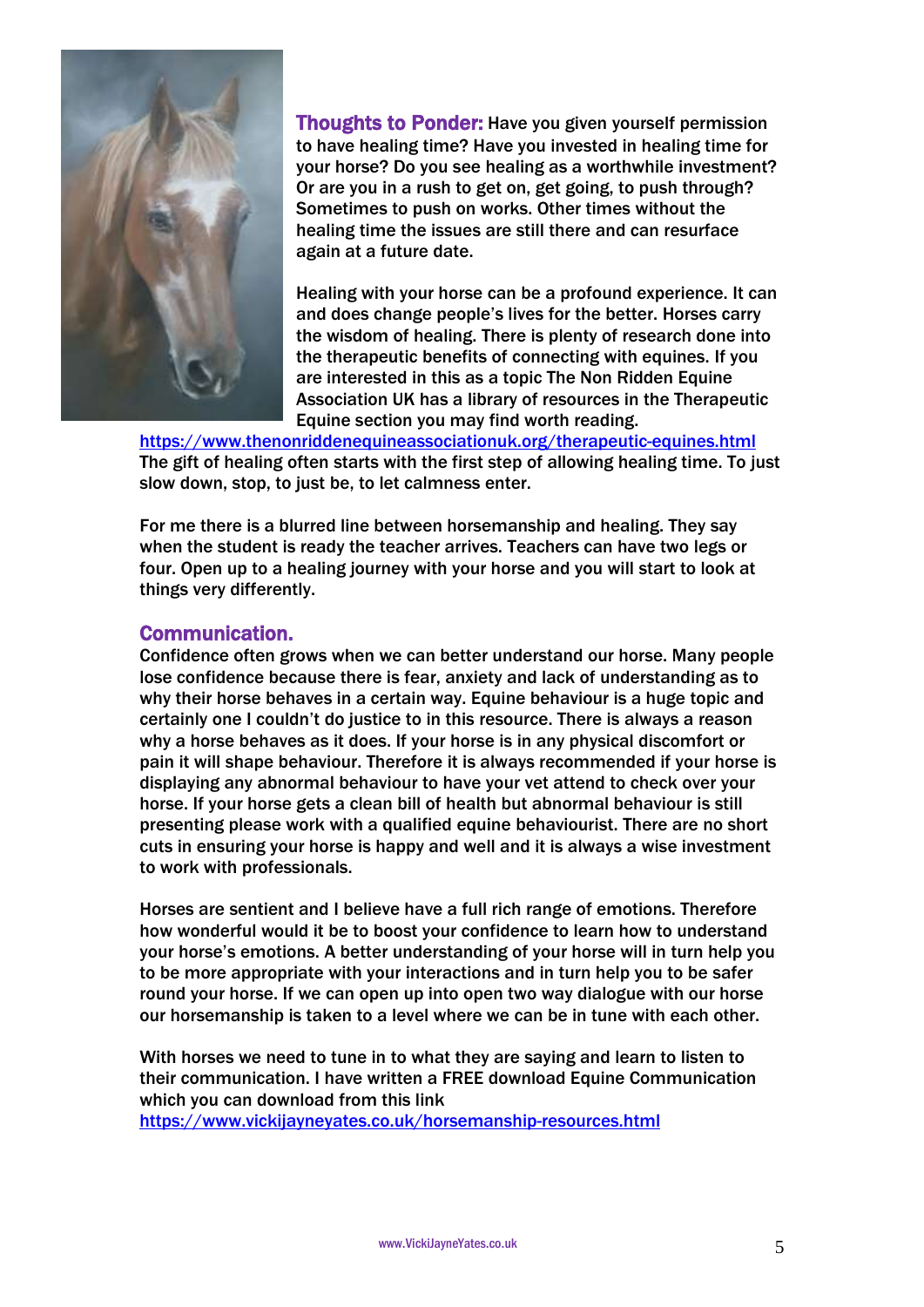**Thoughts to Ponder:** Have you given yourself permission to have healing time? Have you invested in healing time for your horse? Do you see healing as a worthwhile investment? Or are you in a rush to get on, get going, to push through? Sometimes to push on works. Other times without the healing time the issues are still there and can resurface again at a future date.

Healing with your horse can be a profound experience. It can and does change people's lives for the better. Horses carry the wisdom of healing. There is plenty of research done into the therapeutic benefits of connecting with equines. If you are interested in this as a topic The Non Ridden Equine Association UK has a library of resources in the Therapeutic Equine section you may find worth reading.
https://www.thenonriddenequineassociationuk.org/therapeutic-equines.html
The gift of healing often starts with the first step of allowing healing time. To just slow down, stop, to just be, to let calmness enter.

For me there is a blurred line between horsemanship and healing. They say when the student is ready the teacher arrives. Teachers can have two legs or four. Open up to a healing journey with your horse and you will start to look at things very differently.

## Communication.

Confidence often grows when we can better understand our horse. Many people lose confidence because there is fear, anxiety and lack of understanding as to why their horse behaves in a certain way. Equine behaviour is a huge topic and certainly one I couldn't do justice to in this resource. There is always a reason why a horse behaves as it does. If your horse is in any physical discomfort or pain it will shape behaviour. Therefore it is always recommended if your horse is displaying any abnormal behaviour to have your vet attend to check over your horse. If your horse gets a clean bill of health but abnormal behaviour is still presenting please work with a qualified equine behaviourist. There are no short cuts in ensuring your horse is happy and well and it is always a wise investment to work with professionals.

Horses are sentient and I believe have a full rich range of emotions. Therefore how wonderful would it be to boost your confidence to learn how to understand your horse's emotions. A better understanding of your horse will in turn help you to be more appropriate with your interactions and in turn help you to be safer round your horse. If we can open up into open two way dialogue with our horse our horsemanship is taken to a level where we can be in tune with each other.

With horses we need to tune in to what they are saying and learn to listen to their communication. I have written a FREE download Equine Communication which you can download from this link
https://www.vickijayneyates.co.uk/horsemanship-resources.html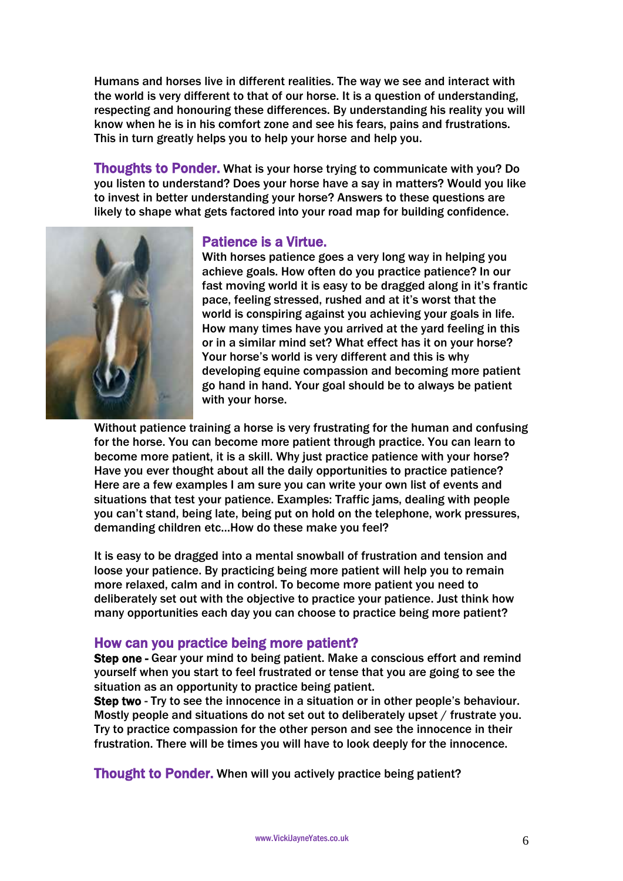Humans and horses live in different realities. The way we see and interact with the world is very different to that of our horse. It is a question of understanding, respecting and honouring these differences. By understanding his reality you will know when he is in his comfort zone and see his fears, pains and frustrations. This in turn greatly helps you to help your horse and help you.

**Thoughts to Ponder.** What is your horse trying to communicate with you? Do you listen to understand? Does your horse have a say in matters? Would you like to invest in better understanding your horse? Answers to these questions are likely to shape what gets factored into your road map for building confidence.

## Patience is a Virtue.

With horses patience goes a very long way in helping you achieve goals. How often do you practice patience? In our fast moving world it is easy to be dragged along in it's frantic pace, feeling stressed, rushed and at it's worst that the world is conspiring against you achieving your goals in life. How many times have you arrived at the yard feeling in this or in a similar mind set? What effect has it on your horse? Your horse's world is very different and this is why developing equine compassion and becoming more patient go hand in hand. Your goal should be to always be patient with your horse.

Without patience training a horse is very frustrating for the human and confusing for the horse. You can become more patient through practice. You can learn to become more patient, it is a skill. Why just practice patience with your horse? Have you ever thought about all the daily opportunities to practice patience? Here are a few examples I am sure you can write your own list of events and situations that test your patience. Examples: Traffic jams, dealing with people you can't stand, being late, being put on hold on the telephone, work pressures, demanding children etc...How do these make you feel?

It is easy to be dragged into a mental snowball of frustration and tension and loose your patience. By practicing being more patient will help you to remain more relaxed, calm and in control. To become more patient you need to deliberately set out with the objective to practice your patience. Just think how many opportunities each day you can choose to practice being more patient?

## How can you practice being more patient?

**Step one -** Gear your mind to being patient. Make a conscious effort and remind yourself when you start to feel frustrated or tense that you are going to see the situation as an opportunity to practice being patient.

**Step two** - Try to see the innocence in a situation or in other people's behaviour. Mostly people and situations do not set out to deliberately upset / frustrate you. Try to practice compassion for the other person and see the innocence in their frustration. There will be times you will have to look deeply for the innocence.

**Thought to Ponder.** When will you actively practice being patient?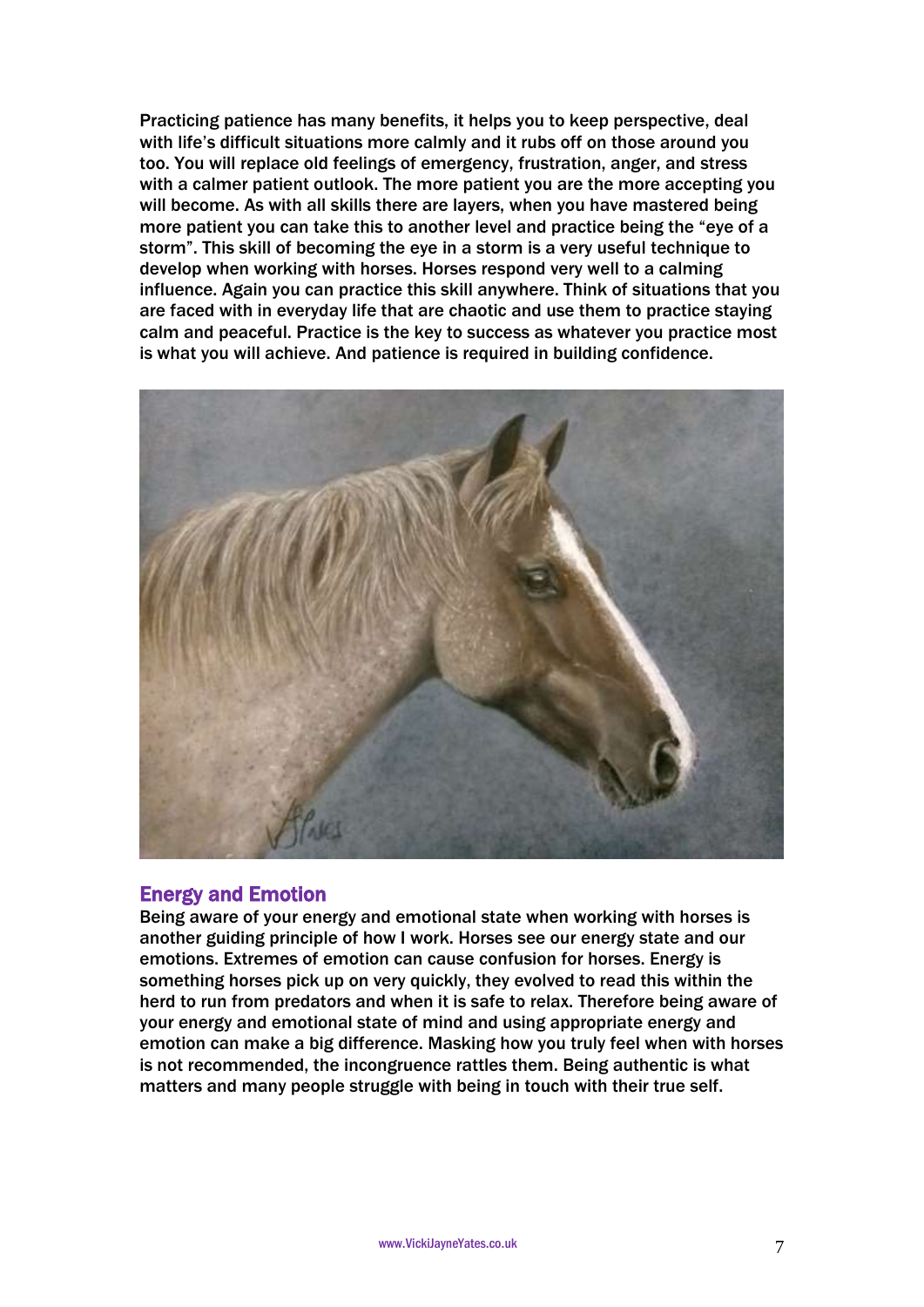Practicing patience has many benefits, it helps you to keep perspective, deal with life's difficult situations more calmly and it rubs off on those around you too. You will replace old feelings of emergency, frustration, anger, and stress with a calmer patient outlook. The more patient you are the more accepting you will become. As with all skills there are layers, when you have mastered being more patient you can take this to another level and practice being the "eye of a storm". This skill of becoming the eye in a storm is a very useful technique to develop when working with horses. Horses respond very well to a calming influence. Again you can practice this skill anywhere. Think of situations that you are faced with in everyday life that are chaotic and use them to practice staying calm and peaceful. Practice is the key to success as whatever you practice most is what you will achieve. And patience is required in building confidence.

## Energy and Emotion

Being aware of your energy and emotional state when working with horses is another guiding principle of how I work. Horses see our energy state and our emotions. Extremes of emotion can cause confusion for horses. Energy is something horses pick up on very quickly, they evolved to read this within the herd to run from predators and when it is safe to relax. Therefore being aware of your energy and emotional state of mind and using appropriate energy and emotion can make a big difference. Masking how you truly feel when with horses is not recommended, the incongruence rattles them. Being authentic is what matters and many people struggle with being in touch with their true self.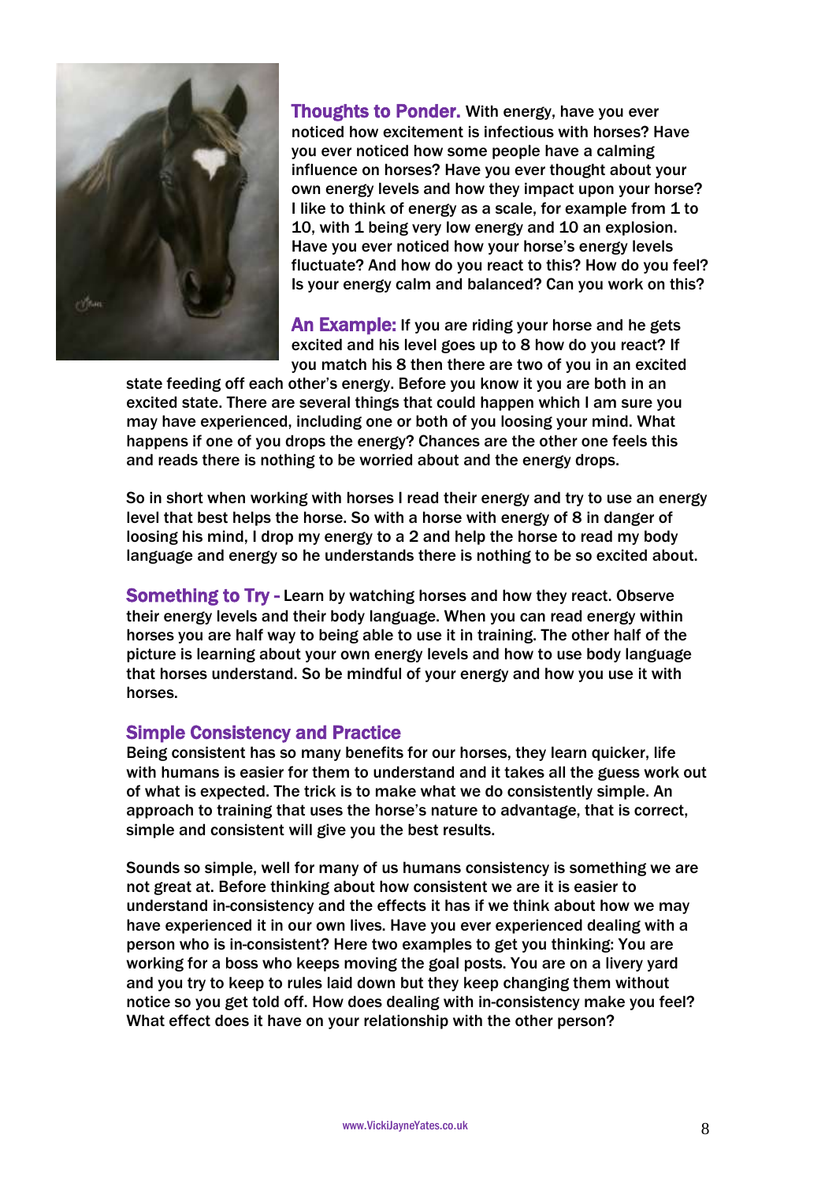**Thoughts to Ponder.** With energy, have you ever noticed how excitement is infectious with horses? Have you ever noticed how some people have a calming influence on horses? Have you ever thought about your own energy levels and how they impact upon your horse? I like to think of energy as a scale, for example from 1 to 10, with 1 being very low energy and 10 an explosion. Have you ever noticed how your horse's energy levels fluctuate? And how do you react to this? How do you feel? Is your energy calm and balanced? Can you work on this?

**An Example:** If you are riding your horse and he gets excited and his level goes up to 8 how do you react? If you match his 8 then there are two of you in an excited state feeding off each other's energy. Before you know it you are both in an excited state. There are several things that could happen which I am sure you may have experienced, including one or both of you loosing your mind. What happens if one of you drops the energy? Chances are the other one feels this and reads there is nothing to be worried about and the energy drops.

So in short when working with horses I read their energy and try to use an energy level that best helps the horse. So with a horse with energy of 8 in danger of loosing his mind, I drop my energy to a 2 and help the horse to read my body language and energy so he understands there is nothing to be so excited about.

**Something to Try -** Learn by watching horses and how they react. Observe their energy levels and their body language. When you can read energy within horses you are half way to being able to use it in training. The other half of the picture is learning about your own energy levels and how to use body language that horses understand. So be mindful of your energy and how you use it with horses.

## Simple Consistency and Practice

Being consistent has so many benefits for our horses, they learn quicker, life with humans is easier for them to understand and it takes all the guess work out of what is expected. The trick is to make what we do consistently simple. An approach to training that uses the horse's nature to advantage, that is correct, simple and consistent will give you the best results.

Sounds so simple, well for many of us humans consistency is something we are not great at. Before thinking about how consistent we are it is easier to understand in-consistency and the effects it has if we think about how we may have experienced it in our own lives. Have you ever experienced dealing with a person who is in-consistent? Here two examples to get you thinking: You are working for a boss who keeps moving the goal posts. You are on a livery yard and you try to keep to rules laid down but they keep changing them without notice so you get told off. How does dealing with in-consistency make you feel? What effect does it have on your relationship with the other person?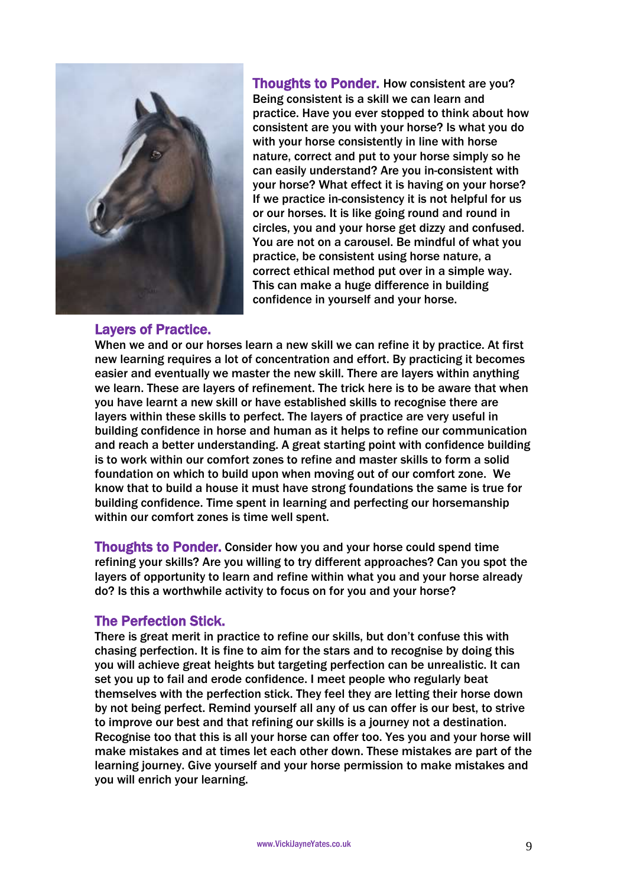**Thoughts to Ponder.** How consistent are you? Being consistent is a skill we can learn and practice. Have you ever stopped to think about how consistent are you with your horse? Is what you do with your horse consistently in line with horse nature, correct and put to your horse simply so he can easily understand? Are you in-consistent with your horse? What effect it is having on your horse? If we practice in-consistency it is not helpful for us or our horses. It is like going round and round in circles, you and your horse get dizzy and confused. You are not on a carousel. Be mindful of what you practice, be consistent using horse nature, a correct ethical method put over in a simple way. This can make a huge difference in building confidence in yourself and your horse.

## Layers of Practice.

When we and or our horses learn a new skill we can refine it by practice. At first new learning requires a lot of concentration and effort. By practicing it becomes easier and eventually we master the new skill. There are layers within anything we learn. These are layers of refinement. The trick here is to be aware that when you have learnt a new skill or have established skills to recognise there are layers within these skills to perfect. The layers of practice are very useful in building confidence in horse and human as it helps to refine our communication and reach a better understanding. A great starting point with confidence building is to work within our comfort zones to refine and master skills to form a solid foundation on which to build upon when moving out of our comfort zone. We know that to build a house it must have strong foundations the same is true for building confidence. Time spent in learning and perfecting our horsemanship within our comfort zones is time well spent.

**Thoughts to Ponder.** Consider how you and your horse could spend time refining your skills? Are you willing to try different approaches? Can you spot the layers of opportunity to learn and refine within what you and your horse already do? Is this a worthwhile activity to focus on for you and your horse?

## The Perfection Stick.

There is great merit in practice to refine our skills, but don't confuse this with chasing perfection. It is fine to aim for the stars and to recognise by doing this you will achieve great heights but targeting perfection can be unrealistic. It can set you up to fail and erode confidence. I meet people who regularly beat themselves with the perfection stick. They feel they are letting their horse down by not being perfect. Remind yourself all any of us can offer is our best, to strive to improve our best and that refining our skills is a journey not a destination. Recognise too that this is all your horse can offer too. Yes you and your horse will make mistakes and at times let each other down. These mistakes are part of the learning journey. Give yourself and your horse permission to make mistakes and you will enrich your learning.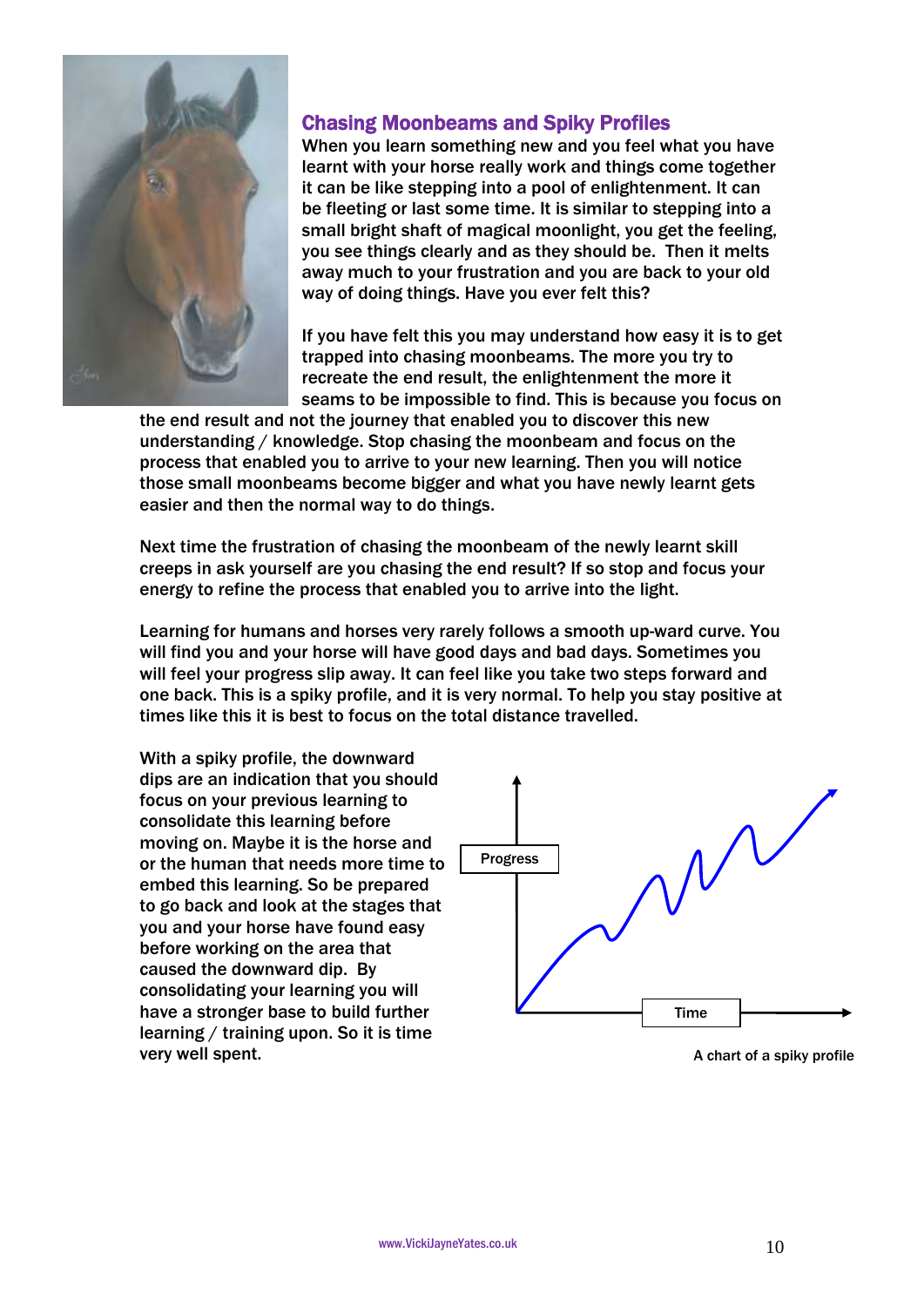## Chasing Moonbeams and Spiky Profiles

When you learn something new and you feel what you have learnt with your horse really work and things come together it can be like stepping into a pool of enlightenment. It can be fleeting or last some time. It is similar to stepping into a small bright shaft of magical moonlight, you get the feeling, you see things clearly and as they should be. Then it melts away much to your frustration and you are back to your old way of doing things. Have you ever felt this?

If you have felt this you may understand how easy it is to get trapped into chasing moonbeams. The more you try to recreate the end result, the enlightenment the more it seams to be impossible to find. This is because you focus on the end result and not the journey that enabled you to discover this new understanding / knowledge. Stop chasing the moonbeam and focus on the process that enabled you to arrive to your new learning. Then you will notice those small moonbeams become bigger and what you have newly learnt gets easier and then the normal way to do things.

Next time the frustration of chasing the moonbeam of the newly learnt skill creeps in ask yourself are you chasing the end result? If so stop and focus your energy to refine the process that enabled you to arrive into the light.

Learning for humans and horses very rarely follows a smooth up-ward curve. You will find you and your horse will have good days and bad days. Sometimes you will feel your progress slip away. It can feel like you take two steps forward and one back. This is a spiky profile, and it is very normal. To help you stay positive at times like this it is best to focus on the total distance travelled.

With a spiky profile, the downward dips are an indication that you should focus on your previous learning to consolidate this learning before moving on. Maybe it is the horse and or the human that needs more time to embed this learning. So be prepared to go back and look at the stages that you and your horse have found easy before working on the area that caused the downward dip. By consolidating your learning you will have a stronger base to build further learning / training upon. So it is time very well spent.

A chart of a spiky profile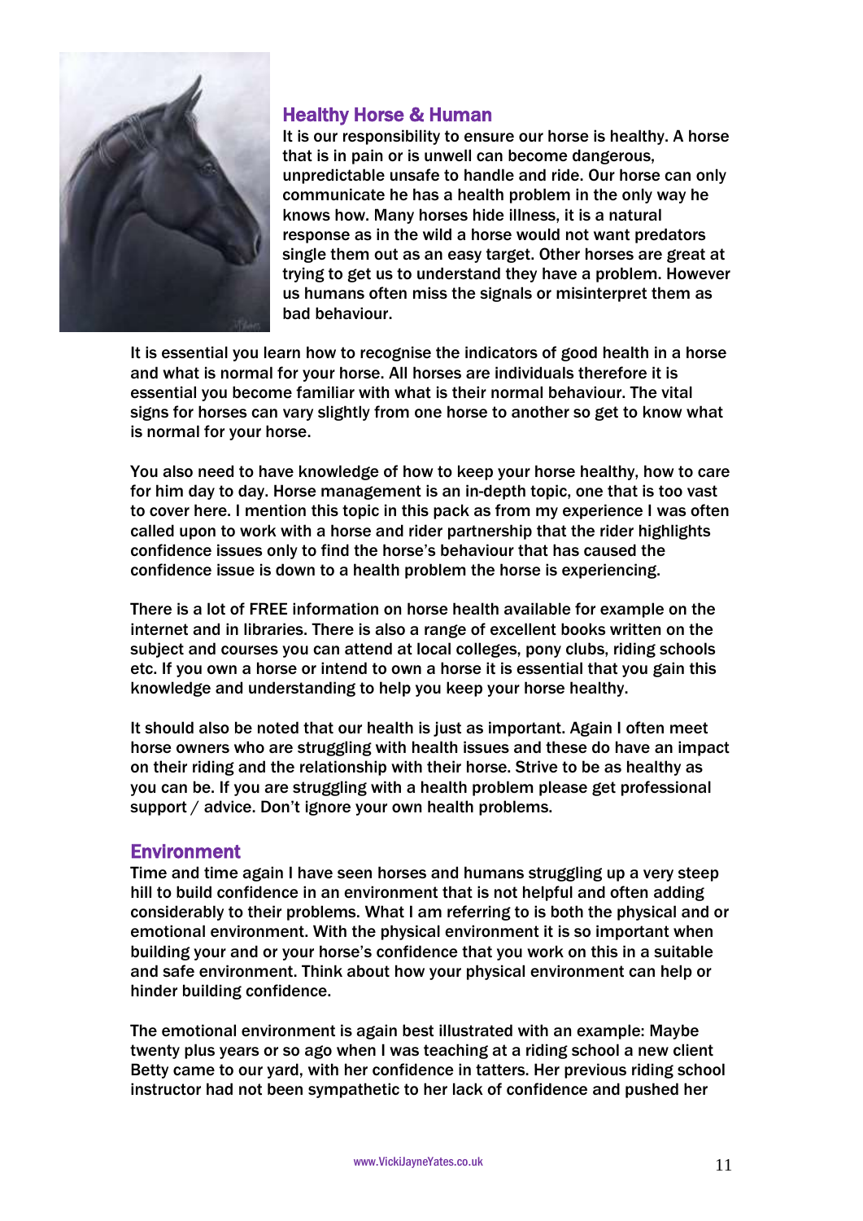## Healthy Horse & Human

It is our responsibility to ensure our horse is healthy. A horse that is in pain or is unwell can become dangerous, unpredictable unsafe to handle and ride. Our horse can only communicate he has a health problem in the only way he knows how. Many horses hide illness, it is a natural response as in the wild a horse would not want predators single them out as an easy target. Other horses are great at trying to get us to understand they have a problem. However us humans often miss the signals or misinterpret them as bad behaviour.

It is essential you learn how to recognise the indicators of good health in a horse and what is normal for your horse. All horses are individuals therefore it is essential you become familiar with what is their normal behaviour. The vital signs for horses can vary slightly from one horse to another so get to know what is normal for your horse.

You also need to have knowledge of how to keep your horse healthy, how to care for him day to day. Horse management is an in-depth topic, one that is too vast to cover here. I mention this topic in this pack as from my experience I was often called upon to work with a horse and rider partnership that the rider highlights confidence issues only to find the horse's behaviour that has caused the confidence issue is down to a health problem the horse is experiencing.

There is a lot of FREE information on horse health available for example on the internet and in libraries. There is also a range of excellent books written on the subject and courses you can attend at local colleges, pony clubs, riding schools etc. If you own a horse or intend to own a horse it is essential that you gain this knowledge and understanding to help you keep your horse healthy.

It should also be noted that our health is just as important. Again I often meet horse owners who are struggling with health issues and these do have an impact on their riding and the relationship with their horse. Strive to be as healthy as you can be. If you are struggling with a health problem please get professional support / advice. Don't ignore your own health problems.

## Environment

Time and time again I have seen horses and humans struggling up a very steep hill to build confidence in an environment that is not helpful and often adding considerably to their problems. What I am referring to is both the physical and or emotional environment. With the physical environment it is so important when building your and or your horse's confidence that you work on this in a suitable and safe environment. Think about how your physical environment can help or hinder building confidence.

The emotional environment is again best illustrated with an example: Maybe twenty plus years or so ago when I was teaching at a riding school a new client Betty came to our yard, with her confidence in tatters. Her previous riding school instructor had not been sympathetic to her lack of confidence and pushed her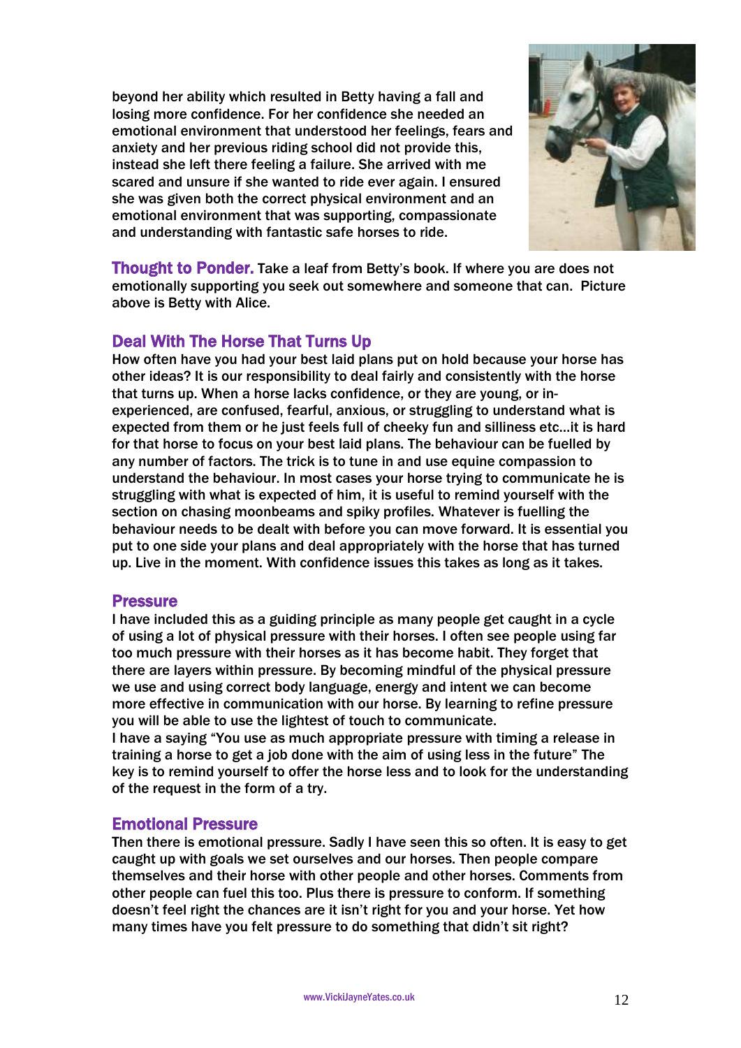beyond her ability which resulted in Betty having a fall and losing more confidence. For her confidence she needed an emotional environment that understood her feelings, fears and anxiety and her previous riding school did not provide this, instead she left there feeling a failure. She arrived with me scared and unsure if she wanted to ride ever again. I ensured she was given both the correct physical environment and an emotional environment that was supporting, compassionate and understanding with fantastic safe horses to ride.

**Thought to Ponder.** Take a leaf from Betty's book. If where you are does not emotionally supporting you seek out somewhere and someone that can. Picture above is Betty with Alice.

## Deal With The Horse That Turns Up

How often have you had your best laid plans put on hold because your horse has other ideas? It is our responsibility to deal fairly and consistently with the horse that turns up. When a horse lacks confidence, or they are young, or in-experienced, are confused, fearful, anxious, or struggling to understand what is expected from them or he just feels full of cheeky fun and silliness etc…it is hard for that horse to focus on your best laid plans. The behaviour can be fuelled by any number of factors. The trick is to tune in and use equine compassion to understand the behaviour. In most cases your horse trying to communicate he is struggling with what is expected of him, it is useful to remind yourself with the section on chasing moonbeams and spiky profiles. Whatever is fuelling the behaviour needs to be dealt with before you can move forward. It is essential you put to one side your plans and deal appropriately with the horse that has turned up. Live in the moment. With confidence issues this takes as long as it takes.

## Pressure

I have included this as a guiding principle as many people get caught in a cycle of using a lot of physical pressure with their horses. I often see people using far too much pressure with their horses as it has become habit. They forget that there are layers within pressure. By becoming mindful of the physical pressure we use and using correct body language, energy and intent we can become more effective in communication with our horse. By learning to refine pressure you will be able to use the lightest of touch to communicate.

I have a saying "You use as much appropriate pressure with timing a release in training a horse to get a job done with the aim of using less in the future" The key is to remind yourself to offer the horse less and to look for the understanding of the request in the form of a try.

## Emotional Pressure

Then there is emotional pressure. Sadly I have seen this so often. It is easy to get caught up with goals we set ourselves and our horses. Then people compare themselves and their horse with other people and other horses. Comments from other people can fuel this too. Plus there is pressure to conform. If something doesn't feel right the chances are it isn't right for you and your horse. Yet how many times have you felt pressure to do something that didn't sit right?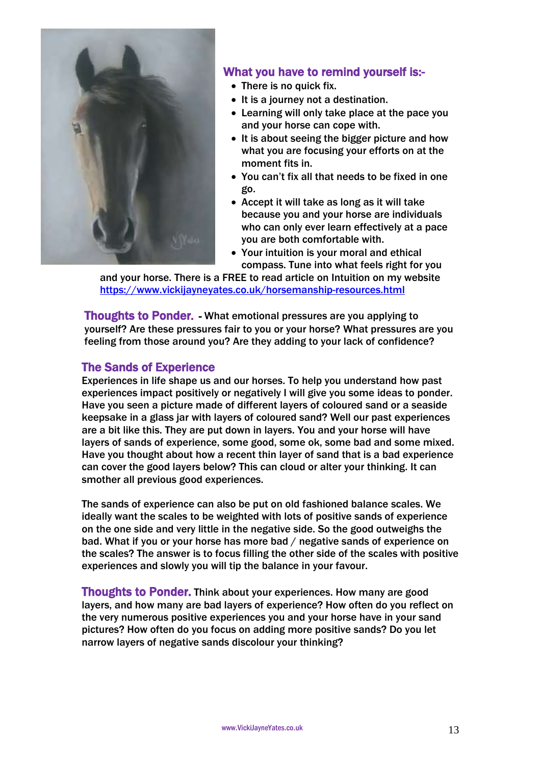### What you have to remind yourself is:-

- There is no quick fix.
- It is a journey not a destination.
- Learning will only take place at the pace you and your horse can cope with.
- It is about seeing the bigger picture and how what you are focusing your efforts on at the moment fits in.
- You can't fix all that needs to be fixed in one go.
- Accept it will take as long as it will take because you and your horse are individuals who can only ever learn effectively at a pace you are both comfortable with.
- Your intuition is your moral and ethical compass. Tune into what feels right for you and your horse. There is a FREE to read article on Intuition on my website https://www.vickijayneyates.co.uk/horsemanship-resources.html

**Thoughts to Ponder.** - What emotional pressures are you applying to yourself? Are these pressures fair to you or your horse? What pressures are you feeling from those around you? Are they adding to your lack of confidence?

### The Sands of Experience

Experiences in life shape us and our horses. To help you understand how past experiences impact positively or negatively I will give you some ideas to ponder. Have you seen a picture made of different layers of coloured sand or a seaside keepsake in a glass jar with layers of coloured sand? Well our past experiences are a bit like this. They are put down in layers. You and your horse will have layers of sands of experience, some good, some ok, some bad and some mixed. Have you thought about how a recent thin layer of sand that is a bad experience can cover the good layers below? This can cloud or alter your thinking. It can smother all previous good experiences.

The sands of experience can also be put on old fashioned balance scales. We ideally want the scales to be weighted with lots of positive sands of experience on the one side and very little in the negative side. So the good outweighs the bad. What if you or your horse has more bad / negative sands of experience on the scales? The answer is to focus filling the other side of the scales with positive experiences and slowly you will tip the balance in your favour.

**Thoughts to Ponder.** Think about your experiences. How many are good layers, and how many are bad layers of experience? How often do you reflect on the very numerous positive experiences you and your horse have in your sand pictures? How often do you focus on adding more positive sands? Do you let narrow layers of negative sands discolour your thinking?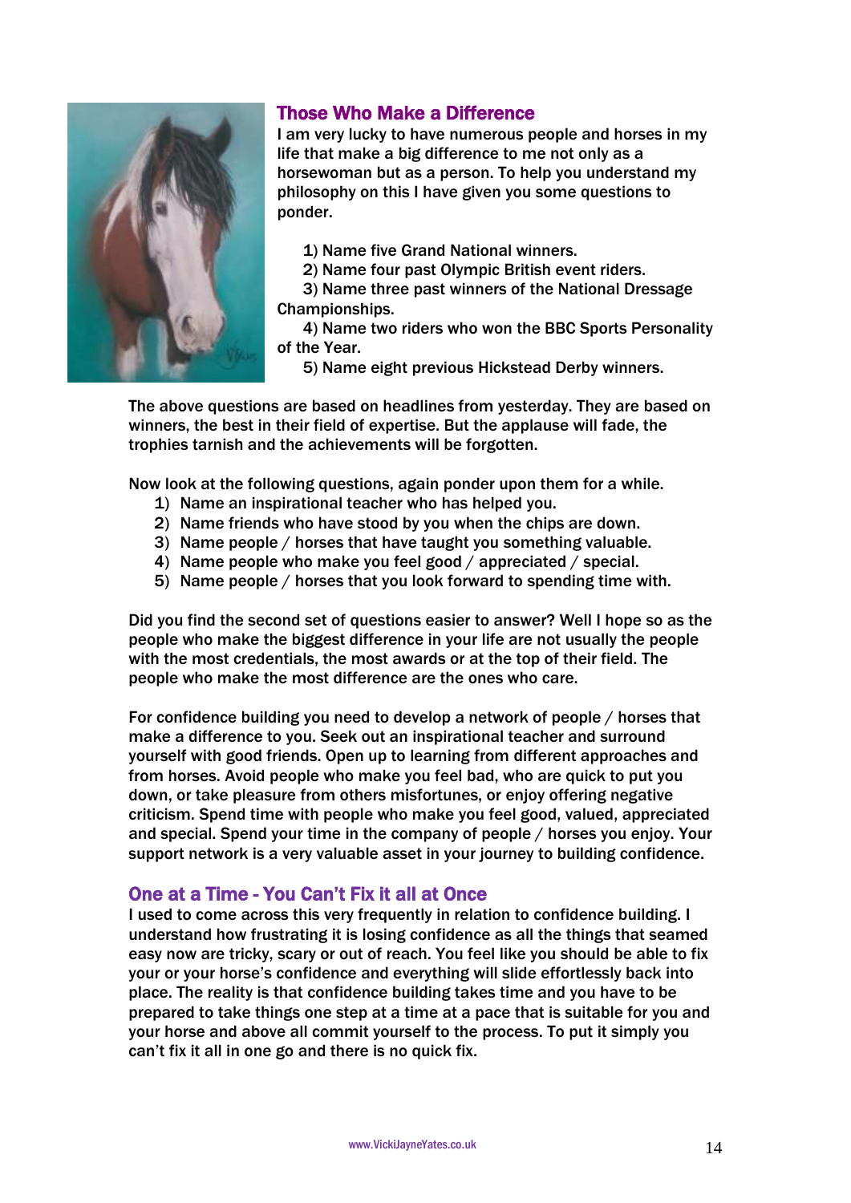## Those Who Make a Difference

I am very lucky to have numerous people and horses in my life that make a big difference to me not only as a horsewoman but as a person. To help you understand my philosophy on this I have given you some questions to ponder.

1) Name five Grand National winners.
2) Name four past Olympic British event riders.
3) Name three past winners of the National Dressage Championships.
4) Name two riders who won the BBC Sports Personality of the Year.
5) Name eight previous Hickstead Derby winners.

The above questions are based on headlines from yesterday. They are based on winners, the best in their field of expertise. But the applause will fade, the trophies tarnish and the achievements will be forgotten.

Now look at the following questions, again ponder upon them for a while.

1) Name an inspirational teacher who has helped you.
2) Name friends who have stood by you when the chips are down.
3) Name people / horses that have taught you something valuable.
4) Name people who make you feel good / appreciated / special.
5) Name people / horses that you look forward to spending time with.

Did you find the second set of questions easier to answer? Well I hope so as the people who make the biggest difference in your life are not usually the people with the most credentials, the most awards or at the top of their field. The people who make the most difference are the ones who care.

For confidence building you need to develop a network of people / horses that make a difference to you. Seek out an inspirational teacher and surround yourself with good friends. Open up to learning from different approaches and from horses. Avoid people who make you feel bad, who are quick to put you down, or take pleasure from others misfortunes, or enjoy offering negative criticism. Spend time with people who make you feel good, valued, appreciated and special. Spend your time in the company of people / horses you enjoy. Your support network is a very valuable asset in your journey to building confidence.

## One at a Time - You Can't Fix it all at Once

I used to come across this very frequently in relation to confidence building. I understand how frustrating it is losing confidence as all the things that seamed easy now are tricky, scary or out of reach. You feel like you should be able to fix your or your horse's confidence and everything will slide effortlessly back into place. The reality is that confidence building takes time and you have to be prepared to take things one step at a time at a pace that is suitable for you and your horse and above all commit yourself to the process. To put it simply you can't fix it all in one go and there is no quick fix.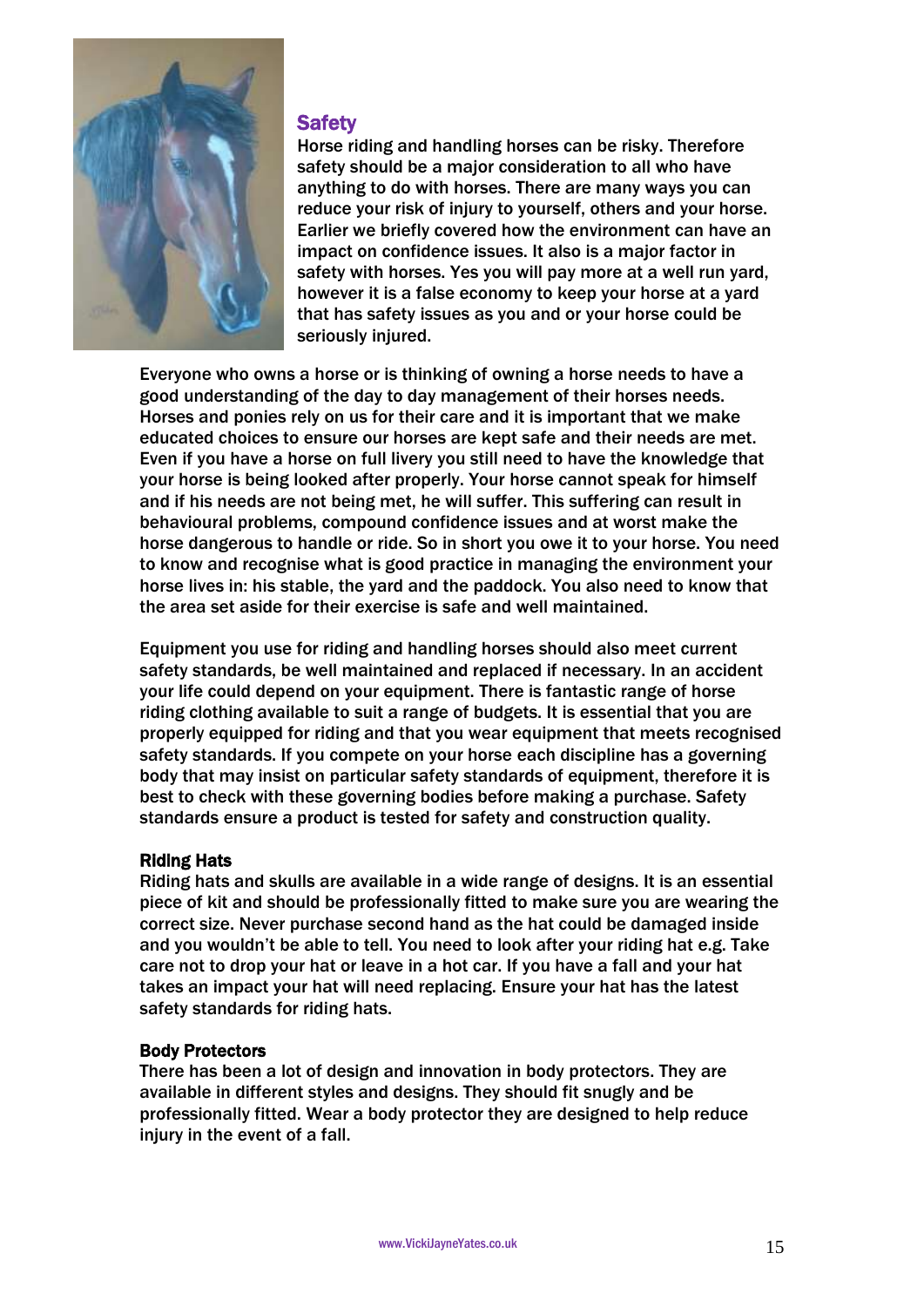## Safety

Horse riding and handling horses can be risky. Therefore safety should be a major consideration to all who have anything to do with horses. There are many ways you can reduce your risk of injury to yourself, others and your horse. Earlier we briefly covered how the environment can have an impact on confidence issues. It also is a major factor in safety with horses. Yes you will pay more at a well run yard, however it is a false economy to keep your horse at a yard that has safety issues as you and or your horse could be seriously injured.

Everyone who owns a horse or is thinking of owning a horse needs to have a good understanding of the day to day management of their horses needs. Horses and ponies rely on us for their care and it is important that we make educated choices to ensure our horses are kept safe and their needs are met. Even if you have a horse on full livery you still need to have the knowledge that your horse is being looked after properly. Your horse cannot speak for himself and if his needs are not being met, he will suffer. This suffering can result in behavioural problems, compound confidence issues and at worst make the horse dangerous to handle or ride. So in short you owe it to your horse. You need to know and recognise what is good practice in managing the environment your horse lives in: his stable, the yard and the paddock. You also need to know that the area set aside for their exercise is safe and well maintained.

Equipment you use for riding and handling horses should also meet current safety standards, be well maintained and replaced if necessary. In an accident your life could depend on your equipment. There is fantastic range of horse riding clothing available to suit a range of budgets. It is essential that you are properly equipped for riding and that you wear equipment that meets recognised safety standards. If you compete on your horse each discipline has a governing body that may insist on particular safety standards of equipment, therefore it is best to check with these governing bodies before making a purchase. Safety standards ensure a product is tested for safety and construction quality.

### Riding Hats

Riding hats and skulls are available in a wide range of designs. It is an essential piece of kit and should be professionally fitted to make sure you are wearing the correct size. Never purchase second hand as the hat could be damaged inside and you wouldn't be able to tell. You need to look after your riding hat e.g. Take care not to drop your hat or leave in a hot car. If you have a fall and your hat takes an impact your hat will need replacing. Ensure your hat has the latest safety standards for riding hats.

### Body Protectors

There has been a lot of design and innovation in body protectors. They are available in different styles and designs. They should fit snugly and be professionally fitted. Wear a body protector they are designed to help reduce injury in the event of a fall.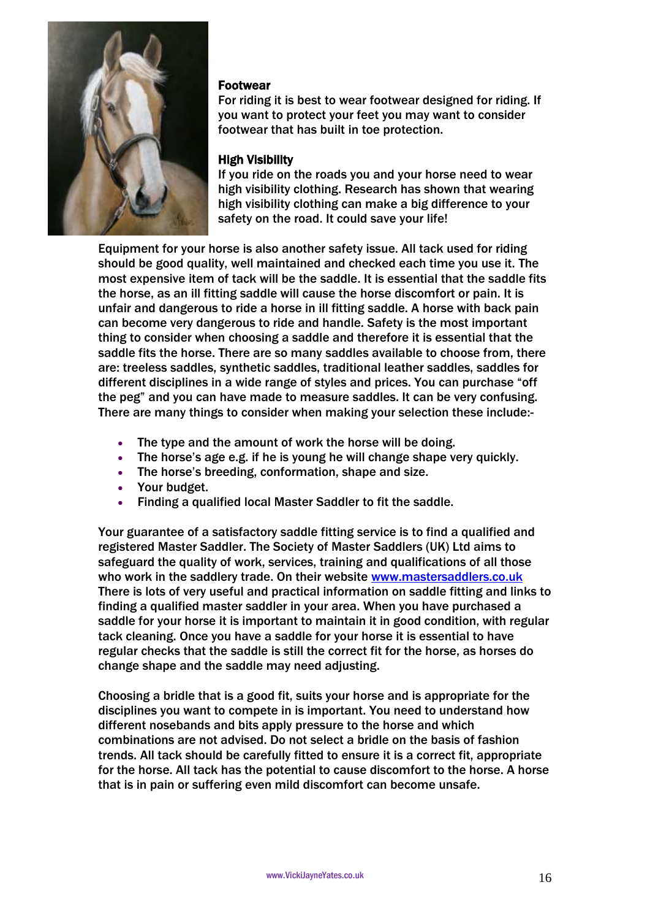**Footwear**

For riding it is best to wear footwear designed for riding. If you want to protect your feet you may want to consider footwear that has built in toe protection.

**High Visibility**

If you ride on the roads you and your horse need to wear high visibility clothing. Research has shown that wearing high visibility clothing can make a big difference to your safety on the road. It could save your life!

Equipment for your horse is also another safety issue. All tack used for riding should be good quality, well maintained and checked each time you use it. The most expensive item of tack will be the saddle. It is essential that the saddle fits the horse, as an ill fitting saddle will cause the horse discomfort or pain. It is unfair and dangerous to ride a horse in ill fitting saddle. A horse with back pain can become very dangerous to ride and handle. Safety is the most important thing to consider when choosing a saddle and therefore it is essential that the saddle fits the horse. There are so many saddles available to choose from, there are: treeless saddles, synthetic saddles, traditional leather saddles, saddles for different disciplines in a wide range of styles and prices. You can purchase "off the peg" and you can have made to measure saddles. It can be very confusing. There are many things to consider when making your selection these include:-

- The type and the amount of work the horse will be doing.
- The horse's age e.g. if he is young he will change shape very quickly.
- The horse's breeding, conformation, shape and size.
- Your budget.
- Finding a qualified local Master Saddler to fit the saddle.

Your guarantee of a satisfactory saddle fitting service is to find a qualified and registered Master Saddler. The Society of Master Saddlers (UK) Ltd aims to safeguard the quality of work, services, training and qualifications of all those who work in the saddlery trade. On their website [www.mastersaddlers.co.uk](http://www.mastersaddlers.co.uk) There is lots of very useful and practical information on saddle fitting and links to finding a qualified master saddler in your area. When you have purchased a saddle for your horse it is important to maintain it in good condition, with regular tack cleaning. Once you have a saddle for your horse it is essential to have regular checks that the saddle is still the correct fit for the horse, as horses do change shape and the saddle may need adjusting.

Choosing a bridle that is a good fit, suits your horse and is appropriate for the disciplines you want to compete in is important. You need to understand how different nosebands and bits apply pressure to the horse and which combinations are not advised. Do not select a bridle on the basis of fashion trends. All tack should be carefully fitted to ensure it is a correct fit, appropriate for the horse. All tack has the potential to cause discomfort to the horse. A horse that is in pain or suffering even mild discomfort can become unsafe.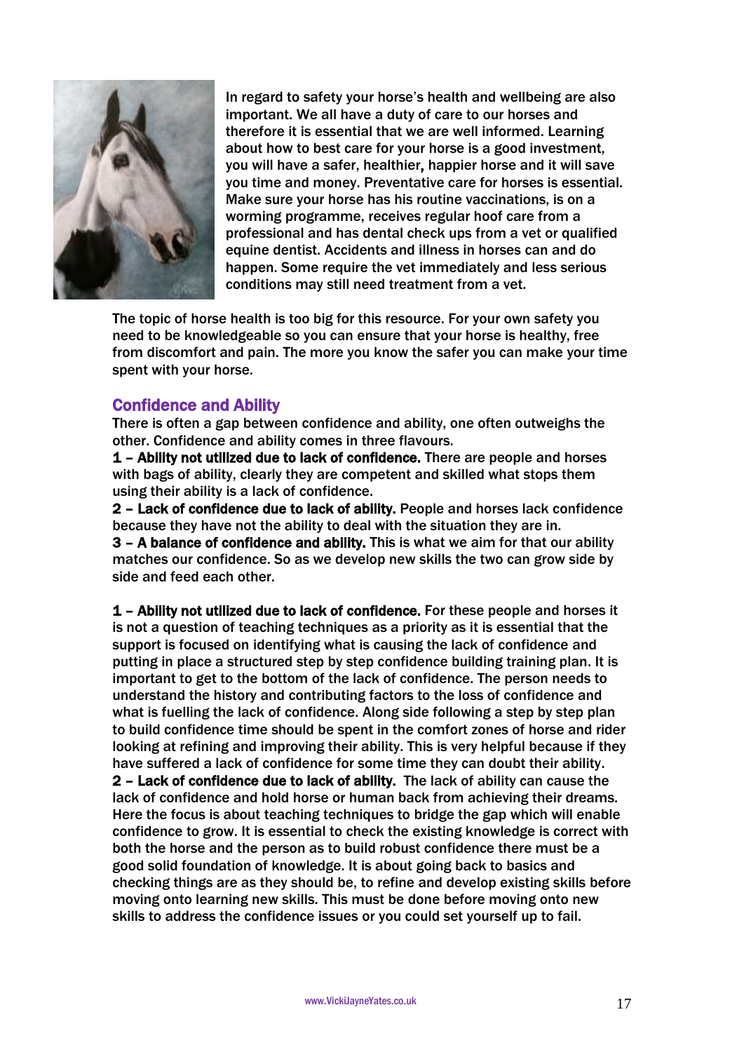In regard to safety your horse's health and wellbeing are also important. We all have a duty of care to our horses and therefore it is essential that we are well informed. Learning about how to best care for your horse is a good investment, you will have a safer, healthier, happier horse and it will save you time and money. Preventative care for horses is essential. Make sure your horse has his routine vaccinations, is on a worming programme, receives regular hoof care from a professional and has dental check ups from a vet or qualified equine dentist. Accidents and illness in horses can and do happen. Some require the vet immediately and less serious conditions may still need treatment from a vet.

The topic of horse health is too big for this resource. For your own safety you need to be knowledgeable so you can ensure that your horse is healthy, free from discomfort and pain. The more you know the safer you can make your time spent with your horse.

## Confidence and Ability

There is often a gap between confidence and ability, one often outweighs the other. Confidence and ability comes in three flavours.

**1 – Ability not utilized due to lack of confidence.** There are people and horses with bags of ability, clearly they are competent and skilled what stops them using their ability is a lack of confidence.

**2 – Lack of confidence due to lack of ability.** People and horses lack confidence because they have not the ability to deal with the situation they are in.

**3 – A balance of confidence and ability.** This is what we aim for that our ability matches our confidence. So as we develop new skills the two can grow side by side and feed each other.

**1 – Ability not utilized due to lack of confidence.** For these people and horses it is not a question of teaching techniques as a priority as it is essential that the support is focused on identifying what is causing the lack of confidence and putting in place a structured step by step confidence building training plan. It is important to get to the bottom of the lack of confidence. The person needs to understand the history and contributing factors to the loss of confidence and what is fuelling the lack of confidence. Along side following a step by step plan to build confidence time should be spent in the comfort zones of horse and rider looking at refining and improving their ability. This is very helpful because if they have suffered a lack of confidence for some time they can doubt their ability.

**2 – Lack of confidence due to lack of ability.** The lack of ability can cause the lack of confidence and hold horse or human back from achieving their dreams. Here the focus is about teaching techniques to bridge the gap which will enable confidence to grow. It is essential to check the existing knowledge is correct with both the horse and the person as to build robust confidence there must be a good solid foundation of knowledge. It is about going back to basics and checking things are as they should be, to refine and develop existing skills before moving onto learning new skills. This must be done before moving onto new skills to address the confidence issues or you could set yourself up to fail.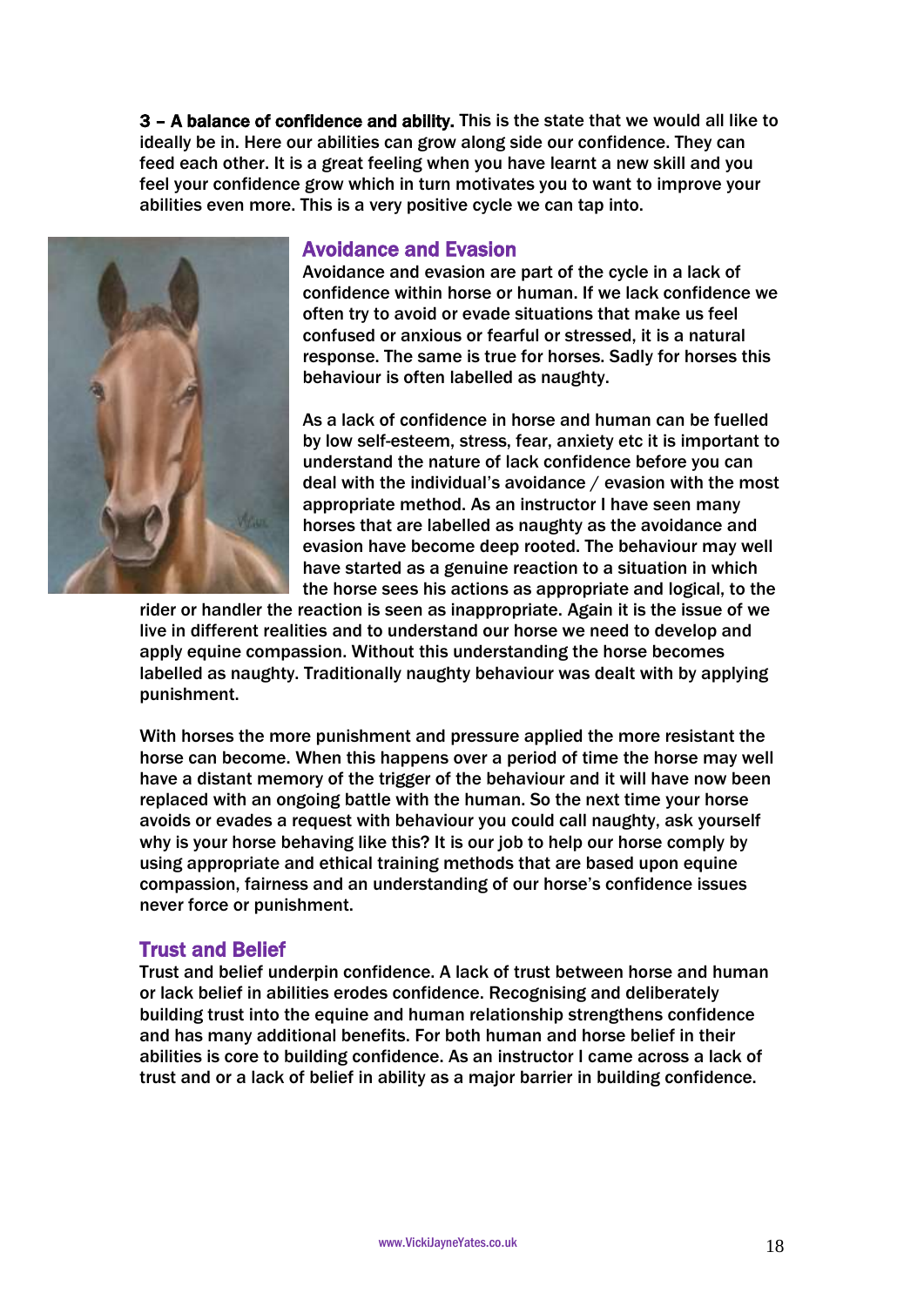**3 – A balance of confidence and ability.** This is the state that we would all like to ideally be in. Here our abilities can grow along side our confidence. They can feed each other. It is a great feeling when you have learnt a new skill and you feel your confidence grow which in turn motivates you to want to improve your abilities even more. This is a very positive cycle we can tap into.

## Avoidance and Evasion

Avoidance and evasion are part of the cycle in a lack of confidence within horse or human. If we lack confidence we often try to avoid or evade situations that make us feel confused or anxious or fearful or stressed, it is a natural response. The same is true for horses. Sadly for horses this behaviour is often labelled as naughty.

As a lack of confidence in horse and human can be fuelled by low self-esteem, stress, fear, anxiety etc it is important to understand the nature of lack confidence before you can deal with the individual's avoidance / evasion with the most appropriate method. As an instructor I have seen many horses that are labelled as naughty as the avoidance and evasion have become deep rooted. The behaviour may well have started as a genuine reaction to a situation in which the horse sees his actions as appropriate and logical, to the rider or handler the reaction is seen as inappropriate. Again it is the issue of we live in different realities and to understand our horse we need to develop and apply equine compassion. Without this understanding the horse becomes labelled as naughty. Traditionally naughty behaviour was dealt with by applying punishment.

With horses the more punishment and pressure applied the more resistant the horse can become. When this happens over a period of time the horse may well have a distant memory of the trigger of the behaviour and it will have now been replaced with an ongoing battle with the human. So the next time your horse avoids or evades a request with behaviour you could call naughty, ask yourself why is your horse behaving like this? It is our job to help our horse comply by using appropriate and ethical training methods that are based upon equine compassion, fairness and an understanding of our horse's confidence issues never force or punishment.

## Trust and Belief

Trust and belief underpin confidence. A lack of trust between horse and human or lack belief in abilities erodes confidence. Recognising and deliberately building trust into the equine and human relationship strengthens confidence and has many additional benefits. For both human and horse belief in their abilities is core to building confidence. As an instructor I came across a lack of trust and or a lack of belief in ability as a major barrier in building confidence.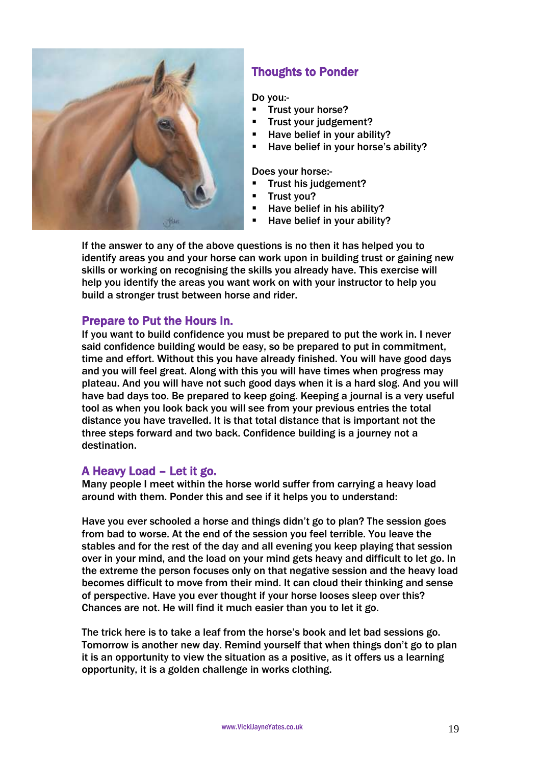## Thoughts to Ponder

Do you:-

- Trust your horse?
- Trust your judgement?
- Have belief in your ability?
- Have belief in your horse's ability?

Does your horse:-

- Trust his judgement?
- Trust you?
- Have belief in his ability?
- Have belief in your ability?

If the answer to any of the above questions is no then it has helped you to identify areas you and your horse can work upon in building trust or gaining new skills or working on recognising the skills you already have. This exercise will help you identify the areas you want work on with your instructor to help you build a stronger trust between horse and rider.

## Prepare to Put the Hours In.

If you want to build confidence you must be prepared to put the work in. I never said confidence building would be easy, so be prepared to put in commitment, time and effort. Without this you have already finished. You will have good days and you will feel great. Along with this you will have times when progress may plateau. And you will have not such good days when it is a hard slog. And you will have bad days too. Be prepared to keep going. Keeping a journal is a very useful tool as when you look back you will see from your previous entries the total distance you have travelled. It is that total distance that is important not the three steps forward and two back. Confidence building is a journey not a destination.

## A Heavy Load – Let it go.

Many people I meet within the horse world suffer from carrying a heavy load around with them. Ponder this and see if it helps you to understand:

Have you ever schooled a horse and things didn't go to plan? The session goes from bad to worse. At the end of the session you feel terrible. You leave the stables and for the rest of the day and all evening you keep playing that session over in your mind, and the load on your mind gets heavy and difficult to let go. In the extreme the person focuses only on that negative session and the heavy load becomes difficult to move from their mind. It can cloud their thinking and sense of perspective. Have you ever thought if your horse looses sleep over this? Chances are not. He will find it much easier than you to let it go.

The trick here is to take a leaf from the horse's book and let bad sessions go. Tomorrow is another new day. Remind yourself that when things don't go to plan it is an opportunity to view the situation as a positive, as it offers us a learning opportunity, it is a golden challenge in works clothing.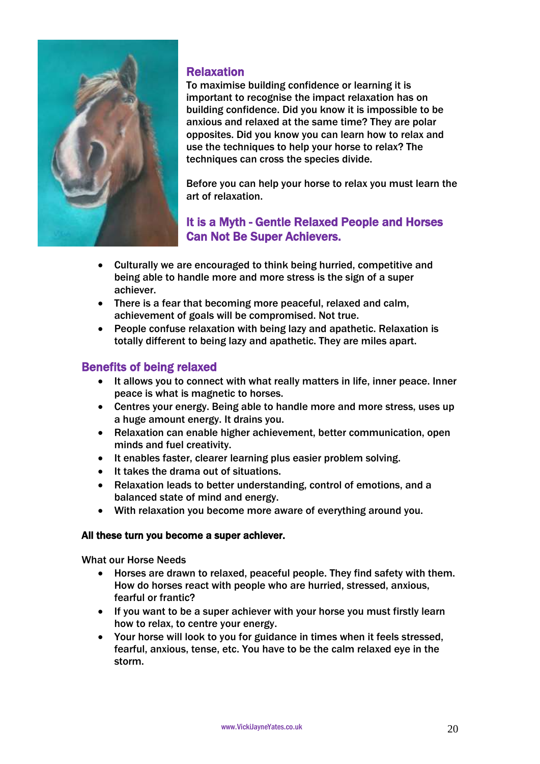## Relaxation

To maximise building confidence or learning it is important to recognise the impact relaxation has on building confidence. Did you know it is impossible to be anxious and relaxed at the same time? They are polar opposites. Did you know you can learn how to relax and use the techniques to help your horse to relax? The techniques can cross the species divide.

Before you can help your horse to relax you must learn the art of relaxation.

## It is a Myth - Gentle Relaxed People and Horses Can Not Be Super Achievers.

- Culturally we are encouraged to think being hurried, competitive and being able to handle more and more stress is the sign of a super achiever.
- There is a fear that becoming more peaceful, relaxed and calm, achievement of goals will be compromised. Not true.
- People confuse relaxation with being lazy and apathetic. Relaxation is totally different to being lazy and apathetic. They are miles apart.

## Benefits of being relaxed

- It allows you to connect with what really matters in life, inner peace. Inner peace is what is magnetic to horses.
- Centres your energy. Being able to handle more and more stress, uses up a huge amount energy. It drains you.
- Relaxation can enable higher achievement, better communication, open minds and fuel creativity.
- It enables faster, clearer learning plus easier problem solving.
- It takes the drama out of situations.
- Relaxation leads to better understanding, control of emotions, and a balanced state of mind and energy.
- With relaxation you become more aware of everything around you.

**All these turn you become a super achiever.**

What our Horse Needs

- Horses are drawn to relaxed, peaceful people. They find safety with them. How do horses react with people who are hurried, stressed, anxious, fearful or frantic?
- If you want to be a super achiever with your horse you must firstly learn how to relax, to centre your energy.
- Your horse will look to you for guidance in times when it feels stressed, fearful, anxious, tense, etc. You have to be the calm relaxed eye in the storm.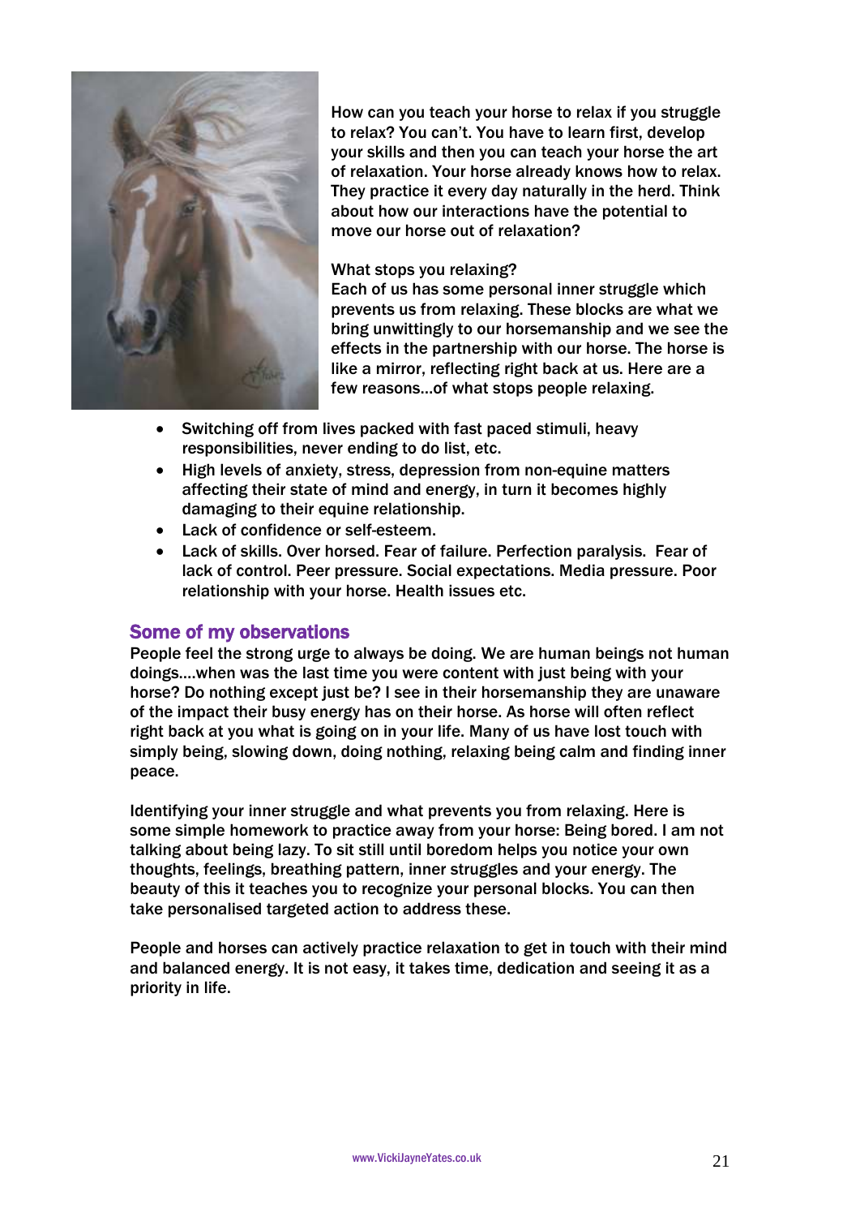How can you teach your horse to relax if you struggle to relax? You can't. You have to learn first, develop your skills and then you can teach your horse the art of relaxation. Your horse already knows how to relax. They practice it every day naturally in the herd. Think about how our interactions have the potential to move our horse out of relaxation?

What stops you relaxing?
Each of us has some personal inner struggle which prevents us from relaxing. These blocks are what we bring unwittingly to our horsemanship and we see the effects in the partnership with our horse. The horse is like a mirror, reflecting right back at us. Here are a few reasons…of what stops people relaxing.

- Switching off from lives packed with fast paced stimuli, heavy responsibilities, never ending to do list, etc.
- High levels of anxiety, stress, depression from non-equine matters affecting their state of mind and energy, in turn it becomes highly damaging to their equine relationship.
- Lack of confidence or self-esteem.
- Lack of skills. Over horsed. Fear of failure. Perfection paralysis. Fear of lack of control. Peer pressure. Social expectations. Media pressure. Poor relationship with your horse. Health issues etc.

## Some of my observations

People feel the strong urge to always be doing. We are human beings not human doings….when was the last time you were content with just being with your horse? Do nothing except just be? I see in their horsemanship they are unaware of the impact their busy energy has on their horse. As horse will often reflect right back at you what is going on in your life. Many of us have lost touch with simply being, slowing down, doing nothing, relaxing being calm and finding inner peace.

Identifying your inner struggle and what prevents you from relaxing. Here is some simple homework to practice away from your horse: Being bored. I am not talking about being lazy. To sit still until boredom helps you notice your own thoughts, feelings, breathing pattern, inner struggles and your energy. The beauty of this it teaches you to recognize your personal blocks. You can then take personalised targeted action to address these.

People and horses can actively practice relaxation to get in touch with their mind and balanced energy. It is not easy, it takes time, dedication and seeing it as a priority in life.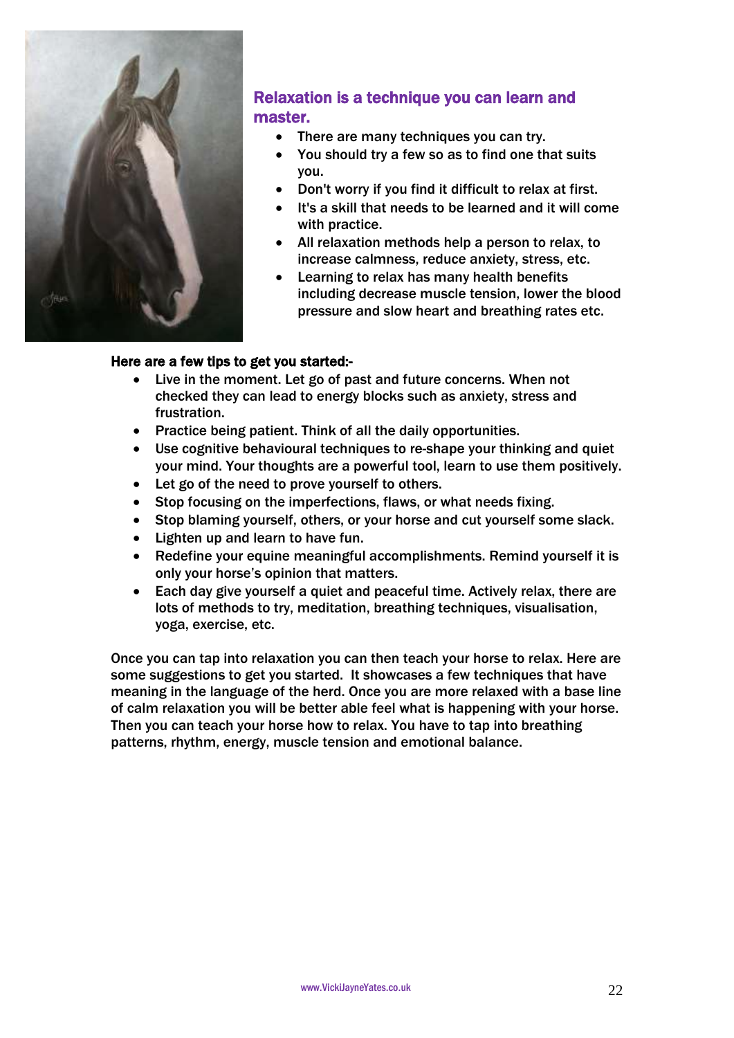## Relaxation is a technique you can learn and master.

- There are many techniques you can try.
- You should try a few so as to find one that suits you.
- Don't worry if you find it difficult to relax at first.
- It's a skill that needs to be learned and it will come with practice.
- All relaxation methods help a person to relax, to increase calmness, reduce anxiety, stress, etc.
- Learning to relax has many health benefits including decrease muscle tension, lower the blood pressure and slow heart and breathing rates etc.

**Here are a few tips to get you started:-**

- Live in the moment. Let go of past and future concerns. When not checked they can lead to energy blocks such as anxiety, stress and frustration.
- Practice being patient. Think of all the daily opportunities.
- Use cognitive behavioural techniques to re-shape your thinking and quiet your mind. Your thoughts are a powerful tool, learn to use them positively.
- Let go of the need to prove yourself to others.
- Stop focusing on the imperfections, flaws, or what needs fixing.
- Stop blaming yourself, others, or your horse and cut yourself some slack.
- Lighten up and learn to have fun.
- Redefine your equine meaningful accomplishments. Remind yourself it is only your horse's opinion that matters.
- Each day give yourself a quiet and peaceful time. Actively relax, there are lots of methods to try, meditation, breathing techniques, visualisation, yoga, exercise, etc.

Once you can tap into relaxation you can then teach your horse to relax. Here are some suggestions to get you started. It showcases a few techniques that have meaning in the language of the herd. Once you are more relaxed with a base line of calm relaxation you will be better able feel what is happening with your horse. Then you can teach your horse how to relax. You have to tap into breathing patterns, rhythm, energy, muscle tension and emotional balance.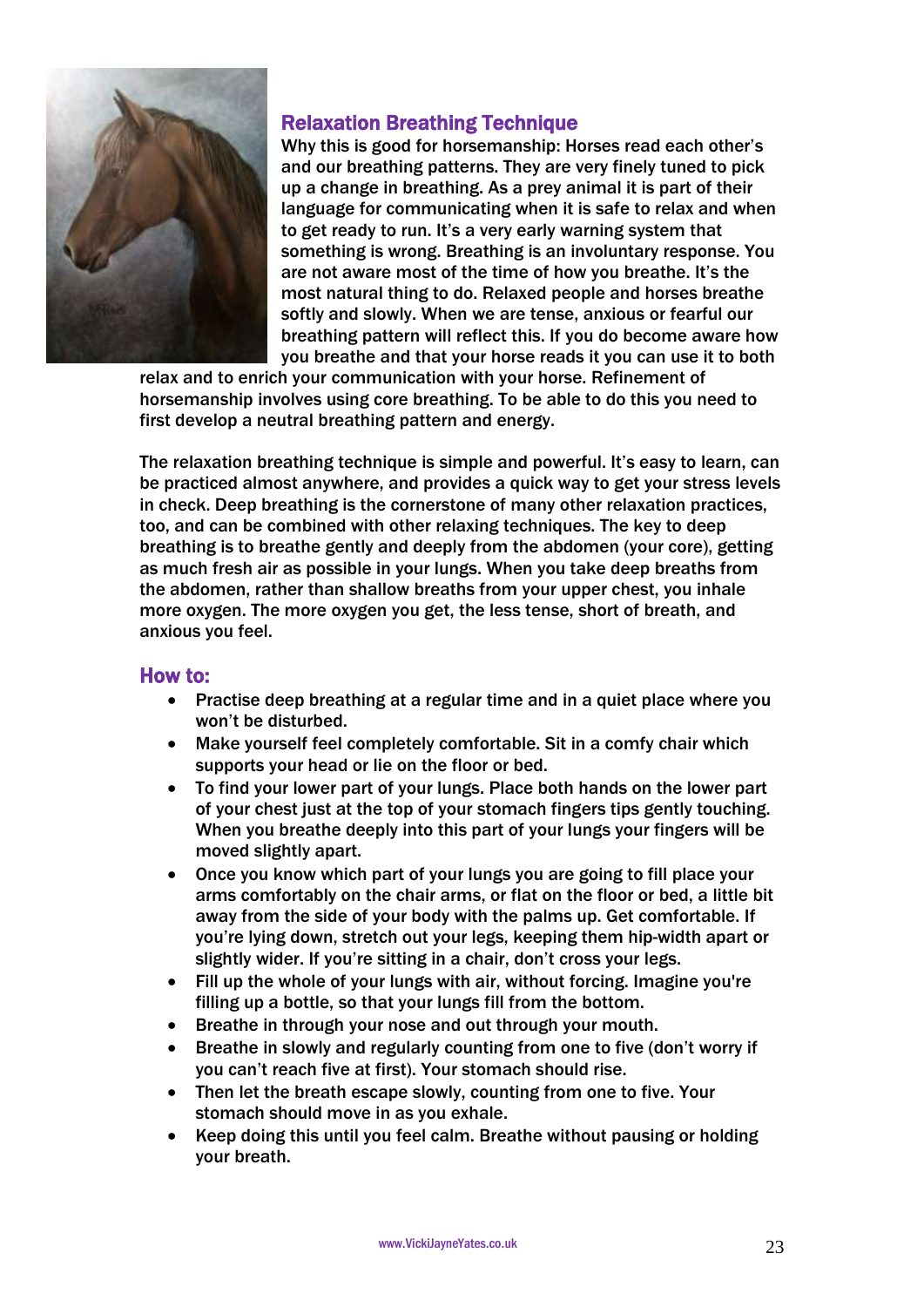## Relaxation Breathing Technique

Why this is good for horsemanship: Horses read each other's and our breathing patterns. They are very finely tuned to pick up a change in breathing. As a prey animal it is part of their language for communicating when it is safe to relax and when to get ready to run. It's a very early warning system that something is wrong. Breathing is an involuntary response. You are not aware most of the time of how you breathe. It's the most natural thing to do. Relaxed people and horses breathe softly and slowly. When we are tense, anxious or fearful our breathing pattern will reflect this. If you do become aware how you breathe and that your horse reads it you can use it to both relax and to enrich your communication with your horse. Refinement of horsemanship involves using core breathing. To be able to do this you need to first develop a neutral breathing pattern and energy.

The relaxation breathing technique is simple and powerful. It's easy to learn, can be practiced almost anywhere, and provides a quick way to get your stress levels in check. Deep breathing is the cornerstone of many other relaxation practices, too, and can be combined with other relaxing techniques. The key to deep breathing is to breathe gently and deeply from the abdomen (your core), getting as much fresh air as possible in your lungs. When you take deep breaths from the abdomen, rather than shallow breaths from your upper chest, you inhale more oxygen. The more oxygen you get, the less tense, short of breath, and anxious you feel.

## How to:

- Practise deep breathing at a regular time and in a quiet place where you won't be disturbed.
- Make yourself feel completely comfortable. Sit in a comfy chair which supports your head or lie on the floor or bed.
- To find your lower part of your lungs. Place both hands on the lower part of your chest just at the top of your stomach fingers tips gently touching. When you breathe deeply into this part of your lungs your fingers will be moved slightly apart.
- Once you know which part of your lungs you are going to fill place your arms comfortably on the chair arms, or flat on the floor or bed, a little bit away from the side of your body with the palms up. Get comfortable. If you're lying down, stretch out your legs, keeping them hip-width apart or slightly wider. If you're sitting in a chair, don't cross your legs.
- Fill up the whole of your lungs with air, without forcing. Imagine you're filling up a bottle, so that your lungs fill from the bottom.
- Breathe in through your nose and out through your mouth.
- Breathe in slowly and regularly counting from one to five (don't worry if you can't reach five at first). Your stomach should rise.
- Then let the breath escape slowly, counting from one to five. Your stomach should move in as you exhale.
- Keep doing this until you feel calm. Breathe without pausing or holding your breath.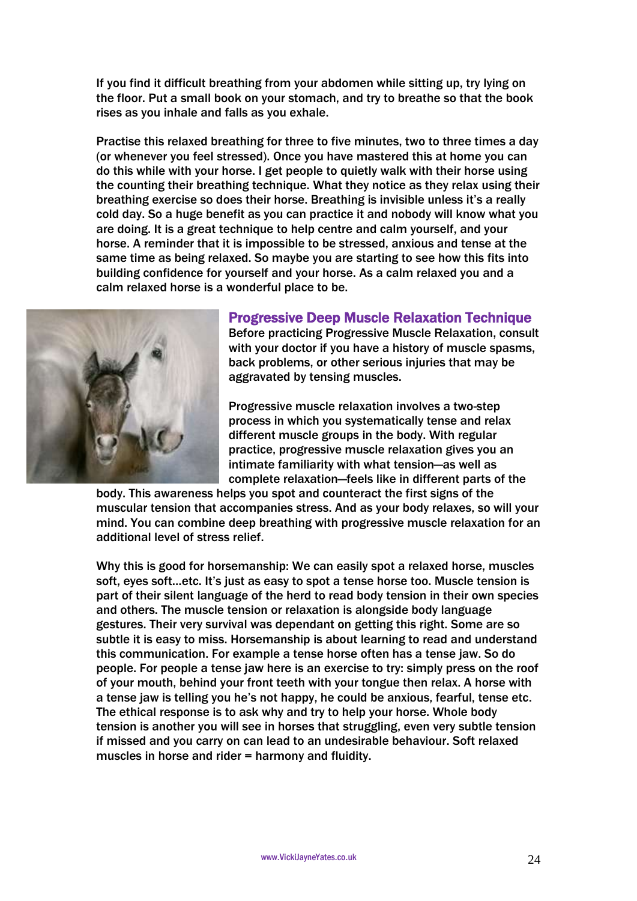If you find it difficult breathing from your abdomen while sitting up, try lying on the floor. Put a small book on your stomach, and try to breathe so that the book rises as you inhale and falls as you exhale.

Practise this relaxed breathing for three to five minutes, two to three times a day (or whenever you feel stressed). Once you have mastered this at home you can do this while with your horse. I get people to quietly walk with their horse using the counting their breathing technique. What they notice as they relax using their breathing exercise so does their horse. Breathing is invisible unless it's a really cold day. So a huge benefit as you can practice it and nobody will know what you are doing. It is a great technique to help centre and calm yourself, and your horse. A reminder that it is impossible to be stressed, anxious and tense at the same time as being relaxed. So maybe you are starting to see how this fits into building confidence for yourself and your horse. As a calm relaxed you and a calm relaxed horse is a wonderful place to be.

## Progressive Deep Muscle Relaxation Technique

Before practicing Progressive Muscle Relaxation, consult with your doctor if you have a history of muscle spasms, back problems, or other serious injuries that may be aggravated by tensing muscles.

Progressive muscle relaxation involves a two-step process in which you systematically tense and relax different muscle groups in the body. With regular practice, progressive muscle relaxation gives you an intimate familiarity with what tension—as well as complete relaxation—feels like in different parts of the body. This awareness helps you spot and counteract the first signs of the muscular tension that accompanies stress. And as your body relaxes, so will your mind. You can combine deep breathing with progressive muscle relaxation for an additional level of stress relief.

Why this is good for horsemanship: We can easily spot a relaxed horse, muscles soft, eyes soft…etc. It's just as easy to spot a tense horse too. Muscle tension is part of their silent language of the herd to read body tension in their own species and others. The muscle tension or relaxation is alongside body language gestures. Their very survival was dependant on getting this right. Some are so subtle it is easy to miss. Horsemanship is about learning to read and understand this communication. For example a tense horse often has a tense jaw. So do people. For people a tense jaw here is an exercise to try: simply press on the roof of your mouth, behind your front teeth with your tongue then relax. A horse with a tense jaw is telling you he's not happy, he could be anxious, fearful, tense etc. The ethical response is to ask why and try to help your horse. Whole body tension is another you will see in horses that struggling, even very subtle tension if missed and you carry on can lead to an undesirable behaviour. Soft relaxed muscles in horse and rider = harmony and fluidity.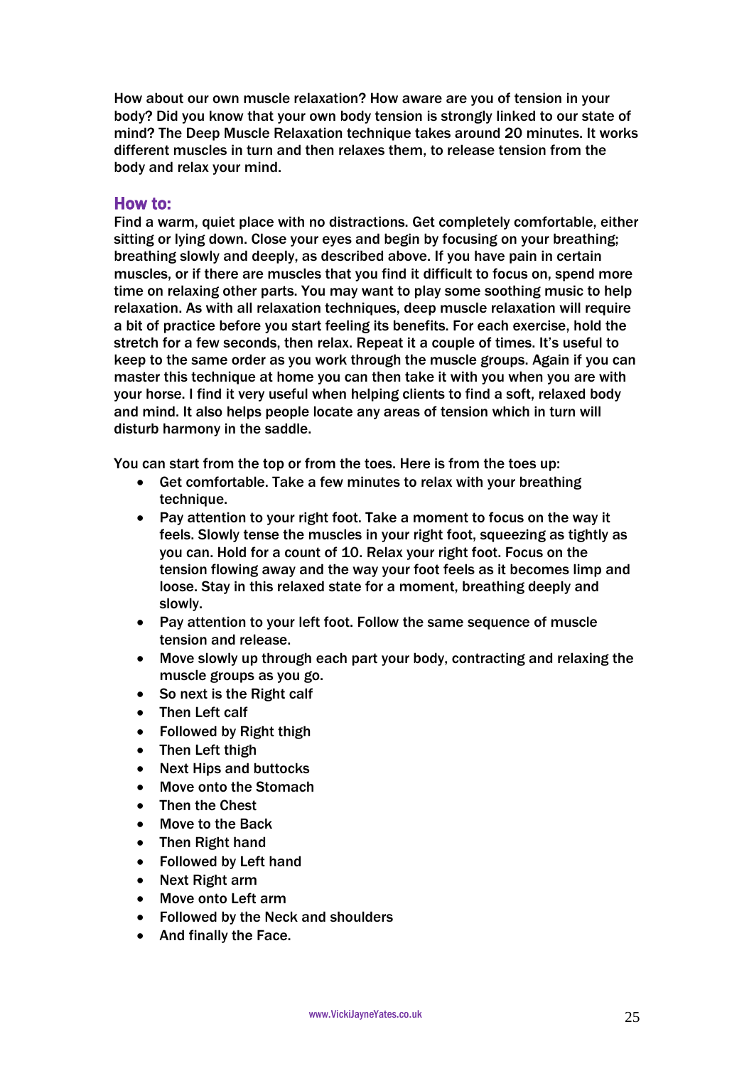How about our own muscle relaxation? How aware are you of tension in your body? Did you know that your own body tension is strongly linked to our state of mind? The Deep Muscle Relaxation technique takes around 20 minutes. It works different muscles in turn and then relaxes them, to release tension from the body and relax your mind.

## How to:

Find a warm, quiet place with no distractions. Get completely comfortable, either sitting or lying down. Close your eyes and begin by focusing on your breathing; breathing slowly and deeply, as described above. If you have pain in certain muscles, or if there are muscles that you find it difficult to focus on, spend more time on relaxing other parts. You may want to play some soothing music to help relaxation. As with all relaxation techniques, deep muscle relaxation will require a bit of practice before you start feeling its benefits. For each exercise, hold the stretch for a few seconds, then relax. Repeat it a couple of times. It's useful to keep to the same order as you work through the muscle groups. Again if you can master this technique at home you can then take it with you when you are with your horse. I find it very useful when helping clients to find a soft, relaxed body and mind. It also helps people locate any areas of tension which in turn will disturb harmony in the saddle.

You can start from the top or from the toes. Here is from the toes up:

- Get comfortable. Take a few minutes to relax with your breathing technique.
- Pay attention to your right foot. Take a moment to focus on the way it feels. Slowly tense the muscles in your right foot, squeezing as tightly as you can. Hold for a count of 10. Relax your right foot. Focus on the tension flowing away and the way your foot feels as it becomes limp and loose. Stay in this relaxed state for a moment, breathing deeply and slowly.
- Pay attention to your left foot. Follow the same sequence of muscle tension and release.
- Move slowly up through each part your body, contracting and relaxing the muscle groups as you go.
- So next is the Right calf
- Then Left calf
- Followed by Right thigh
- Then Left thigh
- Next Hips and buttocks
- Move onto the Stomach
- Then the Chest
- Move to the Back
- Then Right hand
- Followed by Left hand
- Next Right arm
- Move onto Left arm
- Followed by the Neck and shoulders
- And finally the Face.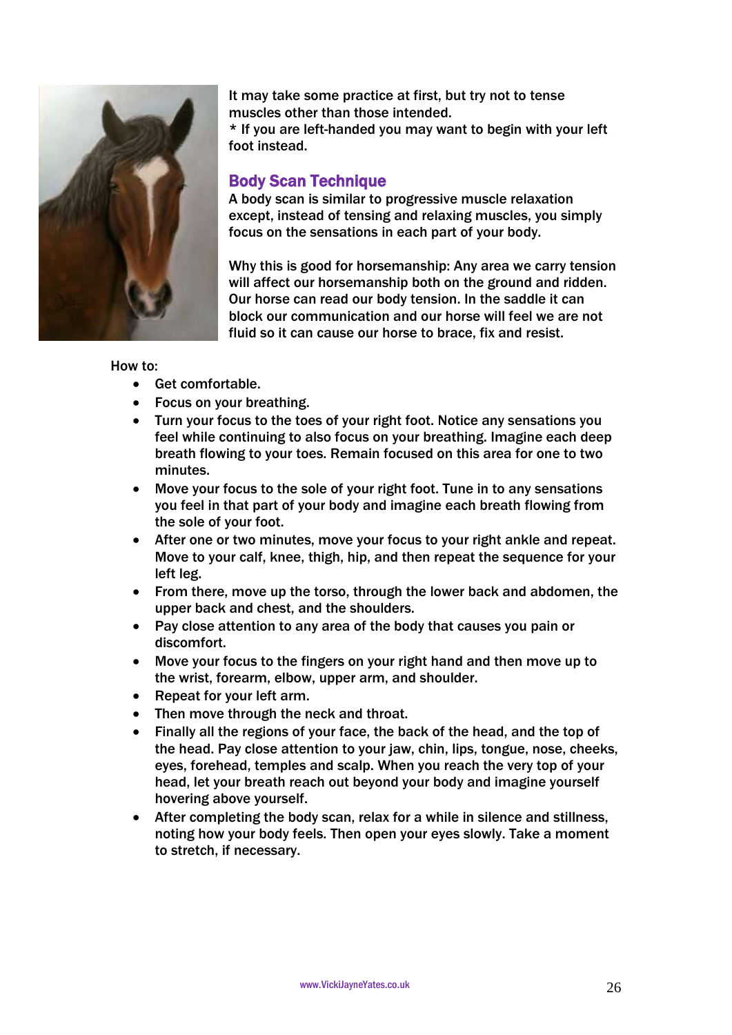It may take some practice at first, but try not to tense muscles other than those intended.
* If you are left-handed you may want to begin with your left foot instead.

## Body Scan Technique

A body scan is similar to progressive muscle relaxation except, instead of tensing and relaxing muscles, you simply focus on the sensations in each part of your body.

Why this is good for horsemanship: Any area we carry tension will affect our horsemanship both on the ground and ridden. Our horse can read our body tension. In the saddle it can block our communication and our horse will feel we are not fluid so it can cause our horse to brace, fix and resist.

How to:

- Get comfortable.
- Focus on your breathing.
- Turn your focus to the toes of your right foot. Notice any sensations you feel while continuing to also focus on your breathing. Imagine each deep breath flowing to your toes. Remain focused on this area for one to two minutes.
- Move your focus to the sole of your right foot. Tune in to any sensations you feel in that part of your body and imagine each breath flowing from the sole of your foot.
- After one or two minutes, move your focus to your right ankle and repeat. Move to your calf, knee, thigh, hip, and then repeat the sequence for your left leg.
- From there, move up the torso, through the lower back and abdomen, the upper back and chest, and the shoulders.
- Pay close attention to any area of the body that causes you pain or discomfort.
- Move your focus to the fingers on your right hand and then move up to the wrist, forearm, elbow, upper arm, and shoulder.
- Repeat for your left arm.
- Then move through the neck and throat.
- Finally all the regions of your face, the back of the head, and the top of the head. Pay close attention to your jaw, chin, lips, tongue, nose, cheeks, eyes, forehead, temples and scalp. When you reach the very top of your head, let your breath reach out beyond your body and imagine yourself hovering above yourself.
- After completing the body scan, relax for a while in silence and stillness, noting how your body feels. Then open your eyes slowly. Take a moment to stretch, if necessary.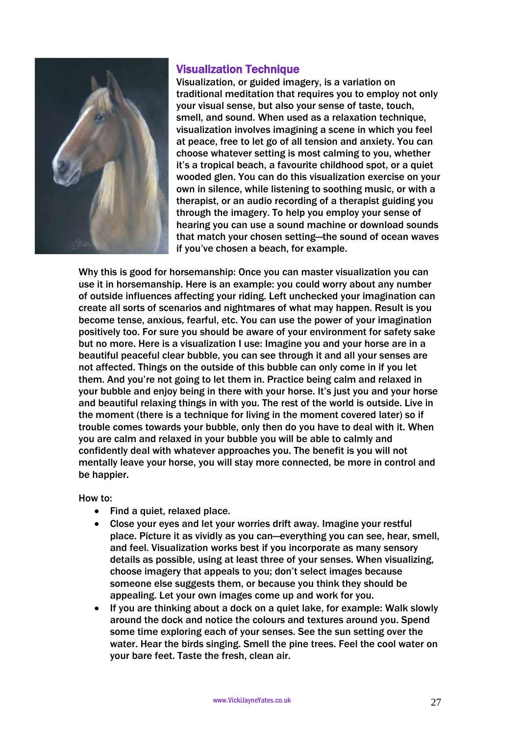## Visualization Technique

Visualization, or guided imagery, is a variation on traditional meditation that requires you to employ not only your visual sense, but also your sense of taste, touch, smell, and sound. When used as a relaxation technique, visualization involves imagining a scene in which you feel at peace, free to let go of all tension and anxiety. You can choose whatever setting is most calming to you, whether it's a tropical beach, a favourite childhood spot, or a quiet wooded glen. You can do this visualization exercise on your own in silence, while listening to soothing music, or with a therapist, or an audio recording of a therapist guiding you through the imagery. To help you employ your sense of hearing you can use a sound machine or download sounds that match your chosen setting—the sound of ocean waves if you've chosen a beach, for example.

Why this is good for horsemanship: Once you can master visualization you can use it in horsemanship. Here is an example: you could worry about any number of outside influences affecting your riding. Left unchecked your imagination can create all sorts of scenarios and nightmares of what may happen. Result is you become tense, anxious, fearful, etc. You can use the power of your imagination positively too. For sure you should be aware of your environment for safety sake but no more. Here is a visualization I use: Imagine you and your horse are in a beautiful peaceful clear bubble, you can see through it and all your senses are not affected. Things on the outside of this bubble can only come in if you let them. And you're not going to let them in. Practice being calm and relaxed in your bubble and enjoy being in there with your horse. It's just you and your horse and beautiful relaxing things in with you. The rest of the world is outside. Live in the moment (there is a technique for living in the moment covered later) so if trouble comes towards your bubble, only then do you have to deal with it. When you are calm and relaxed in your bubble you will be able to calmly and confidently deal with whatever approaches you. The benefit is you will not mentally leave your horse, you will stay more connected, be more in control and be happier.

How to:

- Find a quiet, relaxed place.
- Close your eyes and let your worries drift away. Imagine your restful place. Picture it as vividly as you can—everything you can see, hear, smell, and feel. Visualization works best if you incorporate as many sensory details as possible, using at least three of your senses. When visualizing, choose imagery that appeals to you; don't select images because someone else suggests them, or because you think they should be appealing. Let your own images come up and work for you.
- If you are thinking about a dock on a quiet lake, for example: Walk slowly around the dock and notice the colours and textures around you. Spend some time exploring each of your senses. See the sun setting over the water. Hear the birds singing. Smell the pine trees. Feel the cool water on your bare feet. Taste the fresh, clean air.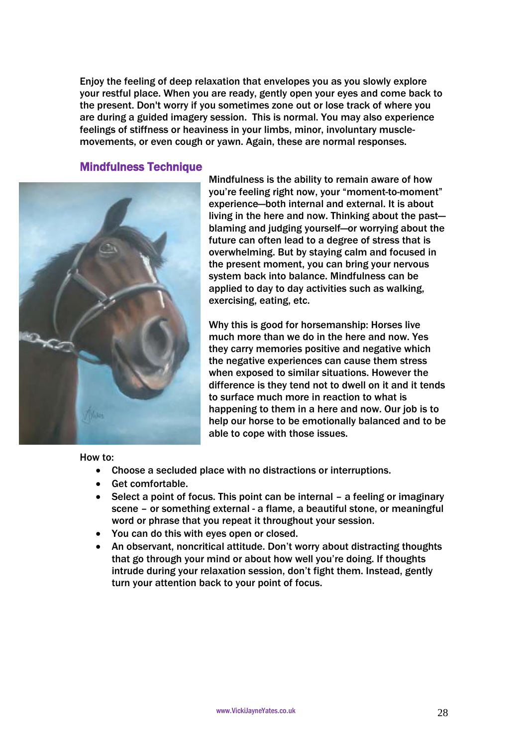Enjoy the feeling of deep relaxation that envelopes you as you slowly explore your restful place. When you are ready, gently open your eyes and come back to the present. Don't worry if you sometimes zone out or lose track of where you are during a guided imagery session. This is normal. You may also experience feelings of stiffness or heaviness in your limbs, minor, involuntary muscle-movements, or even cough or yawn. Again, these are normal responses.

## Mindfulness Technique

Mindfulness is the ability to remain aware of how you're feeling right now, your "moment-to-moment" experience—both internal and external. It is about living in the here and now. Thinking about the past—blaming and judging yourself—or worrying about the future can often lead to a degree of stress that is overwhelming. But by staying calm and focused in the present moment, you can bring your nervous system back into balance. Mindfulness can be applied to day to day activities such as walking, exercising, eating, etc.

Why this is good for horsemanship: Horses live much more than we do in the here and now. Yes they carry memories positive and negative which the negative experiences can cause them stress when exposed to similar situations. However the difference is they tend not to dwell on it and it tends to surface much more in reaction to what is happening to them in a here and now. Our job is to help our horse to be emotionally balanced and to be able to cope with those issues.

How to:

- Choose a secluded place with no distractions or interruptions.
- Get comfortable.
- Select a point of focus. This point can be internal – a feeling or imaginary scene – or something external - a flame, a beautiful stone, or meaningful word or phrase that you repeat it throughout your session.
- You can do this with eyes open or closed.
- An observant, noncritical attitude. Don't worry about distracting thoughts that go through your mind or about how well you're doing. If thoughts intrude during your relaxation session, don't fight them. Instead, gently turn your attention back to your point of focus.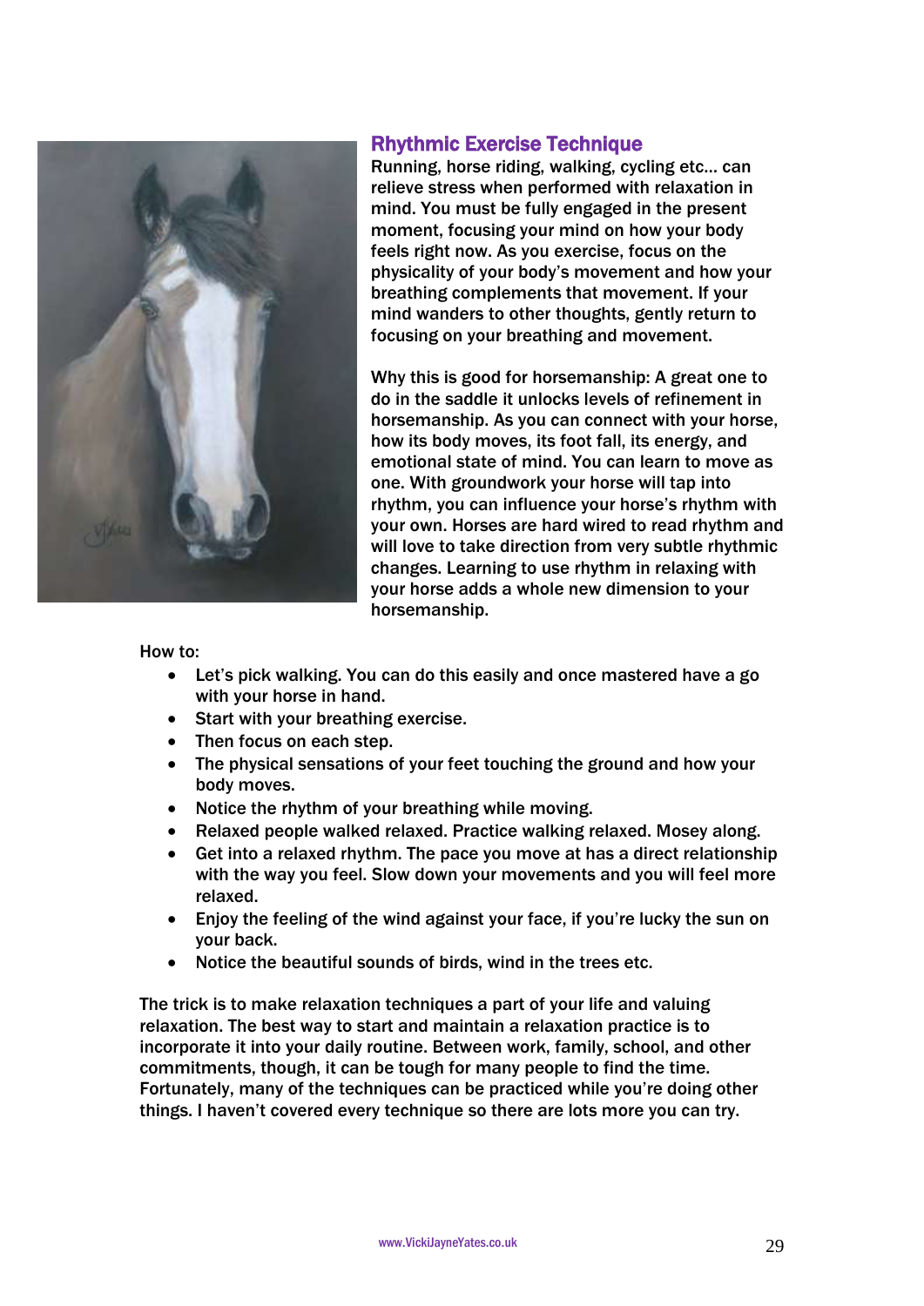## Rhythmic Exercise Technique

Running, horse riding, walking, cycling etc… can relieve stress when performed with relaxation in mind. You must be fully engaged in the present moment, focusing your mind on how your body feels right now. As you exercise, focus on the physicality of your body's movement and how your breathing complements that movement. If your mind wanders to other thoughts, gently return to focusing on your breathing and movement.

Why this is good for horsemanship: A great one to do in the saddle it unlocks levels of refinement in horsemanship. As you can connect with your horse, how its body moves, its foot fall, its energy, and emotional state of mind. You can learn to move as one. With groundwork your horse will tap into rhythm, you can influence your horse's rhythm with your own. Horses are hard wired to read rhythm and will love to take direction from very subtle rhythmic changes. Learning to use rhythm in relaxing with your horse adds a whole new dimension to your horsemanship.

How to:

- Let's pick walking. You can do this easily and once mastered have a go with your horse in hand.
- Start with your breathing exercise.
- Then focus on each step.
- The physical sensations of your feet touching the ground and how your body moves.
- Notice the rhythm of your breathing while moving.
- Relaxed people walked relaxed. Practice walking relaxed. Mosey along.
- Get into a relaxed rhythm. The pace you move at has a direct relationship with the way you feel. Slow down your movements and you will feel more relaxed.
- Enjoy the feeling of the wind against your face, if you're lucky the sun on your back.
- Notice the beautiful sounds of birds, wind in the trees etc.

The trick is to make relaxation techniques a part of your life and valuing relaxation. The best way to start and maintain a relaxation practice is to incorporate it into your daily routine. Between work, family, school, and other commitments, though, it can be tough for many people to find the time. Fortunately, many of the techniques can be practiced while you're doing other things. I haven't covered every technique so there are lots more you can try.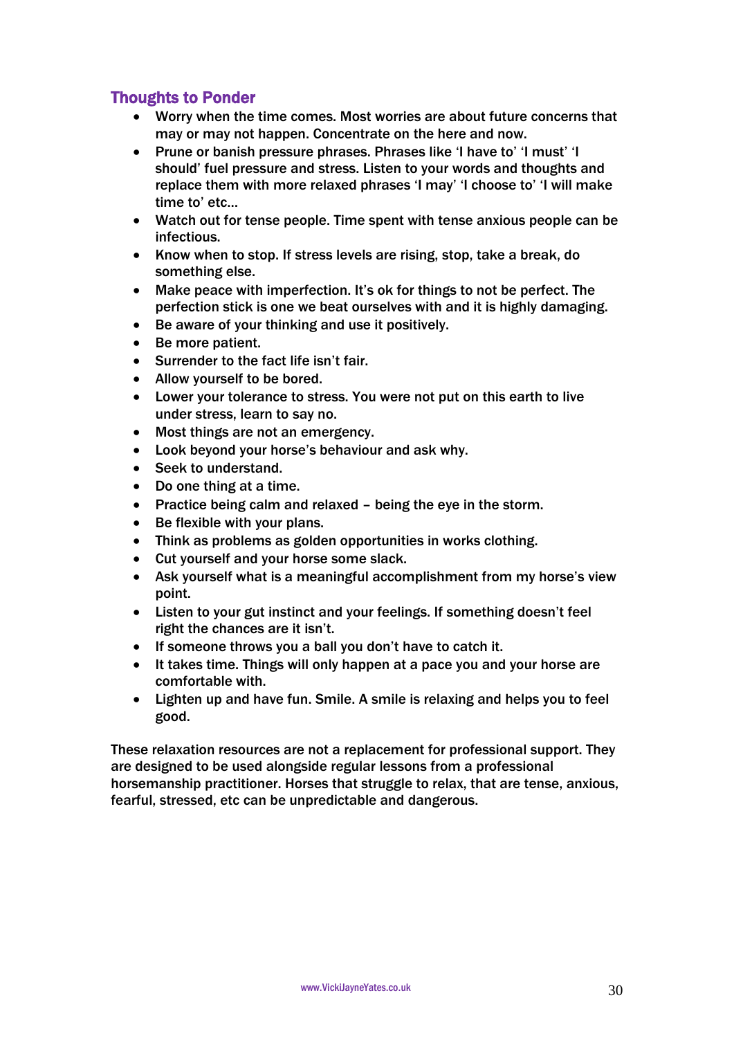## Thoughts to Ponder

- Worry when the time comes. Most worries are about future concerns that may or may not happen. Concentrate on the here and now.
- Prune or banish pressure phrases. Phrases like 'I have to' 'I must' 'I should' fuel pressure and stress. Listen to your words and thoughts and replace them with more relaxed phrases 'I may' 'I choose to' 'I will make time to' etc…
- Watch out for tense people. Time spent with tense anxious people can be infectious.
- Know when to stop. If stress levels are rising, stop, take a break, do something else.
- Make peace with imperfection. It's ok for things to not be perfect. The perfection stick is one we beat ourselves with and it is highly damaging.
- Be aware of your thinking and use it positively.
- Be more patient.
- Surrender to the fact life isn't fair.
- Allow yourself to be bored.
- Lower your tolerance to stress. You were not put on this earth to live under stress, learn to say no.
- Most things are not an emergency.
- Look beyond your horse's behaviour and ask why.
- Seek to understand.
- Do one thing at a time.
- Practice being calm and relaxed – being the eye in the storm.
- Be flexible with your plans.
- Think as problems as golden opportunities in works clothing.
- Cut yourself and your horse some slack.
- Ask yourself what is a meaningful accomplishment from my horse's view point.
- Listen to your gut instinct and your feelings. If something doesn't feel right the chances are it isn't.
- If someone throws you a ball you don't have to catch it.
- It takes time. Things will only happen at a pace you and your horse are comfortable with.
- Lighten up and have fun. Smile. A smile is relaxing and helps you to feel good.

These relaxation resources are not a replacement for professional support. They are designed to be used alongside regular lessons from a professional horsemanship practitioner. Horses that struggle to relax, that are tense, anxious, fearful, stressed, etc can be unpredictable and dangerous.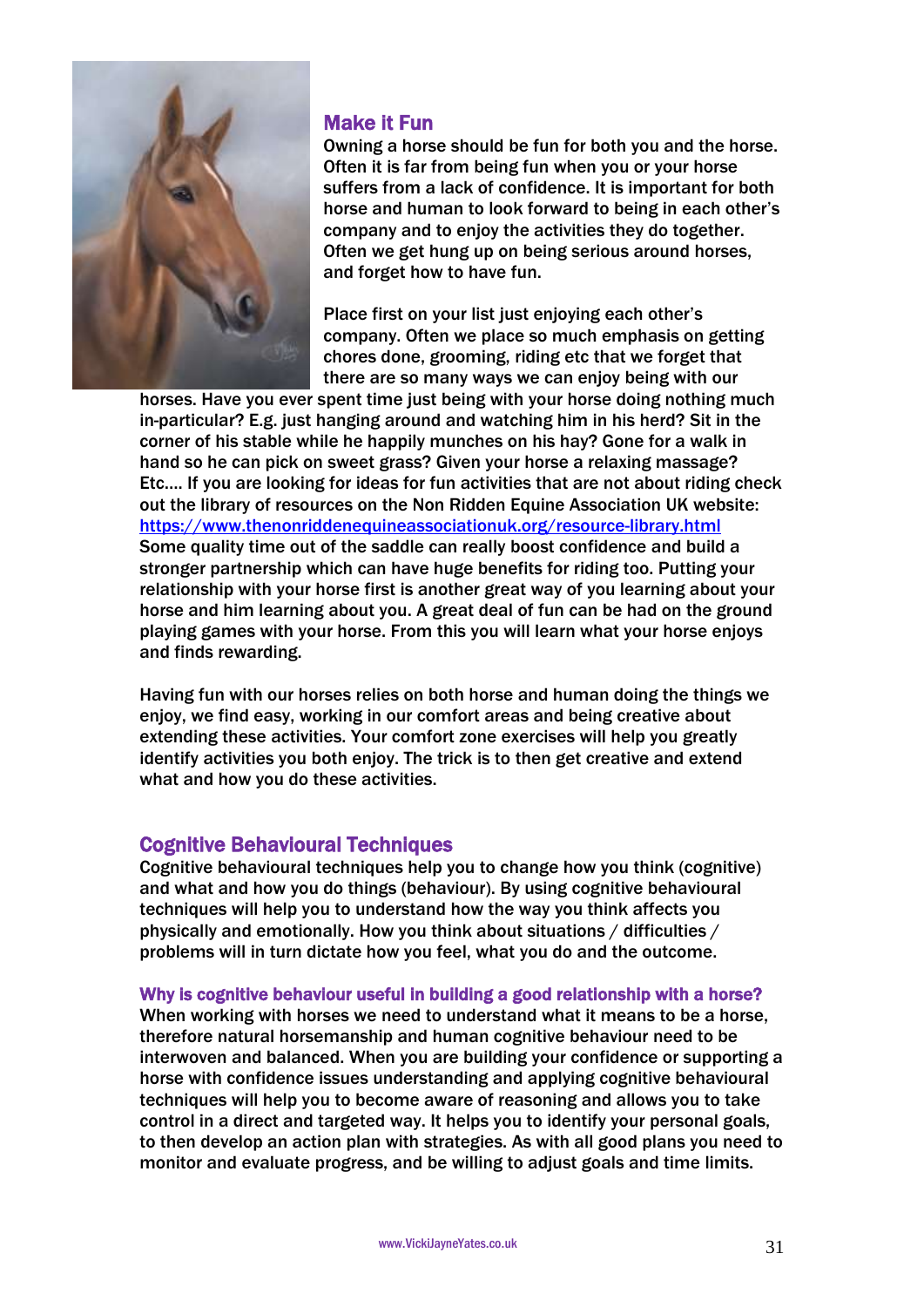## Make it Fun

Owning a horse should be fun for both you and the horse. Often it is far from being fun when you or your horse suffers from a lack of confidence. It is important for both horse and human to look forward to being in each other's company and to enjoy the activities they do together. Often we get hung up on being serious around horses, and forget how to have fun.

Place first on your list just enjoying each other's company. Often we place so much emphasis on getting chores done, grooming, riding etc that we forget that there are so many ways we can enjoy being with our horses. Have you ever spent time just being with your horse doing nothing much in-particular? E.g. just hanging around and watching him in his herd? Sit in the corner of his stable while he happily munches on his hay? Gone for a walk in hand so he can pick on sweet grass? Given your horse a relaxing massage? Etc.... If you are looking for ideas for fun activities that are not about riding check out the library of resources on the Non Ridden Equine Association UK website: https://www.thenonriddenequineassociationuk.org/resource-library.html Some quality time out of the saddle can really boost confidence and build a stronger partnership which can have huge benefits for riding too. Putting your relationship with your horse first is another great way of you learning about your horse and him learning about you. A great deal of fun can be had on the ground playing games with your horse. From this you will learn what your horse enjoys and finds rewarding.

Having fun with our horses relies on both horse and human doing the things we enjoy, we find easy, working in our comfort areas and being creative about extending these activities. Your comfort zone exercises will help you greatly identify activities you both enjoy. The trick is to then get creative and extend what and how you do these activities.

## Cognitive Behavioural Techniques

Cognitive behavioural techniques help you to change how you think (cognitive) and what and how you do things (behaviour). By using cognitive behavioural techniques will help you to understand how the way you think affects you physically and emotionally. How you think about situations / difficulties / problems will in turn dictate how you feel, what you do and the outcome.

### Why is cognitive behaviour useful in building a good relationship with a horse?

When working with horses we need to understand what it means to be a horse, therefore natural horsemanship and human cognitive behaviour need to be interwoven and balanced. When you are building your confidence or supporting a horse with confidence issues understanding and applying cognitive behavioural techniques will help you to become aware of reasoning and allows you to take control in a direct and targeted way. It helps you to identify your personal goals, to then develop an action plan with strategies. As with all good plans you need to monitor and evaluate progress, and be willing to adjust goals and time limits.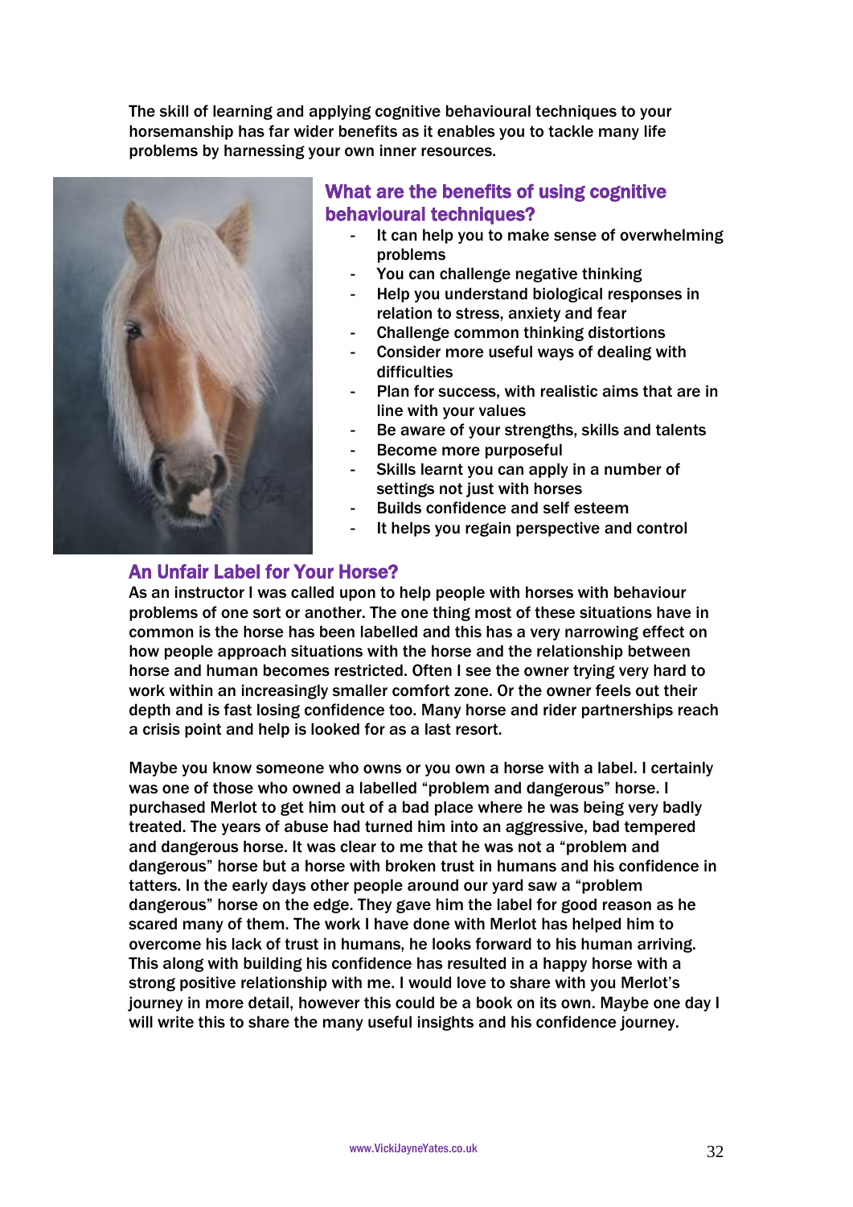The skill of learning and applying cognitive behavioural techniques to your horsemanship has far wider benefits as it enables you to tackle many life problems by harnessing your own inner resources.

## What are the benefits of using cognitive behavioural techniques?

- It can help you to make sense of overwhelming problems
- You can challenge negative thinking
- Help you understand biological responses in relation to stress, anxiety and fear
- Challenge common thinking distortions
- Consider more useful ways of dealing with difficulties
- Plan for success, with realistic aims that are in line with your values
- Be aware of your strengths, skills and talents
- Become more purposeful
- Skills learnt you can apply in a number of settings not just with horses
- Builds confidence and self esteem
- It helps you regain perspective and control

## An Unfair Label for Your Horse?

As an instructor I was called upon to help people with horses with behaviour problems of one sort or another. The one thing most of these situations have in common is the horse has been labelled and this has a very narrowing effect on how people approach situations with the horse and the relationship between horse and human becomes restricted. Often I see the owner trying very hard to work within an increasingly smaller comfort zone. Or the owner feels out their depth and is fast losing confidence too. Many horse and rider partnerships reach a crisis point and help is looked for as a last resort.

Maybe you know someone who owns or you own a horse with a label. I certainly was one of those who owned a labelled "problem and dangerous" horse. I purchased Merlot to get him out of a bad place where he was being very badly treated. The years of abuse had turned him into an aggressive, bad tempered and dangerous horse. It was clear to me that he was not a "problem and dangerous" horse but a horse with broken trust in humans and his confidence in tatters. In the early days other people around our yard saw a "problem dangerous" horse on the edge. They gave him the label for good reason as he scared many of them. The work I have done with Merlot has helped him to overcome his lack of trust in humans, he looks forward to his human arriving. This along with building his confidence has resulted in a happy horse with a strong positive relationship with me. I would love to share with you Merlot's journey in more detail, however this could be a book on its own. Maybe one day I will write this to share the many useful insights and his confidence journey.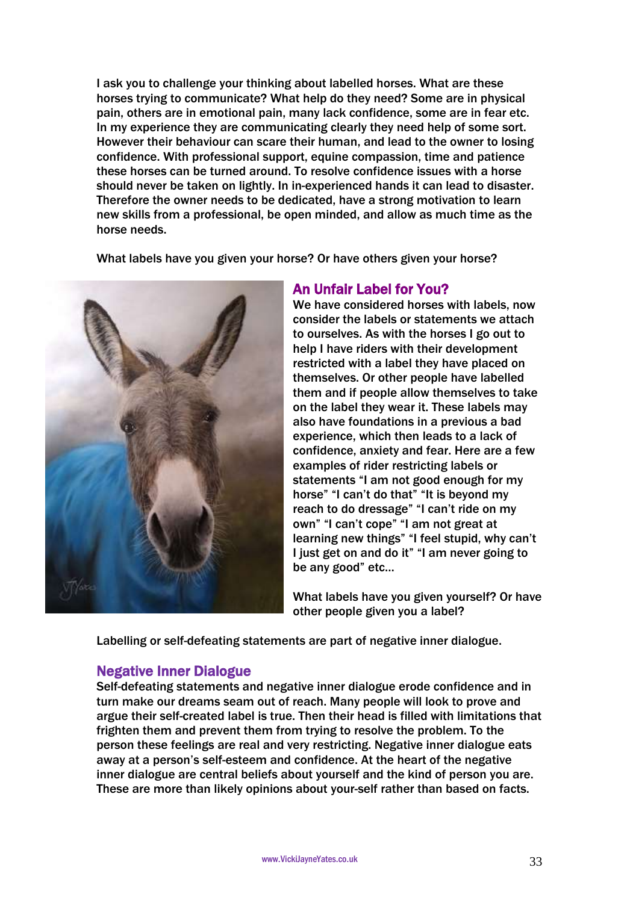I ask you to challenge your thinking about labelled horses. What are these horses trying to communicate? What help do they need? Some are in physical pain, others are in emotional pain, many lack confidence, some are in fear etc. In my experience they are communicating clearly they need help of some sort. However their behaviour can scare their human, and lead to the owner to losing confidence. With professional support, equine compassion, time and patience these horses can be turned around. To resolve confidence issues with a horse should never be taken on lightly. In in-experienced hands it can lead to disaster. Therefore the owner needs to be dedicated, have a strong motivation to learn new skills from a professional, be open minded, and allow as much time as the horse needs.

What labels have you given your horse? Or have others given your horse?

## An Unfair Label for You?

We have considered horses with labels, now consider the labels or statements we attach to ourselves. As with the horses I go out to help I have riders with their development restricted with a label they have placed on themselves. Or other people have labelled them and if people allow themselves to take on the label they wear it. These labels may also have foundations in a previous a bad experience, which then leads to a lack of confidence, anxiety and fear. Here are a few examples of rider restricting labels or statements "I am not good enough for my horse" "I can't do that" "It is beyond my reach to do dressage" "I can't ride on my own" "I can't cope" "I am not great at learning new things" "I feel stupid, why can't I just get on and do it" "I am never going to be any good" etc…

What labels have you given yourself? Or have other people given you a label?

Labelling or self-defeating statements are part of negative inner dialogue.

## Negative Inner Dialogue

Self-defeating statements and negative inner dialogue erode confidence and in turn make our dreams seam out of reach. Many people will look to prove and argue their self-created label is true. Then their head is filled with limitations that frighten them and prevent them from trying to resolve the problem. To the person these feelings are real and very restricting. Negative inner dialogue eats away at a person's self-esteem and confidence. At the heart of the negative inner dialogue are central beliefs about yourself and the kind of person you are. These are more than likely opinions about your-self rather than based on facts.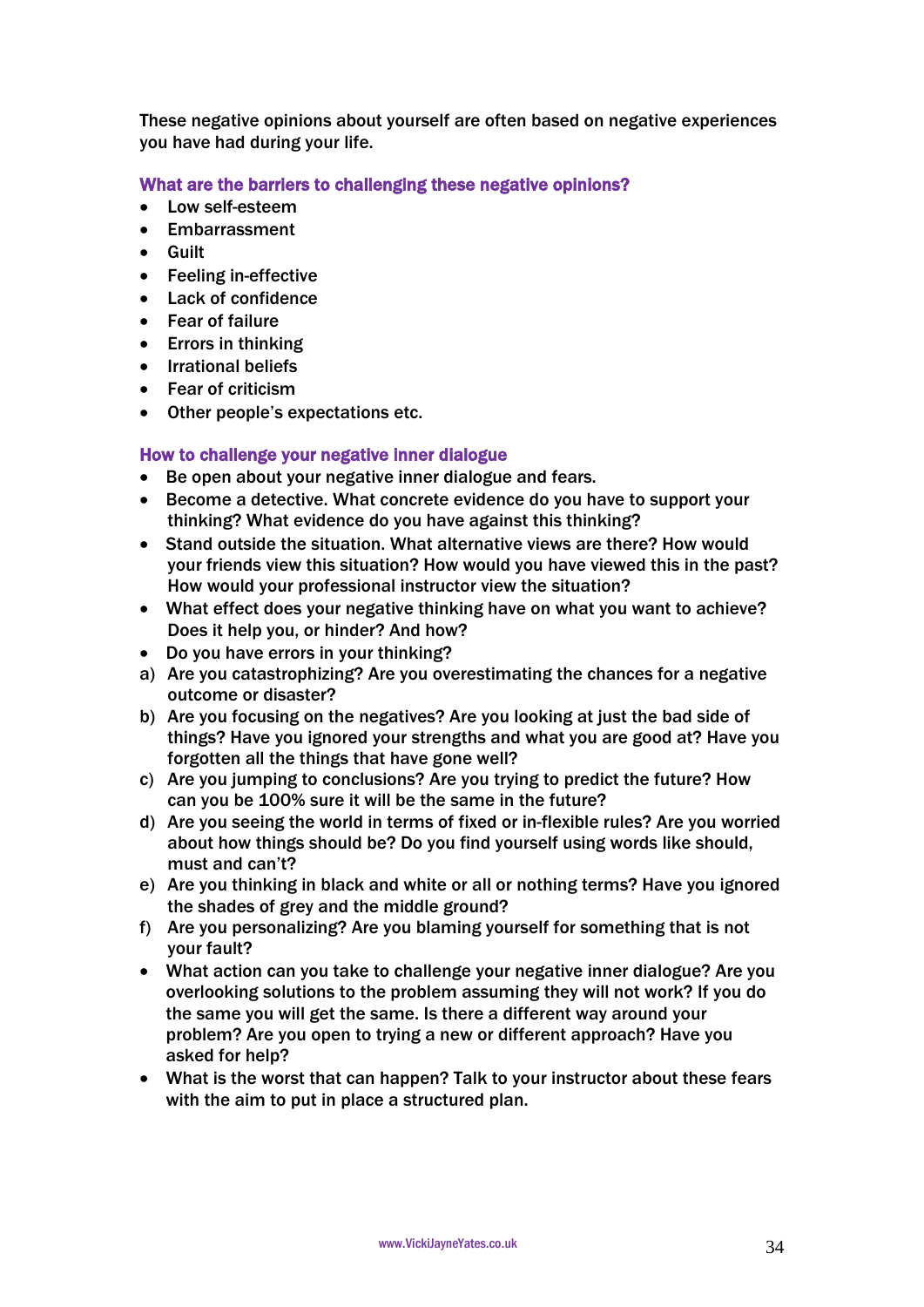These negative opinions about yourself are often based on negative experiences you have had during your life.

### What are the barriers to challenging these negative opinions?

- Low self-esteem
- Embarrassment
- Guilt
- Feeling in-effective
- Lack of confidence
- Fear of failure
- Errors in thinking
- Irrational beliefs
- Fear of criticism
- Other people's expectations etc.

### How to challenge your negative inner dialogue

- Be open about your negative inner dialogue and fears.
- Become a detective. What concrete evidence do you have to support your thinking? What evidence do you have against this thinking?
- Stand outside the situation. What alternative views are there? How would your friends view this situation? How would you have viewed this in the past? How would your professional instructor view the situation?
- What effect does your negative thinking have on what you want to achieve? Does it help you, or hinder? And how?
- Do you have errors in your thinking?

a) Are you catastrophizing? Are you overestimating the chances for a negative outcome or disaster?

b) Are you focusing on the negatives? Are you looking at just the bad side of things? Have you ignored your strengths and what you are good at? Have you forgotten all the things that have gone well?

c) Are you jumping to conclusions? Are you trying to predict the future? How can you be 100% sure it will be the same in the future?

d) Are you seeing the world in terms of fixed or in-flexible rules? Are you worried about how things should be? Do you find yourself using words like should, must and can't?

e) Are you thinking in black and white or all or nothing terms? Have you ignored the shades of grey and the middle ground?

f) Are you personalizing? Are you blaming yourself for something that is not your fault?

- What action can you take to challenge your negative inner dialogue? Are you overlooking solutions to the problem assuming they will not work? If you do the same you will get the same. Is there a different way around your problem? Are you open to trying a new or different approach? Have you asked for help?
- What is the worst that can happen? Talk to your instructor about these fears with the aim to put in place a structured plan.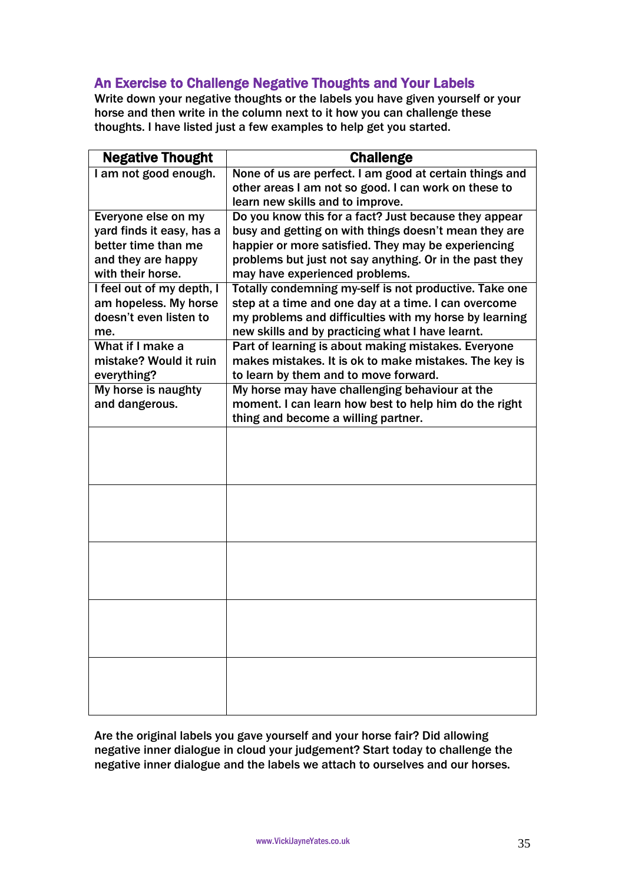## An Exercise to Challenge Negative Thoughts and Your Labels

Write down your negative thoughts or the labels you have given yourself or your horse and then write in the column next to it how you can challenge these thoughts. I have listed just a few examples to help get you started.

| Negative Thought | Challenge |
|---|---|
| I am not good enough. | None of us are perfect. I am good at certain things and other areas I am not so good. I can work on these to learn new skills and to improve. |
| Everyone else on my yard finds it easy, has a better time than me and they are happy with their horse. | Do you know this for a fact? Just because they appear busy and getting on with things doesn't mean they are happier or more satisfied. They may be experiencing problems but just not say anything. Or in the past they may have experienced problems. |
| I feel out of my depth, I am hopeless. My horse doesn't even listen to me. | Totally condemning my-self is not productive. Take one step at a time and one day at a time. I can overcome my problems and difficulties with my horse by learning new skills and by practicing what I have learnt. |
| What if I make a mistake? Would it ruin everything? | Part of learning is about making mistakes. Everyone makes mistakes. It is ok to make mistakes. The key is to learn by them and to move forward. |
| My horse is naughty and dangerous. | My horse may have challenging behaviour at the moment. I can learn how best to help him do the right thing and become a willing partner. |
| | |
| | |
| | |
| | |
| | |

Are the original labels you gave yourself and your horse fair? Did allowing negative inner dialogue in cloud your judgement? Start today to challenge the negative inner dialogue and the labels we attach to ourselves and our horses.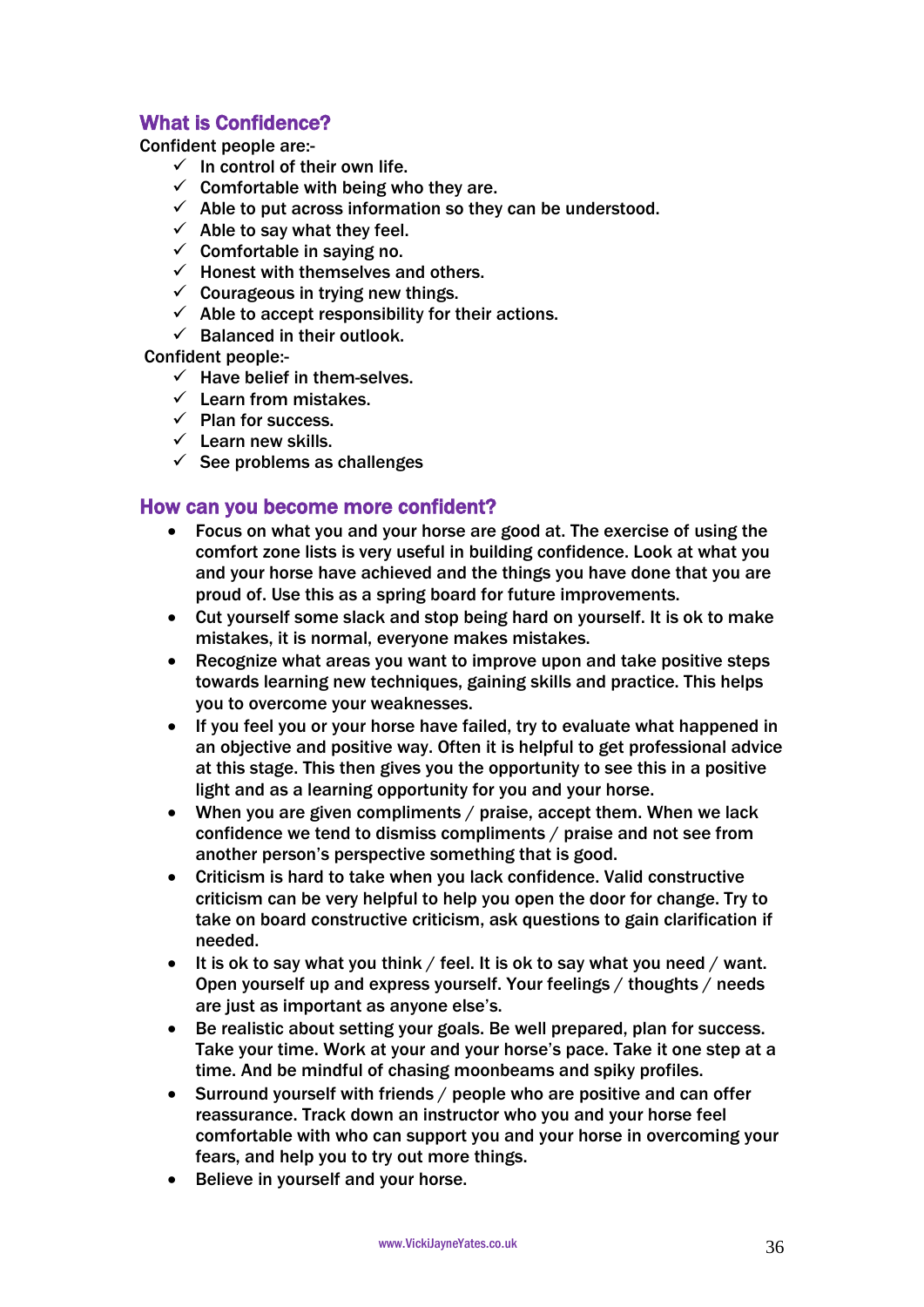## What is Confidence?

Confident people are:-

- ✓ In control of their own life.
- ✓ Comfortable with being who they are.
- ✓ Able to put across information so they can be understood.
- ✓ Able to say what they feel.
- ✓ Comfortable in saying no.
- ✓ Honest with themselves and others.
- ✓ Courageous in trying new things.
- ✓ Able to accept responsibility for their actions.
- ✓ Balanced in their outlook.

Confident people:-

- ✓ Have belief in them-selves.
- ✓ Learn from mistakes.
- ✓ Plan for success.
- ✓ Learn new skills.
- ✓ See problems as challenges

## How can you become more confident?

- Focus on what you and your horse are good at. The exercise of using the comfort zone lists is very useful in building confidence. Look at what you and your horse have achieved and the things you have done that you are proud of. Use this as a spring board for future improvements.
- Cut yourself some slack and stop being hard on yourself. It is ok to make mistakes, it is normal, everyone makes mistakes.
- Recognize what areas you want to improve upon and take positive steps towards learning new techniques, gaining skills and practice. This helps you to overcome your weaknesses.
- If you feel you or your horse have failed, try to evaluate what happened in an objective and positive way. Often it is helpful to get professional advice at this stage. This then gives you the opportunity to see this in a positive light and as a learning opportunity for you and your horse.
- When you are given compliments / praise, accept them. When we lack confidence we tend to dismiss compliments / praise and not see from another person's perspective something that is good.
- Criticism is hard to take when you lack confidence. Valid constructive criticism can be very helpful to help you open the door for change. Try to take on board constructive criticism, ask questions to gain clarification if needed.
- It is ok to say what you think / feel. It is ok to say what you need / want. Open yourself up and express yourself. Your feelings / thoughts / needs are just as important as anyone else's.
- Be realistic about setting your goals. Be well prepared, plan for success. Take your time. Work at your and your horse's pace. Take it one step at a time. And be mindful of chasing moonbeams and spiky profiles.
- Surround yourself with friends / people who are positive and can offer reassurance. Track down an instructor who you and your horse feel comfortable with who can support you and your horse in overcoming your fears, and help you to try out more things.
- Believe in yourself and your horse.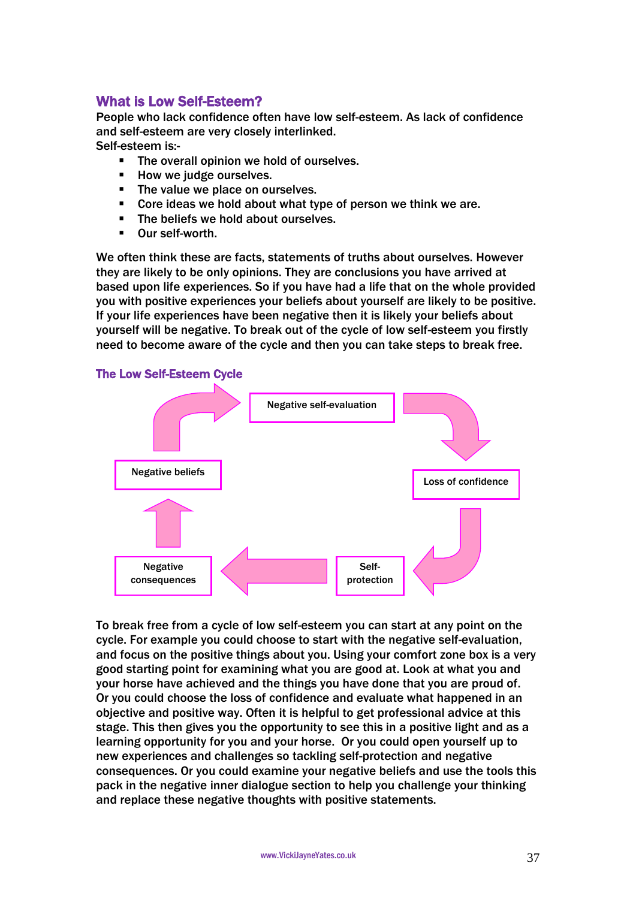## What is Low Self-Esteem?

People who lack confidence often have low self-esteem. As lack of confidence and self-esteem are very closely interlinked.

Self-esteem is:-

- The overall opinion we hold of ourselves.
- How we judge ourselves.
- The value we place on ourselves.
- Core ideas we hold about what type of person we think we are.
- The beliefs we hold about ourselves.
- Our self-worth.

We often think these are facts, statements of truths about ourselves. However they are likely to be only opinions. They are conclusions you have arrived at based upon life experiences. So if you have had a life that on the whole provided you with positive experiences your beliefs about yourself are likely to be positive. If your life experiences have been negative then it is likely your beliefs about yourself will be negative. To break out of the cycle of low self-esteem you firstly need to become aware of the cycle and then you can take steps to break free.

### The Low Self-Esteem Cycle

Negative self-evaluation → Loss of confidence → Self-protection → Negative consequences → Negative beliefs → Negative self-evaluation

To break free from a cycle of low self-esteem you can start at any point on the cycle. For example you could choose to start with the negative self-evaluation, and focus on the positive things about you. Using your comfort zone box is a very good starting point for examining what you are good at. Look at what you and your horse have achieved and the things you have done that you are proud of. Or you could choose the loss of confidence and evaluate what happened in an objective and positive way. Often it is helpful to get professional advice at this stage. This then gives you the opportunity to see this in a positive light and as a learning opportunity for you and your horse. Or you could open yourself up to new experiences and challenges so tackling self-protection and negative consequences. Or you could examine your negative beliefs and use the tools this pack in the negative inner dialogue section to help you challenge your thinking and replace these negative thoughts with positive statements.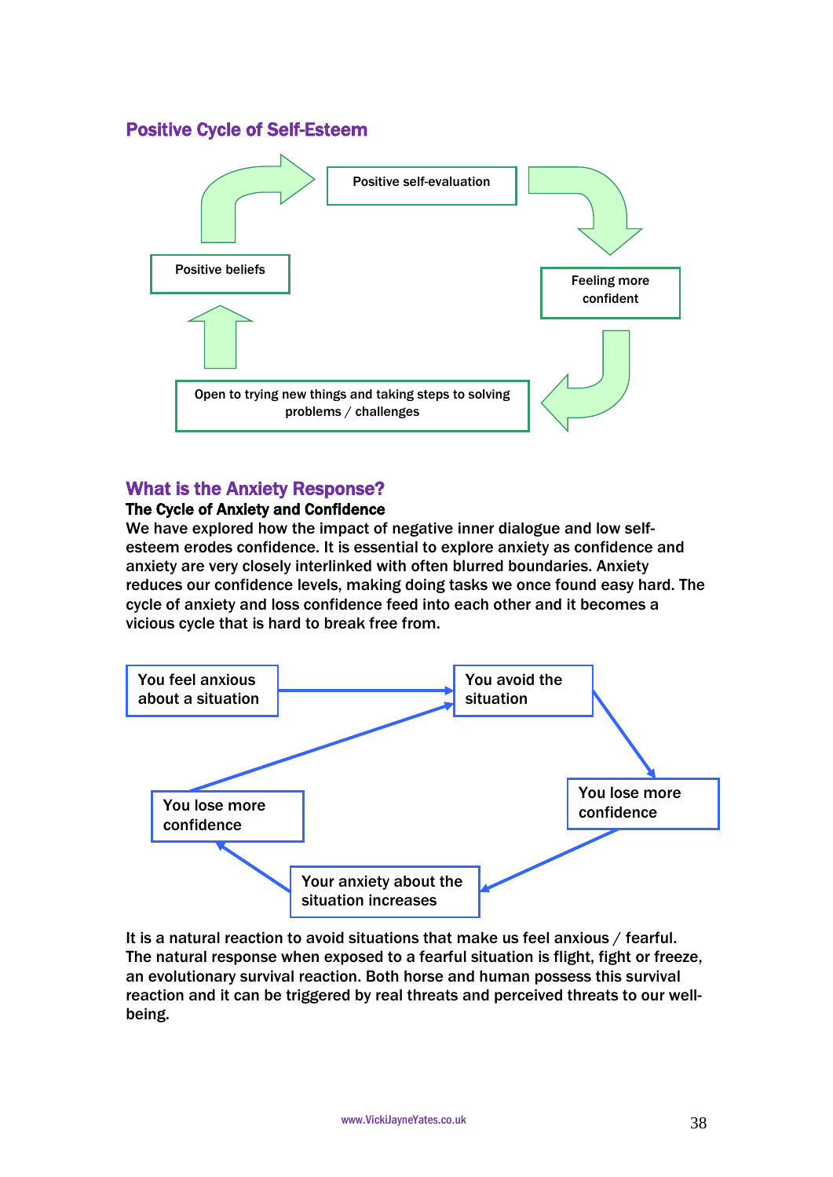## Positive Cycle of Self-Esteem

Positive self-evaluation

Feeling more confident

Open to trying new things and taking steps to solving problems / challenges

Positive beliefs

## What is the Anxiety Response?

**The Cycle of Anxiety and Confidence**

We have explored how the impact of negative inner dialogue and low self-esteem erodes confidence. It is essential to explore anxiety as confidence and anxiety are very closely interlinked with often blurred boundaries. Anxiety reduces our confidence levels, making doing tasks we once found easy hard. The cycle of anxiety and loss confidence feed into each other and it becomes a vicious cycle that is hard to break free from.

You feel anxious about a situation

You avoid the situation

You lose more confidence

Your anxiety about the situation increases

You lose more confidence

It is a natural reaction to avoid situations that make us feel anxious / fearful. The natural response when exposed to a fearful situation is flight, fight or freeze, an evolutionary survival reaction. Both horse and human possess this survival reaction and it can be triggered by real threats and perceived threats to our well-being.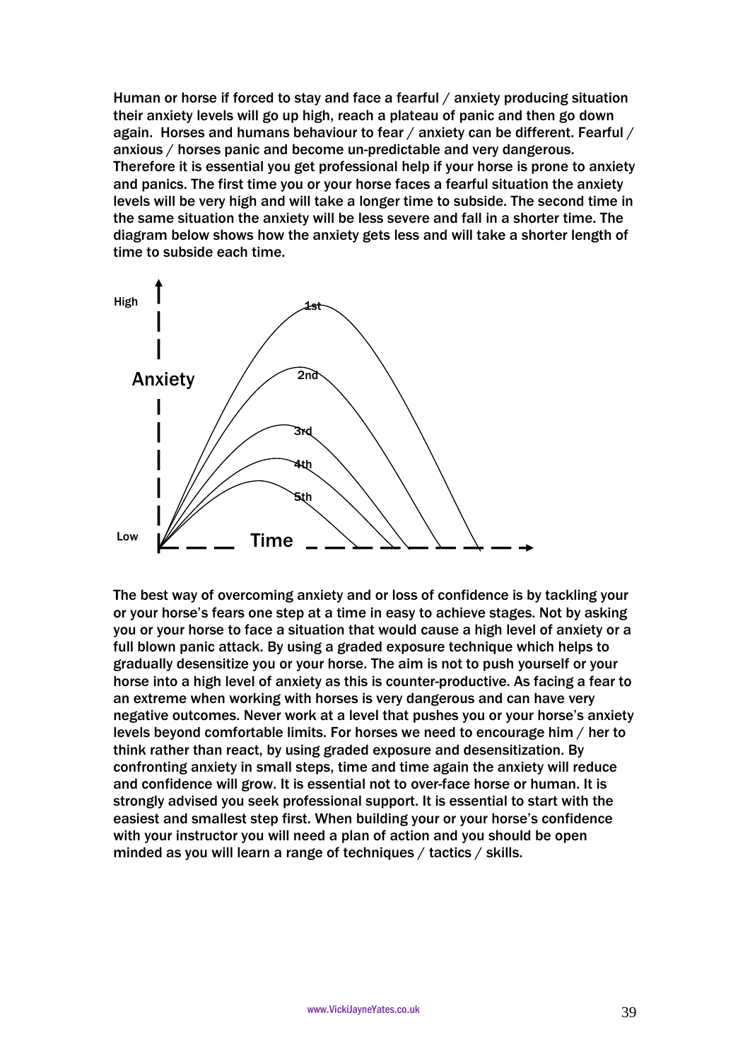Human or horse if forced to stay and face a fearful / anxiety producing situation their anxiety levels will go up high, reach a plateau of panic and then go down again. Horses and humans behaviour to fear / anxiety can be different. Fearful / anxious / horses panic and become un-predictable and very dangerous. Therefore it is essential you get professional help if your horse is prone to anxiety and panics. The first time you or your horse faces a fearful situation the anxiety levels will be very high and will take a longer time to subside. The second time in the same situation the anxiety will be less severe and fall in a shorter time. The diagram below shows how the anxiety gets less and will take a shorter length of time to subside each time.

The best way of overcoming anxiety and or loss of confidence is by tackling your or your horse's fears one step at a time in easy to achieve stages. Not by asking you or your horse to face a situation that would cause a high level of anxiety or a full blown panic attack. By using a graded exposure technique which helps to gradually desensitize you or your horse. The aim is not to push yourself or your horse into a high level of anxiety as this is counter-productive. As facing a fear to an extreme when working with horses is very dangerous and can have very negative outcomes. Never work at a level that pushes you or your horse's anxiety levels beyond comfortable limits. For horses we need to encourage him / her to think rather than react, by using graded exposure and desensitization. By confronting anxiety in small steps, time and time again the anxiety will reduce and confidence will grow. It is essential not to over-face horse or human. It is strongly advised you seek professional support. It is essential to start with the easiest and smallest step first. When building your or your horse's confidence with your instructor you will need a plan of action and you should be open minded as you will learn a range of techniques / tactics / skills.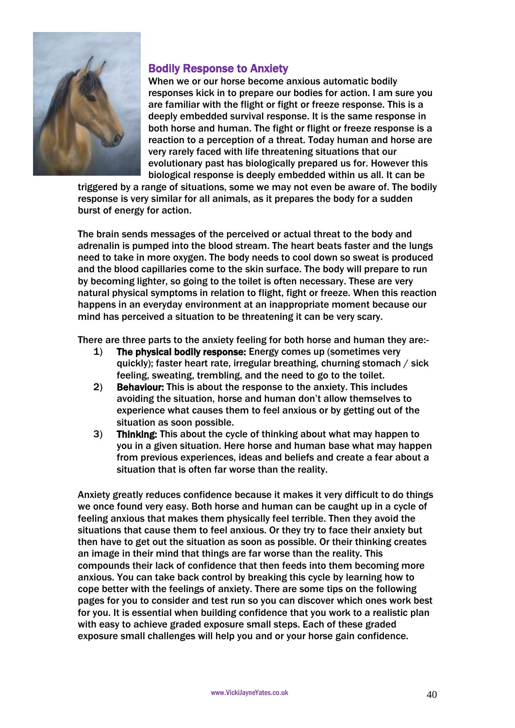## Bodily Response to Anxiety

When we or our horse become anxious automatic bodily responses kick in to prepare our bodies for action. I am sure you are familiar with the flight or fight or freeze response. This is a deeply embedded survival response. It is the same response in both horse and human. The fight or flight or freeze response is a reaction to a perception of a threat. Today human and horse are very rarely faced with life threatening situations that our evolutionary past has biologically prepared us for. However this biological response is deeply embedded within us all. It can be triggered by a range of situations, some we may not even be aware of. The bodily response is very similar for all animals, as it prepares the body for a sudden burst of energy for action.

The brain sends messages of the perceived or actual threat to the body and adrenalin is pumped into the blood stream. The heart beats faster and the lungs need to take in more oxygen. The body needs to cool down so sweat is produced and the blood capillaries come to the skin surface. The body will prepare to run by becoming lighter, so going to the toilet is often necessary. These are very natural physical symptoms in relation to flight, fight or freeze. When this reaction happens in an everyday environment at an inappropriate moment because our mind has perceived a situation to be threatening it can be very scary.

There are three parts to the anxiety feeling for both horse and human they are:-

1) **The physical bodily response:** Energy comes up (sometimes very quickly); faster heart rate, irregular breathing, churning stomach / sick feeling, sweating, trembling, and the need to go to the toilet.
2) **Behaviour:** This is about the response to the anxiety. This includes avoiding the situation, horse and human don't allow themselves to experience what causes them to feel anxious or by getting out of the situation as soon possible.
3) **Thinking:** This about the cycle of thinking about what may happen to you in a given situation. Here horse and human base what may happen from previous experiences, ideas and beliefs and create a fear about a situation that is often far worse than the reality.

Anxiety greatly reduces confidence because it makes it very difficult to do things we once found very easy. Both horse and human can be caught up in a cycle of feeling anxious that makes them physically feel terrible. Then they avoid the situations that cause them to feel anxious. Or they try to face their anxiety but then have to get out the situation as soon as possible. Or their thinking creates an image in their mind that things are far worse than the reality. This compounds their lack of confidence that then feeds into them becoming more anxious. You can take back control by breaking this cycle by learning how to cope better with the feelings of anxiety. There are some tips on the following pages for you to consider and test run so you can discover which ones work best for you. It is essential when building confidence that you work to a realistic plan with easy to achieve graded exposure small steps. Each of these graded exposure small challenges will help you and or your horse gain confidence.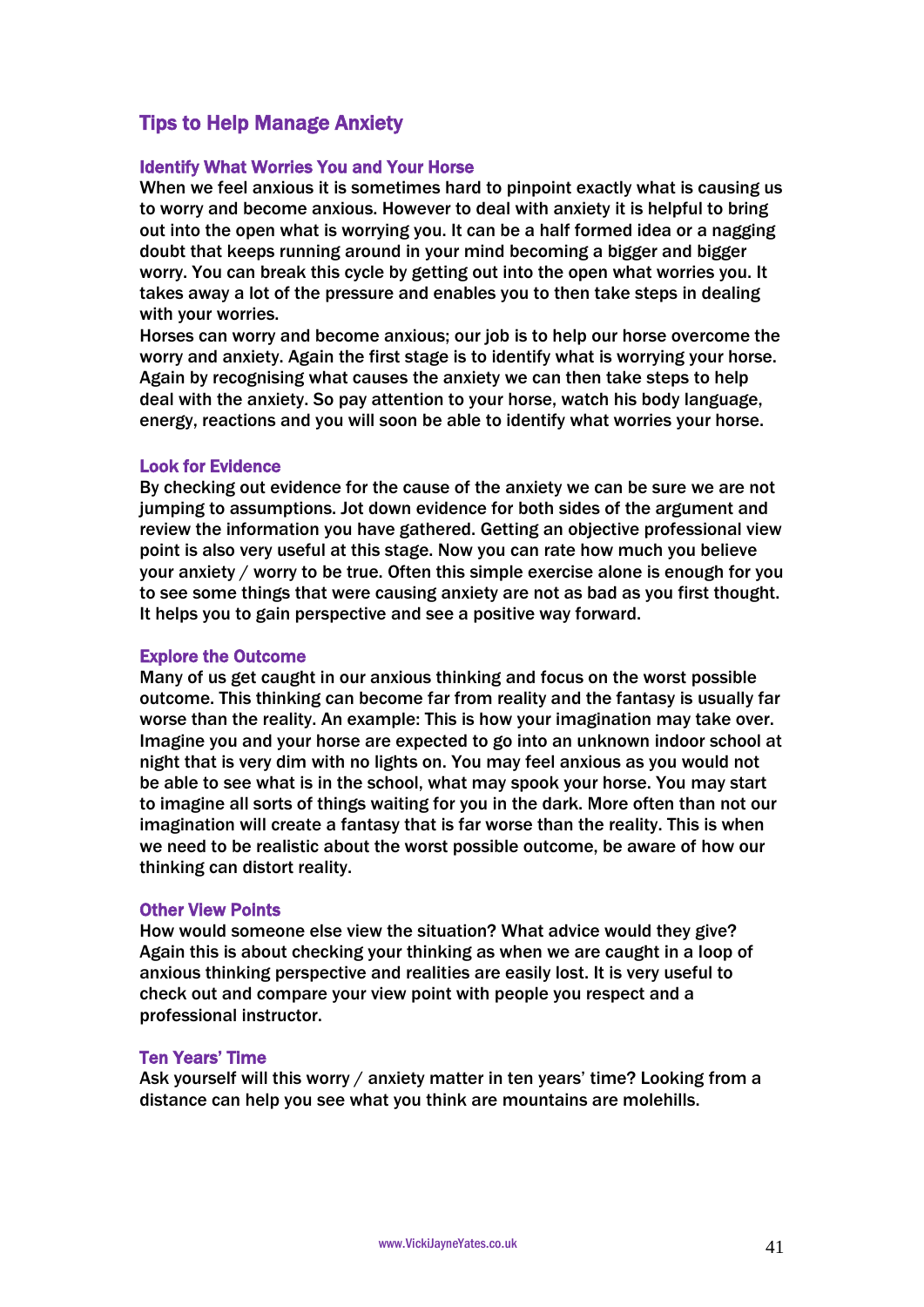## Tips to Help Manage Anxiety

### Identify What Worries You and Your Horse

When we feel anxious it is sometimes hard to pinpoint exactly what is causing us to worry and become anxious. However to deal with anxiety it is helpful to bring out into the open what is worrying you. It can be a half formed idea or a nagging doubt that keeps running around in your mind becoming a bigger and bigger worry. You can break this cycle by getting out into the open what worries you. It takes away a lot of the pressure and enables you to then take steps in dealing with your worries.

Horses can worry and become anxious; our job is to help our horse overcome the worry and anxiety. Again the first stage is to identify what is worrying your horse. Again by recognising what causes the anxiety we can then take steps to help deal with the anxiety. So pay attention to your horse, watch his body language, energy, reactions and you will soon be able to identify what worries your horse.

### Look for Evidence

By checking out evidence for the cause of the anxiety we can be sure we are not jumping to assumptions. Jot down evidence for both sides of the argument and review the information you have gathered. Getting an objective professional view point is also very useful at this stage. Now you can rate how much you believe your anxiety / worry to be true. Often this simple exercise alone is enough for you to see some things that were causing anxiety are not as bad as you first thought. It helps you to gain perspective and see a positive way forward.

### Explore the Outcome

Many of us get caught in our anxious thinking and focus on the worst possible outcome. This thinking can become far from reality and the fantasy is usually far worse than the reality. An example: This is how your imagination may take over. Imagine you and your horse are expected to go into an unknown indoor school at night that is very dim with no lights on. You may feel anxious as you would not be able to see what is in the school, what may spook your horse. You may start to imagine all sorts of things waiting for you in the dark. More often than not our imagination will create a fantasy that is far worse than the reality. This is when we need to be realistic about the worst possible outcome, be aware of how our thinking can distort reality.

### Other View Points

How would someone else view the situation? What advice would they give? Again this is about checking your thinking as when we are caught in a loop of anxious thinking perspective and realities are easily lost. It is very useful to check out and compare your view point with people you respect and a professional instructor.

### Ten Years' Time

Ask yourself will this worry / anxiety matter in ten years' time? Looking from a distance can help you see what you think are mountains are molehills.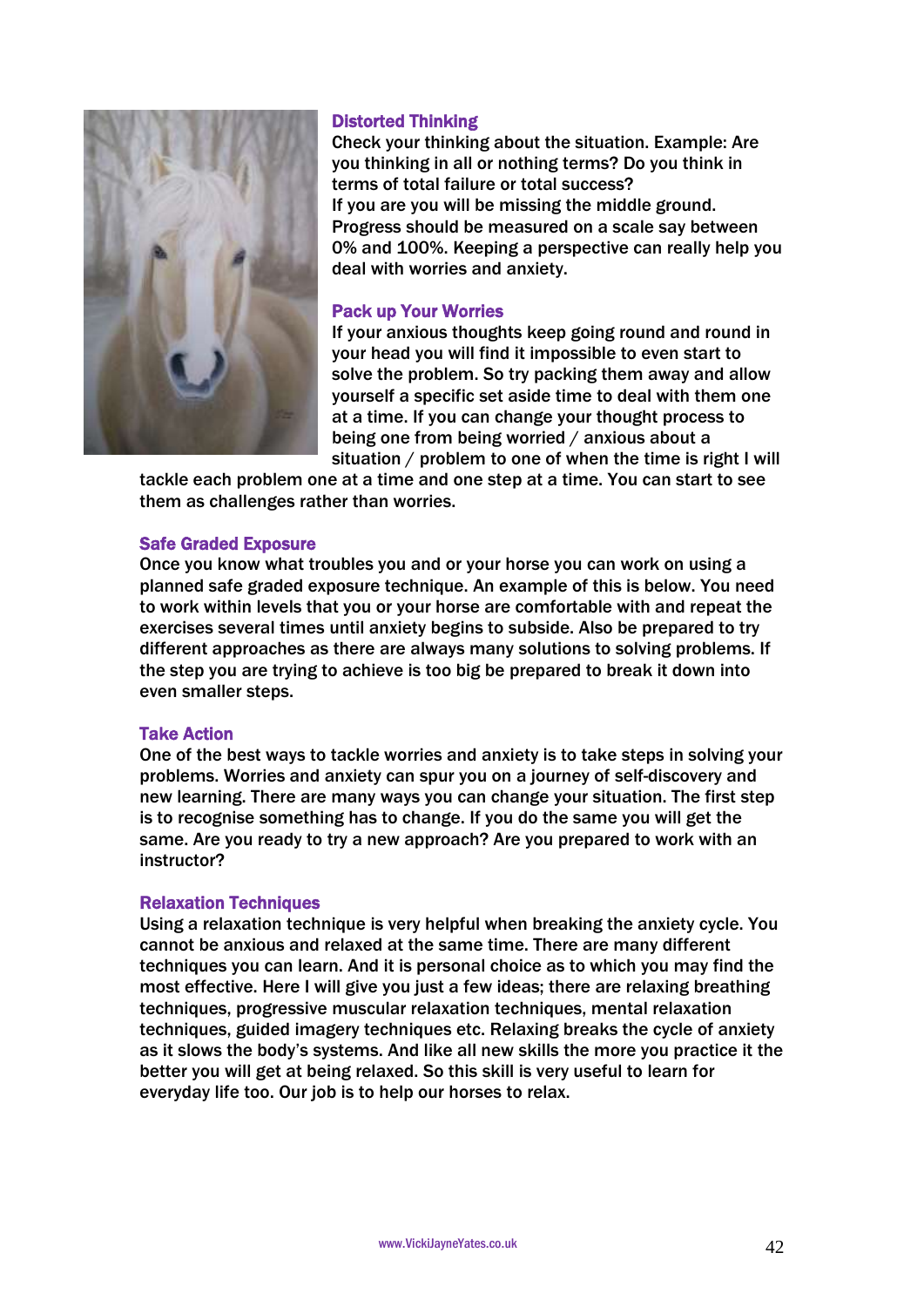### Distorted Thinking

Check your thinking about the situation. Example: Are you thinking in all or nothing terms? Do you think in terms of total failure or total success?
If you are you will be missing the middle ground. Progress should be measured on a scale say between 0% and 100%. Keeping a perspective can really help you deal with worries and anxiety.

### Pack up Your Worries

If your anxious thoughts keep going round and round in your head you will find it impossible to even start to solve the problem. So try packing them away and allow yourself a specific set aside time to deal with them one at a time. If you can change your thought process to being one from being worried / anxious about a situation / problem to one of when the time is right I will tackle each problem one at a time and one step at a time. You can start to see them as challenges rather than worries.

### Safe Graded Exposure

Once you know what troubles you and or your horse you can work on using a planned safe graded exposure technique. An example of this is below. You need to work within levels that you or your horse are comfortable with and repeat the exercises several times until anxiety begins to subside. Also be prepared to try different approaches as there are always many solutions to solving problems. If the step you are trying to achieve is too big be prepared to break it down into even smaller steps.

### Take Action

One of the best ways to tackle worries and anxiety is to take steps in solving your problems. Worries and anxiety can spur you on a journey of self-discovery and new learning. There are many ways you can change your situation. The first step is to recognise something has to change. If you do the same you will get the same. Are you ready to try a new approach? Are you prepared to work with an instructor?

### Relaxation Techniques

Using a relaxation technique is very helpful when breaking the anxiety cycle. You cannot be anxious and relaxed at the same time. There are many different techniques you can learn. And it is personal choice as to which you may find the most effective. Here I will give you just a few ideas; there are relaxing breathing techniques, progressive muscular relaxation techniques, mental relaxation techniques, guided imagery techniques etc. Relaxing breaks the cycle of anxiety as it slows the body's systems. And like all new skills the more you practice it the better you will get at being relaxed. So this skill is very useful to learn for everyday life too. Our job is to help our horses to relax.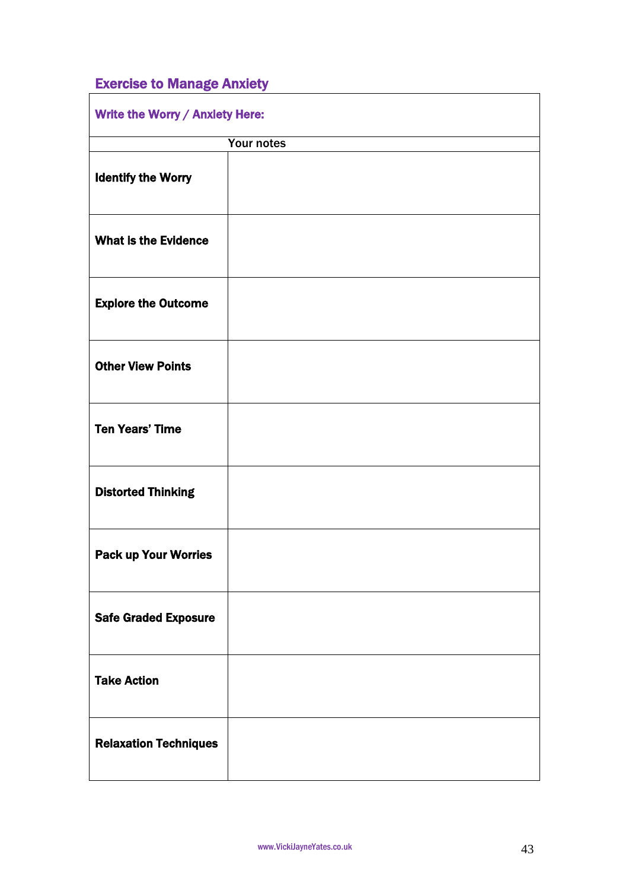## Exercise to Manage Anxiety

| **Write the Worry / Anxiety Here:** | |
|---|---|
| | Your notes |
| **Identify the Worry** | |
| **What is the Evidence** | |
| **Explore the Outcome** | |
| **Other View Points** | |
| **Ten Years' Time** | |
| **Distorted Thinking** | |
| **Pack up Your Worries** | |
| **Safe Graded Exposure** | |
| **Take Action** | |
| **Relaxation Techniques** | |

www.VickiJayneYates.co.uk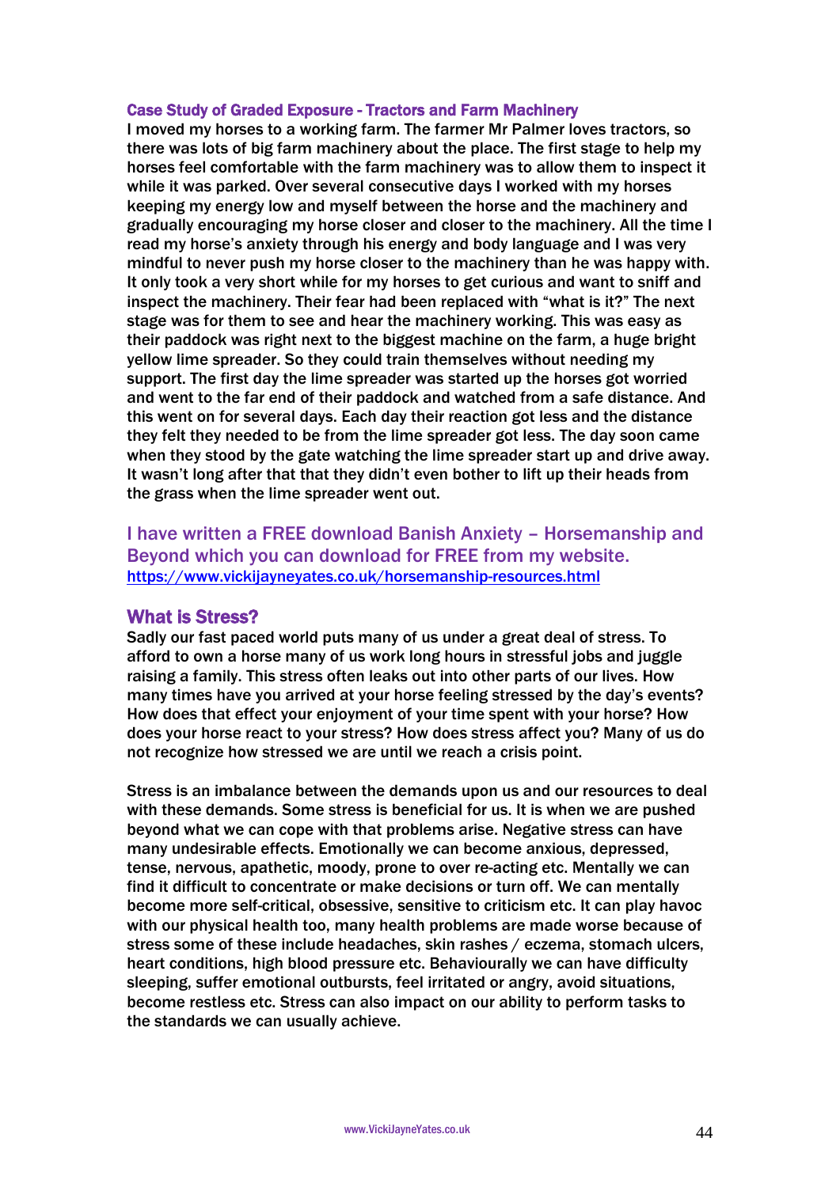### Case Study of Graded Exposure - Tractors and Farm Machinery

I moved my horses to a working farm. The farmer Mr Palmer loves tractors, so there was lots of big farm machinery about the place. The first stage to help my horses feel comfortable with the farm machinery was to allow them to inspect it while it was parked. Over several consecutive days I worked with my horses keeping my energy low and myself between the horse and the machinery and gradually encouraging my horse closer and closer to the machinery. All the time I read my horse's anxiety through his energy and body language and I was very mindful to never push my horse closer to the machinery than he was happy with. It only took a very short while for my horses to get curious and want to sniff and inspect the machinery. Their fear had been replaced with "what is it?" The next stage was for them to see and hear the machinery working. This was easy as their paddock was right next to the biggest machine on the farm, a huge bright yellow lime spreader. So they could train themselves without needing my support. The first day the lime spreader was started up the horses got worried and went to the far end of their paddock and watched from a safe distance. And this went on for several days. Each day their reaction got less and the distance they felt they needed to be from the lime spreader got less. The day soon came when they stood by the gate watching the lime spreader start up and drive away. It wasn't long after that that they didn't even bother to lift up their heads from the grass when the lime spreader went out.

I have written a FREE download Banish Anxiety – Horsemanship and Beyond which you can download for FREE from my website.
https://www.vickijayneyates.co.uk/horsemanship-resources.html

## What is Stress?

Sadly our fast paced world puts many of us under a great deal of stress. To afford to own a horse many of us work long hours in stressful jobs and juggle raising a family. This stress often leaks out into other parts of our lives. How many times have you arrived at your horse feeling stressed by the day's events? How does that effect your enjoyment of your time spent with your horse? How does your horse react to your stress? How does stress affect you? Many of us do not recognize how stressed we are until we reach a crisis point.

Stress is an imbalance between the demands upon us and our resources to deal with these demands. Some stress is beneficial for us. It is when we are pushed beyond what we can cope with that problems arise. Negative stress can have many undesirable effects. Emotionally we can become anxious, depressed, tense, nervous, apathetic, moody, prone to over re-acting etc. Mentally we can find it difficult to concentrate or make decisions or turn off. We can mentally become more self-critical, obsessive, sensitive to criticism etc. It can play havoc with our physical health too, many health problems are made worse because of stress some of these include headaches, skin rashes / eczema, stomach ulcers, heart conditions, high blood pressure etc. Behaviourally we can have difficulty sleeping, suffer emotional outbursts, feel irritated or angry, avoid situations, become restless etc. Stress can also impact on our ability to perform tasks to the standards we can usually achieve.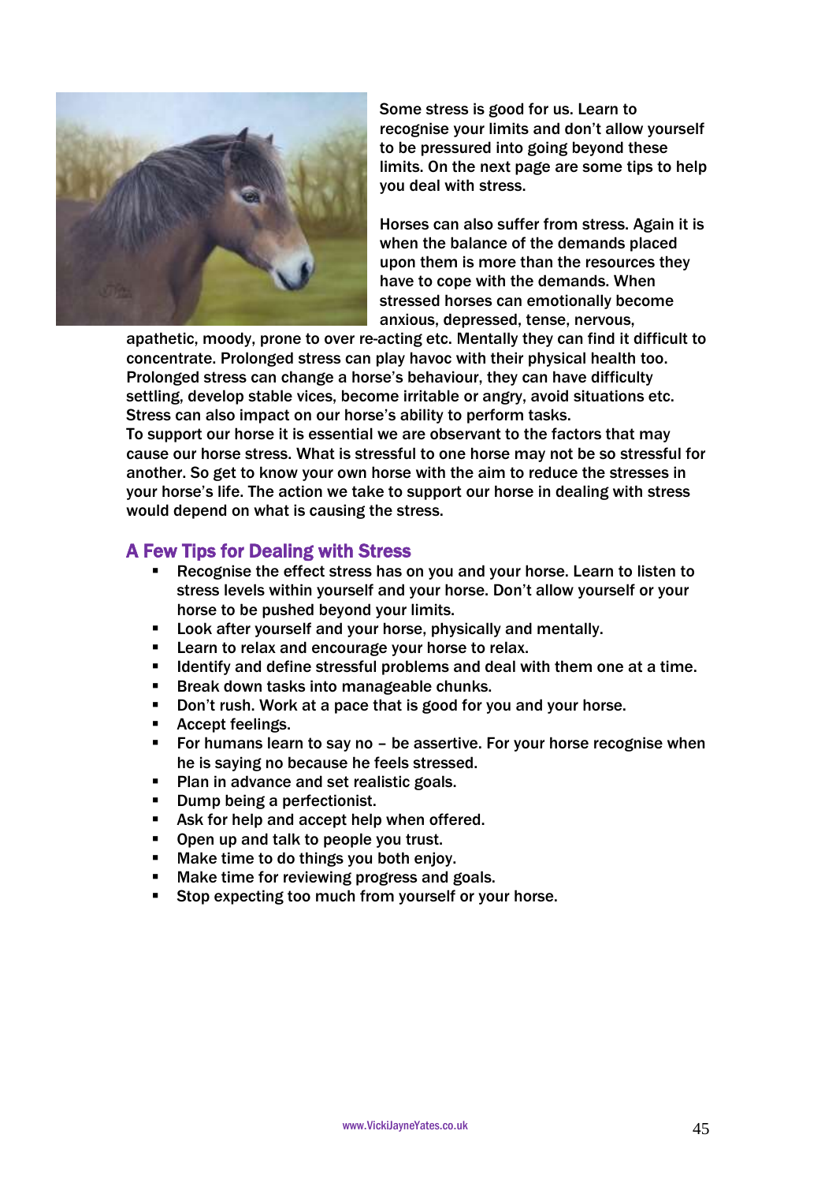Some stress is good for us. Learn to recognise your limits and don't allow yourself to be pressured into going beyond these limits. On the next page are some tips to help you deal with stress.

Horses can also suffer from stress. Again it is when the balance of the demands placed upon them is more than the resources they have to cope with the demands. When stressed horses can emotionally become anxious, depressed, tense, nervous, apathetic, moody, prone to over re-acting etc. Mentally they can find it difficult to concentrate. Prolonged stress can play havoc with their physical health too. Prolonged stress can change a horse's behaviour, they can have difficulty settling, develop stable vices, become irritable or angry, avoid situations etc. Stress can also impact on our horse's ability to perform tasks.
To support our horse it is essential we are observant to the factors that may cause our horse stress. What is stressful to one horse may not be so stressful for another. So get to know your own horse with the aim to reduce the stresses in your horse's life. The action we take to support our horse in dealing with stress would depend on what is causing the stress.

## A Few Tips for Dealing with Stress

- Recognise the effect stress has on you and your horse. Learn to listen to stress levels within yourself and your horse. Don't allow yourself or your horse to be pushed beyond your limits.
- Look after yourself and your horse, physically and mentally.
- Learn to relax and encourage your horse to relax.
- Identify and define stressful problems and deal with them one at a time.
- Break down tasks into manageable chunks.
- Don't rush. Work at a pace that is good for you and your horse.
- Accept feelings.
- For humans learn to say no – be assertive. For your horse recognise when he is saying no because he feels stressed.
- Plan in advance and set realistic goals.
- Dump being a perfectionist.
- Ask for help and accept help when offered.
- Open up and talk to people you trust.
- Make time to do things you both enjoy.
- Make time for reviewing progress and goals.
- Stop expecting too much from yourself or your horse.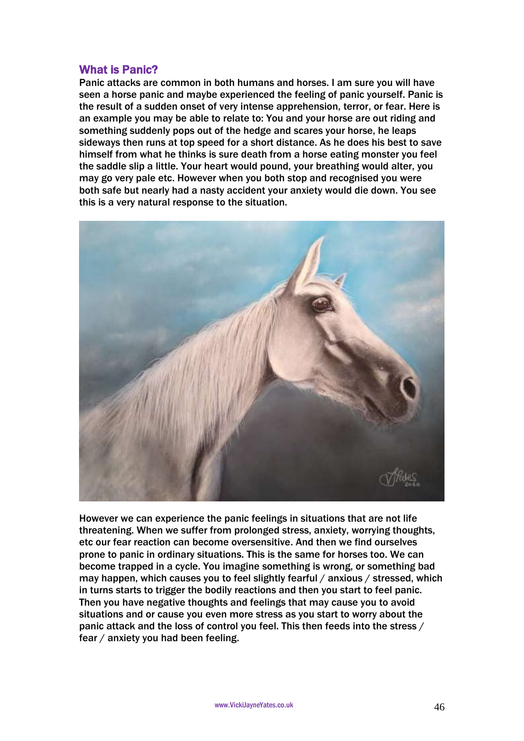## What is Panic?

Panic attacks are common in both humans and horses. I am sure you will have seen a horse panic and maybe experienced the feeling of panic yourself. Panic is the result of a sudden onset of very intense apprehension, terror, or fear. Here is an example you may be able to relate to: You and your horse are out riding and something suddenly pops out of the hedge and scares your horse, he leaps sideways then runs at top speed for a short distance. As he does his best to save himself from what he thinks is sure death from a horse eating monster you feel the saddle slip a little. Your heart would pound, your breathing would alter, you may go very pale etc. However when you both stop and recognised you were both safe but nearly had a nasty accident your anxiety would die down. You see this is a very natural response to the situation.

However we can experience the panic feelings in situations that are not life threatening. When we suffer from prolonged stress, anxiety, worrying thoughts, etc our fear reaction can become oversensitive. And then we find ourselves prone to panic in ordinary situations. This is the same for horses too. We can become trapped in a cycle. You imagine something is wrong, or something bad may happen, which causes you to feel slightly fearful / anxious / stressed, which in turns starts to trigger the bodily reactions and then you start to feel panic. Then you have negative thoughts and feelings that may cause you to avoid situations and or cause you even more stress as you start to worry about the panic attack and the loss of control you feel. This then feeds into the stress / fear / anxiety you had been feeling.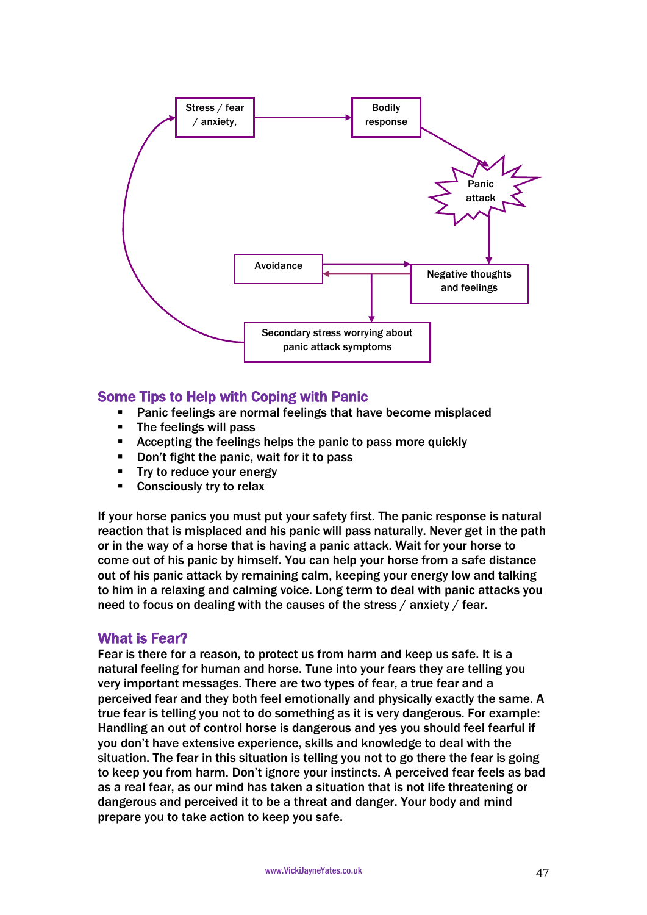Stress / fear / anxiety,

Bodily response

Panic attack

Avoidance

Negative thoughts and feelings

Secondary stress worrying about panic attack symptoms

## Some Tips to Help with Coping with Panic

- Panic feelings are normal feelings that have become misplaced
- The feelings will pass
- Accepting the feelings helps the panic to pass more quickly
- Don't fight the panic, wait for it to pass
- Try to reduce your energy
- Consciously try to relax

If your horse panics you must put your safety first. The panic response is natural reaction that is misplaced and his panic will pass naturally. Never get in the path or in the way of a horse that is having a panic attack. Wait for your horse to come out of his panic by himself. You can help your horse from a safe distance out of his panic attack by remaining calm, keeping your energy low and talking to him in a relaxing and calming voice. Long term to deal with panic attacks you need to focus on dealing with the causes of the stress / anxiety / fear.

## What is Fear?

Fear is there for a reason, to protect us from harm and keep us safe. It is a natural feeling for human and horse. Tune into your fears they are telling you very important messages. There are two types of fear, a true fear and a perceived fear and they both feel emotionally and physically exactly the same. A true fear is telling you not to do something as it is very dangerous. For example: Handling an out of control horse is dangerous and yes you should feel fearful if you don't have extensive experience, skills and knowledge to deal with the situation. The fear in this situation is telling you not to go there the fear is going to keep you from harm. Don't ignore your instincts. A perceived fear feels as bad as a real fear, as our mind has taken a situation that is not life threatening or dangerous and perceived it to be a threat and danger. Your body and mind prepare you to take action to keep you safe.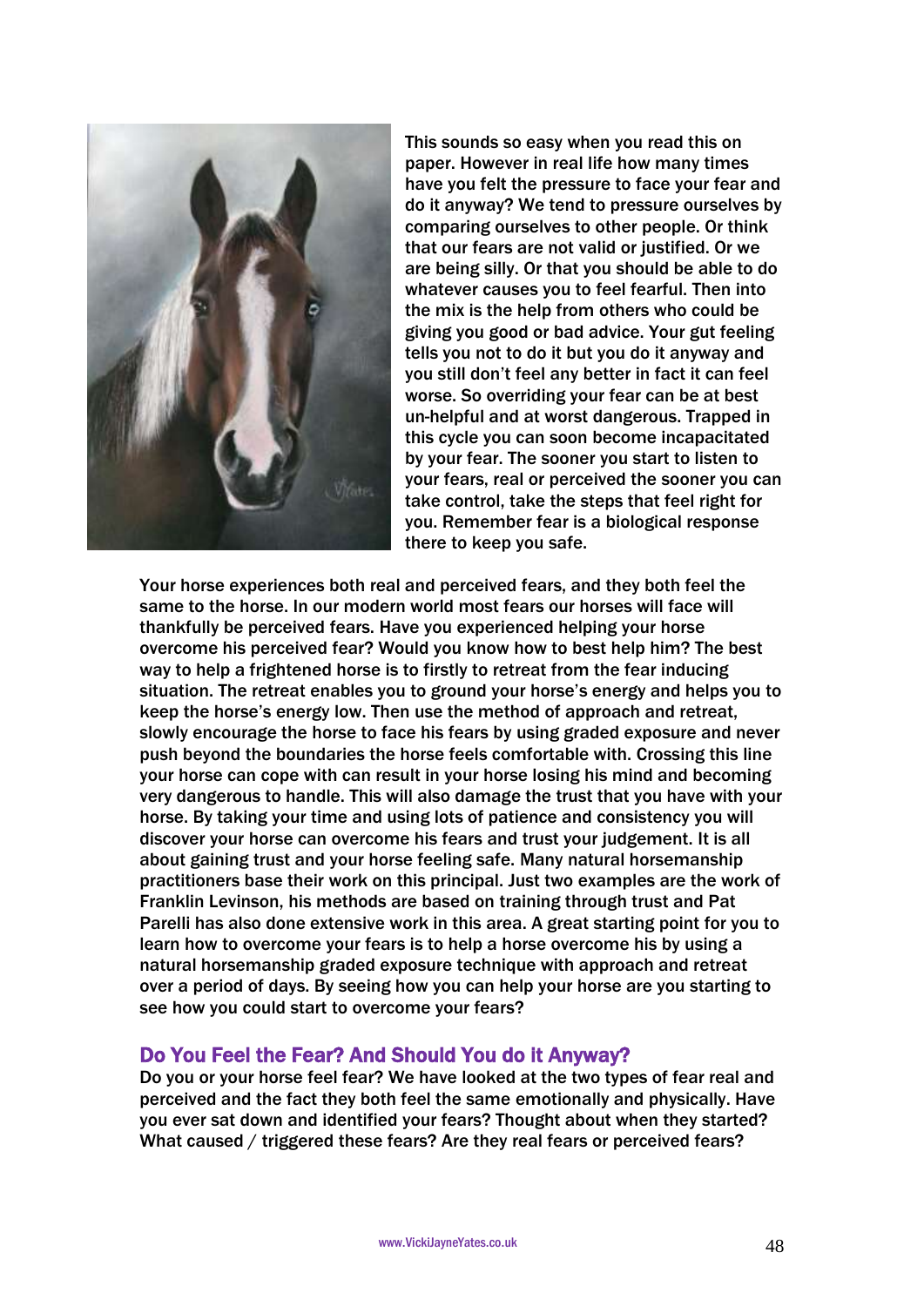This sounds so easy when you read this on paper. However in real life how many times have you felt the pressure to face your fear and do it anyway? We tend to pressure ourselves by comparing ourselves to other people. Or think that our fears are not valid or justified. Or we are being silly. Or that you should be able to do whatever causes you to feel fearful. Then into the mix is the help from others who could be giving you good or bad advice. Your gut feeling tells you not to do it but you do it anyway and you still don't feel any better in fact it can feel worse. So overriding your fear can be at best un-helpful and at worst dangerous. Trapped in this cycle you can soon become incapacitated by your fear. The sooner you start to listen to your fears, real or perceived the sooner you can take control, take the steps that feel right for you. Remember fear is a biological response there to keep you safe.

Your horse experiences both real and perceived fears, and they both feel the same to the horse. In our modern world most fears our horses will face will thankfully be perceived fears. Have you experienced helping your horse overcome his perceived fear? Would you know how to best help him? The best way to help a frightened horse is to firstly to retreat from the fear inducing situation. The retreat enables you to ground your horse's energy and helps you to keep the horse's energy low. Then use the method of approach and retreat, slowly encourage the horse to face his fears by using graded exposure and never push beyond the boundaries the horse feels comfortable with. Crossing this line your horse can cope with can result in your horse losing his mind and becoming very dangerous to handle. This will also damage the trust that you have with your horse. By taking your time and using lots of patience and consistency you will discover your horse can overcome his fears and trust your judgement. It is all about gaining trust and your horse feeling safe. Many natural horsemanship practitioners base their work on this principal. Just two examples are the work of Franklin Levinson, his methods are based on training through trust and Pat Parelli has also done extensive work in this area. A great starting point for you to learn how to overcome your fears is to help a horse overcome his by using a natural horsemanship graded exposure technique with approach and retreat over a period of days. By seeing how you can help your horse are you starting to see how you could start to overcome your fears?

## Do You Feel the Fear? And Should You do it Anyway?

Do you or your horse feel fear? We have looked at the two types of fear real and perceived and the fact they both feel the same emotionally and physically. Have you ever sat down and identified your fears? Thought about when they started? What caused / triggered these fears? Are they real fears or perceived fears?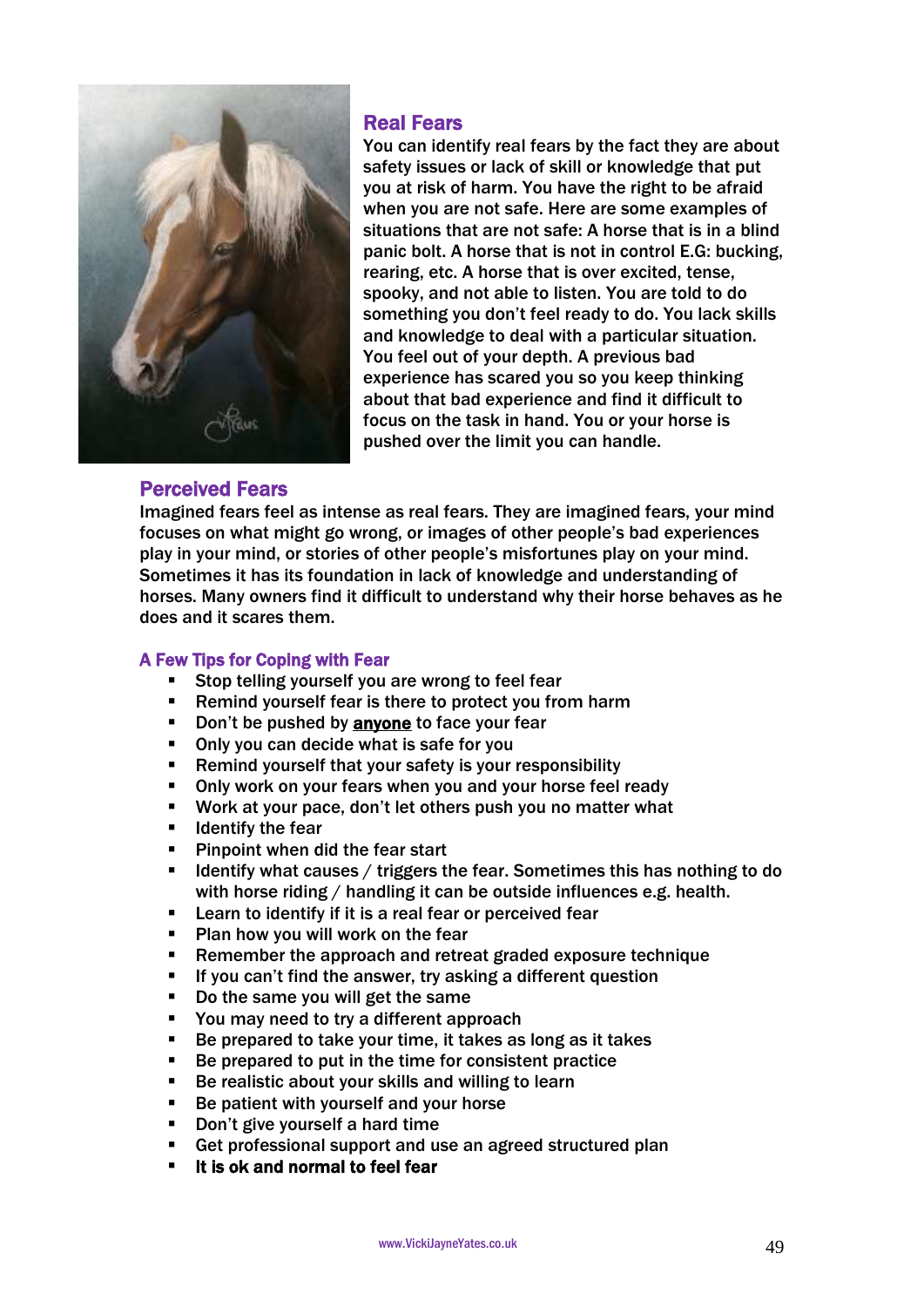## Real Fears

You can identify real fears by the fact they are about safety issues or lack of skill or knowledge that put you at risk of harm. You have the right to be afraid when you are not safe. Here are some examples of situations that are not safe: A horse that is in a blind panic bolt. A horse that is not in control E.G: bucking, rearing, etc. A horse that is over excited, tense, spooky, and not able to listen. You are told to do something you don't feel ready to do. You lack skills and knowledge to deal with a particular situation. You feel out of your depth. A previous bad experience has scared you so you keep thinking about that bad experience and find it difficult to focus on the task in hand. You or your horse is pushed over the limit you can handle.

## Perceived Fears

Imagined fears feel as intense as real fears. They are imagined fears, your mind focuses on what might go wrong, or images of other people's bad experiences play in your mind, or stories of other people's misfortunes play on your mind. Sometimes it has its foundation in lack of knowledge and understanding of horses. Many owners find it difficult to understand why their horse behaves as he does and it scares them.

### A Few Tips for Coping with Fear

- Stop telling yourself you are wrong to feel fear
- Remind yourself fear is there to protect you from harm
- Don't be pushed by **anyone** to face your fear
- Only you can decide what is safe for you
- Remind yourself that your safety is your responsibility
- Only work on your fears when you and your horse feel ready
- Work at your pace, don't let others push you no matter what
- Identify the fear
- Pinpoint when did the fear start
- Identify what causes / triggers the fear. Sometimes this has nothing to do with horse riding / handling it can be outside influences e.g. health.
- Learn to identify if it is a real fear or perceived fear
- Plan how you will work on the fear
- Remember the approach and retreat graded exposure technique
- If you can't find the answer, try asking a different question
- Do the same you will get the same
- You may need to try a different approach
- Be prepared to take your time, it takes as long as it takes
- Be prepared to put in the time for consistent practice
- Be realistic about your skills and willing to learn
- Be patient with yourself and your horse
- Don't give yourself a hard time
- Get professional support and use an agreed structured plan
- **It is ok and normal to feel fear**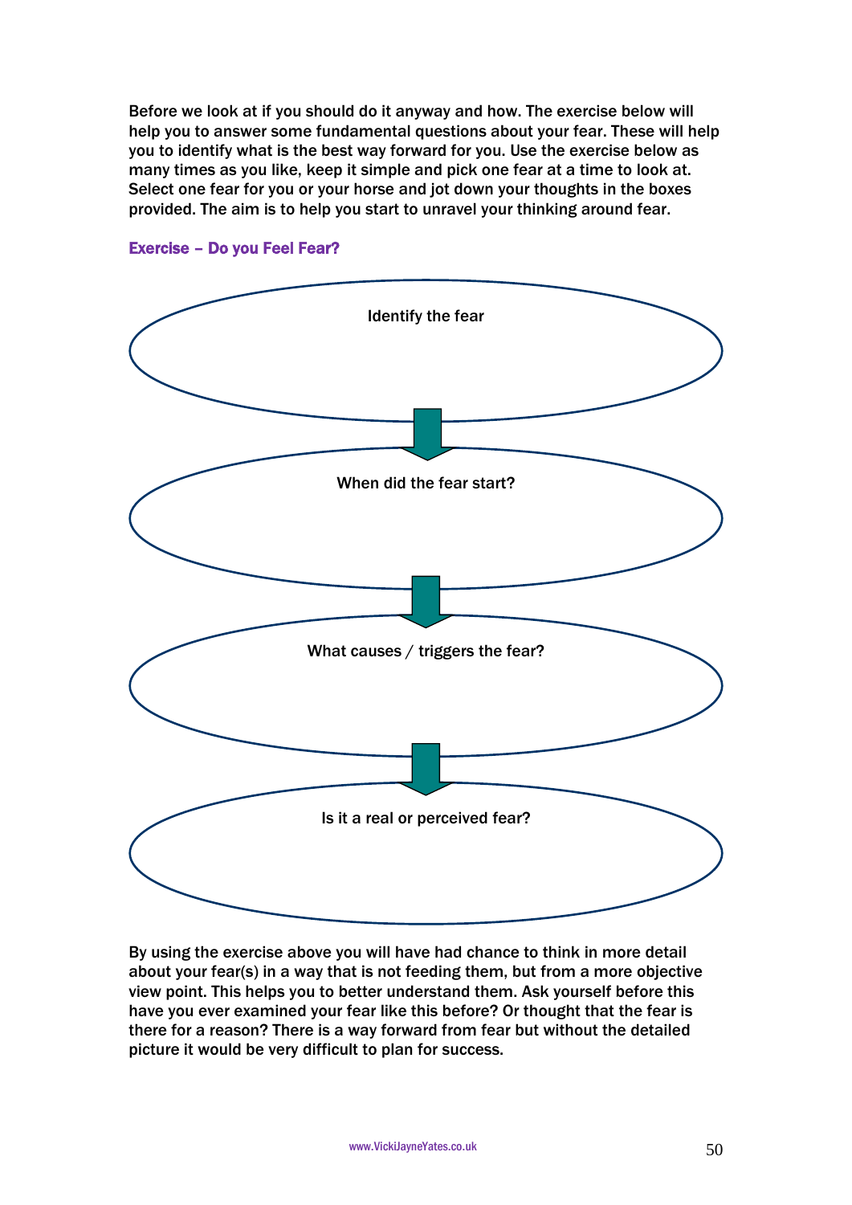Before we look at if you should do it anyway and how. The exercise below will help you to answer some fundamental questions about your fear. These will help you to identify what is the best way forward for you. Use the exercise below as many times as you like, keep it simple and pick one fear at a time to look at. Select one fear for you or your horse and jot down your thoughts in the boxes provided. The aim is to help you start to unravel your thinking around fear.

### Exercise – Do you Feel Fear?

Identify the fear

When did the fear start?

What causes / triggers the fear?

Is it a real or perceived fear?

By using the exercise above you will have had chance to think in more detail about your fear(s) in a way that is not feeding them, but from a more objective view point. This helps you to better understand them. Ask yourself before this have you ever examined your fear like this before? Or thought that the fear is there for a reason? There is a way forward from fear but without the detailed picture it would be very difficult to plan for success.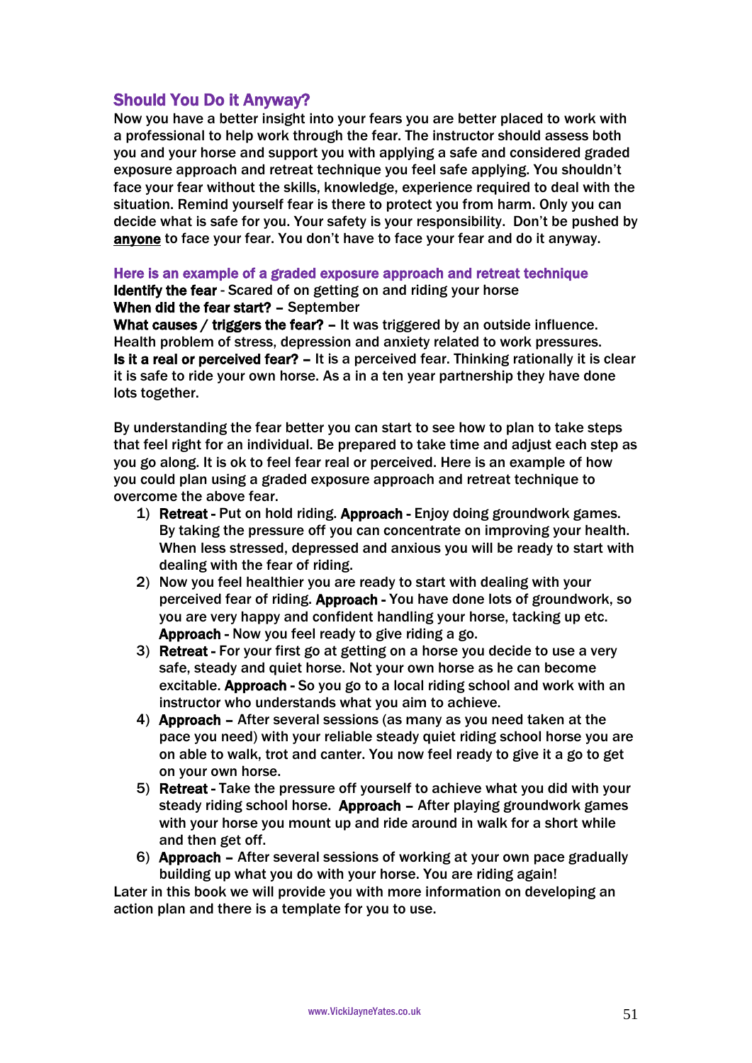## Should You Do it Anyway?

Now you have a better insight into your fears you are better placed to work with a professional to help work through the fear. The instructor should assess both you and your horse and support you with applying a safe and considered graded exposure approach and retreat technique you feel safe applying. You shouldn't face your fear without the skills, knowledge, experience required to deal with the situation. Remind yourself fear is there to protect you from harm. Only you can decide what is safe for you. Your safety is your responsibility. Don't be pushed by <u>**anyone**</u> to face your fear. You don't have to face your fear and do it anyway.

### Here is an example of a graded exposure approach and retreat technique

**Identify the fear** - Scared of on getting on and riding your horse
**When did the fear start? –** September
**What causes / triggers the fear? –** It was triggered by an outside influence. Health problem of stress, depression and anxiety related to work pressures.
**Is it a real or perceived fear? –** It is a perceived fear. Thinking rationally it is clear it is safe to ride your own horse. As a in a ten year partnership they have done lots together.

By understanding the fear better you can start to see how to plan to take steps that feel right for an individual. Be prepared to take time and adjust each step as you go along. It is ok to feel fear real or perceived. Here is an example of how you could plan using a graded exposure approach and retreat technique to overcome the above fear.

1) **Retreat -** Put on hold riding. **Approach -** Enjoy doing groundwork games. By taking the pressure off you can concentrate on improving your health. When less stressed, depressed and anxious you will be ready to start with dealing with the fear of riding.
2) Now you feel healthier you are ready to start with dealing with your perceived fear of riding. **Approach -** You have done lots of groundwork, so you are very happy and confident handling your horse, tacking up etc. **Approach -** Now you feel ready to give riding a go.
3) **Retreat -** For your first go at getting on a horse you decide to use a very safe, steady and quiet horse. Not your own horse as he can become excitable. **Approach -** So you go to a local riding school and work with an instructor who understands what you aim to achieve.
4) **Approach –** After several sessions (as many as you need taken at the pace you need) with your reliable steady quiet riding school horse you are on able to walk, trot and canter. You now feel ready to give it a go to get on your own horse.
5) **Retreat -** Take the pressure off yourself to achieve what you did with your steady riding school horse. **Approach –** After playing groundwork games with your horse you mount up and ride around in walk for a short while and then get off.
6) **Approach –** After several sessions of working at your own pace gradually building up what you do with your horse. You are riding again!

Later in this book we will provide you with more information on developing an action plan and there is a template for you to use.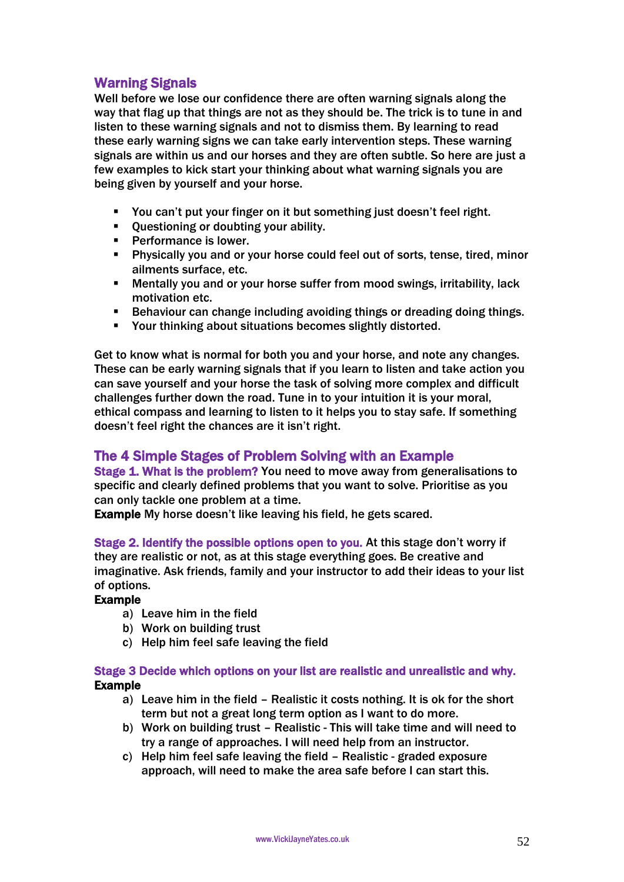## Warning Signals

Well before we lose our confidence there are often warning signals along the way that flag up that things are not as they should be. The trick is to tune in and listen to these warning signals and not to dismiss them. By learning to read these early warning signs we can take early intervention steps. These warning signals are within us and our horses and they are often subtle. So here are just a few examples to kick start your thinking about what warning signals you are being given by yourself and your horse.

- You can't put your finger on it but something just doesn't feel right.
- Questioning or doubting your ability.
- Performance is lower.
- Physically you and or your horse could feel out of sorts, tense, tired, minor ailments surface, etc.
- Mentally you and or your horse suffer from mood swings, irritability, lack motivation etc.
- Behaviour can change including avoiding things or dreading doing things.
- Your thinking about situations becomes slightly distorted.

Get to know what is normal for both you and your horse, and note any changes. These can be early warning signals that if you learn to listen and take action you can save yourself and your horse the task of solving more complex and difficult challenges further down the road. Tune in to your intuition it is your moral, ethical compass and learning to listen to it helps you to stay safe. If something doesn't feel right the chances are it isn't right.

## The 4 Simple Stages of Problem Solving with an Example

**Stage 1. What is the problem?** You need to move away from generalisations to specific and clearly defined problems that you want to solve. Prioritise as you can only tackle one problem at a time.

**Example** My horse doesn't like leaving his field, he gets scared.

**Stage 2. Identify the possible options open to you.** At this stage don't worry if they are realistic or not, as at this stage everything goes. Be creative and imaginative. Ask friends, family and your instructor to add their ideas to your list of options.

**Example**

a) Leave him in the field
b) Work on building trust
c) Help him feel safe leaving the field

**Stage 3 Decide which options on your list are realistic and unrealistic and why.**

**Example**

a) Leave him in the field – Realistic it costs nothing. It is ok for the short term but not a great long term option as I want to do more.
b) Work on building trust – Realistic - This will take time and will need to try a range of approaches. I will need help from an instructor.
c) Help him feel safe leaving the field – Realistic - graded exposure approach, will need to make the area safe before I can start this.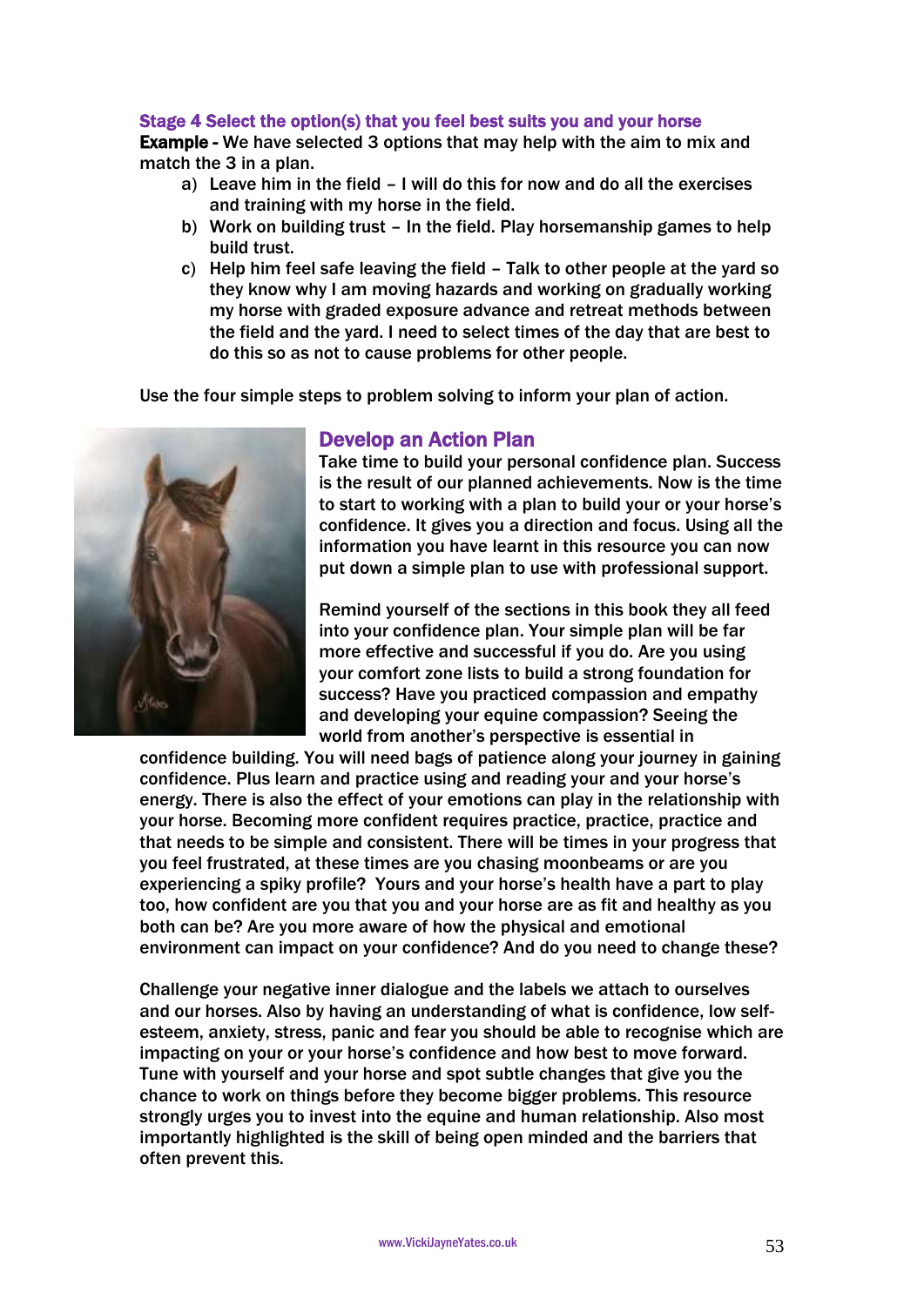### Stage 4 Select the option(s) that you feel best suits you and your horse

**Example -** We have selected 3 options that may help with the aim to mix and match the 3 in a plan.

a) Leave him in the field – I will do this for now and do all the exercises and training with my horse in the field.
b) Work on building trust – In the field. Play horsemanship games to help build trust.
c) Help him feel safe leaving the field – Talk to other people at the yard so they know why I am moving hazards and working on gradually working my horse with graded exposure advance and retreat methods between the field and the yard. I need to select times of the day that are best to do this so as not to cause problems for other people.

Use the four simple steps to problem solving to inform your plan of action.

## Develop an Action Plan

Take time to build your personal confidence plan. Success is the result of our planned achievements. Now is the time to start to working with a plan to build your or your horse's confidence. It gives you a direction and focus. Using all the information you have learnt in this resource you can now put down a simple plan to use with professional support.

Remind yourself of the sections in this book they all feed into your confidence plan. Your simple plan will be far more effective and successful if you do. Are you using your comfort zone lists to build a strong foundation for success? Have you practiced compassion and empathy and developing your equine compassion? Seeing the world from another's perspective is essential in confidence building. You will need bags of patience along your journey in gaining confidence. Plus learn and practice using and reading your and your horse's energy. There is also the effect of your emotions can play in the relationship with your horse. Becoming more confident requires practice, practice, practice and that needs to be simple and consistent. There will be times in your progress that you feel frustrated, at these times are you chasing moonbeams or are you experiencing a spiky profile? Yours and your horse's health have a part to play too, how confident are you that you and your horse are as fit and healthy as you both can be? Are you more aware of how the physical and emotional environment can impact on your confidence? And do you need to change these?

Challenge your negative inner dialogue and the labels we attach to ourselves and our horses. Also by having an understanding of what is confidence, low self-esteem, anxiety, stress, panic and fear you should be able to recognise which are impacting on your or your horse's confidence and how best to move forward. Tune with yourself and your horse and spot subtle changes that give you the chance to work on things before they become bigger problems. This resource strongly urges you to invest into the equine and human relationship. Also most importantly highlighted is the skill of being open minded and the barriers that often prevent this.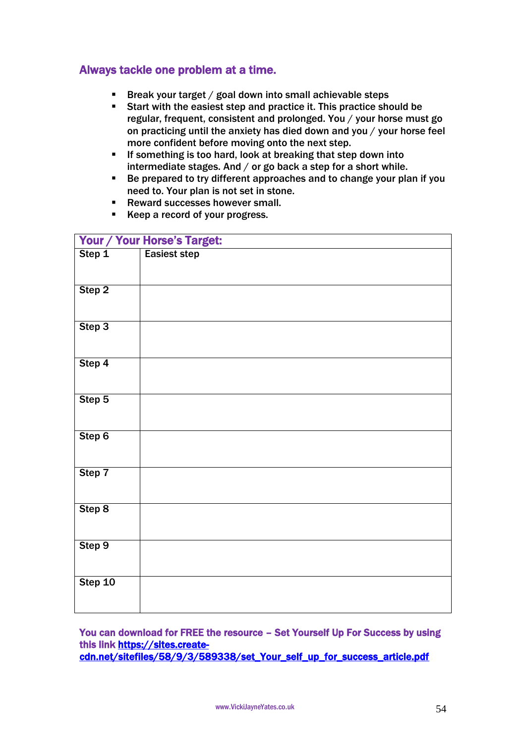## Always tackle one problem at a time.

- Break your target / goal down into small achievable steps
- Start with the easiest step and practice it. This practice should be regular, frequent, consistent and prolonged. You / your horse must go on practicing until the anxiety has died down and you / your horse feel more confident before moving onto the next step.
- If something is too hard, look at breaking that step down into intermediate stages. And / or go back a step for a short while.
- Be prepared to try different approaches and to change your plan if you need to. Your plan is not set in stone.
- Reward successes however small.
- Keep a record of your progress.

| Your / Your Horse's Target: | |
|---|---|
| Step 1 | Easiest step |
| Step 2 | |
| Step 3 | |
| Step 4 | |
| Step 5 | |
| Step 6 | |
| Step 7 | |
| Step 8 | |
| Step 9 | |
| Step 10 | |

**You can download for FREE the resource – Set Yourself Up For Success by using this link [https://sites.create-cdn.net/sitefiles/58/9/3/589338/set_Your_self_up_for_success_article.pdf](https://sites.create-cdn.net/sitefiles/58/9/3/589338/set_Your_self_up_for_success_article.pdf)**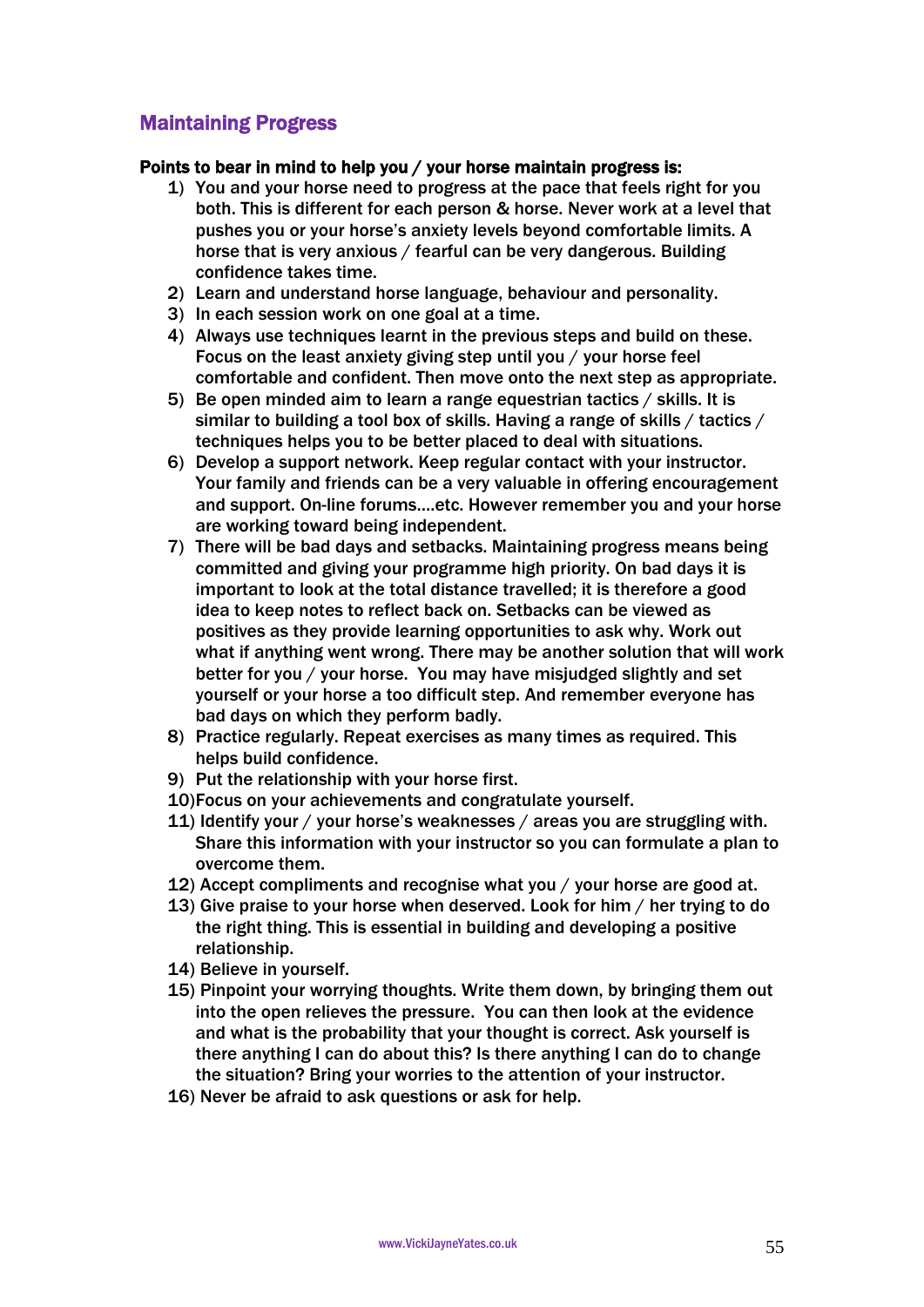## Maintaining Progress

**Points to bear in mind to help you / your horse maintain progress is:**

1) You and your horse need to progress at the pace that feels right for you both. This is different for each person & horse. Never work at a level that pushes you or your horse's anxiety levels beyond comfortable limits. A horse that is very anxious / fearful can be very dangerous. Building confidence takes time.
2) Learn and understand horse language, behaviour and personality.
3) In each session work on one goal at a time.
4) Always use techniques learnt in the previous steps and build on these. Focus on the least anxiety giving step until you / your horse feel comfortable and confident. Then move onto the next step as appropriate.
5) Be open minded aim to learn a range equestrian tactics / skills. It is similar to building a tool box of skills. Having a range of skills / tactics / techniques helps you to be better placed to deal with situations.
6) Develop a support network. Keep regular contact with your instructor. Your family and friends can be a very valuable in offering encouragement and support. On-line forums....etc. However remember you and your horse are working toward being independent.
7) There will be bad days and setbacks. Maintaining progress means being committed and giving your programme high priority. On bad days it is important to look at the total distance travelled; it is therefore a good idea to keep notes to reflect back on. Setbacks can be viewed as positives as they provide learning opportunities to ask why. Work out what if anything went wrong. There may be another solution that will work better for you / your horse. You may have misjudged slightly and set yourself or your horse a too difficult step. And remember everyone has bad days on which they perform badly.
8) Practice regularly. Repeat exercises as many times as required. This helps build confidence.
9) Put the relationship with your horse first.
10) Focus on your achievements and congratulate yourself.
11) Identify your / your horse's weaknesses / areas you are struggling with. Share this information with your instructor so you can formulate a plan to overcome them.
12) Accept compliments and recognise what you / your horse are good at.
13) Give praise to your horse when deserved. Look for him / her trying to do the right thing. This is essential in building and developing a positive relationship.
14) Believe in yourself.
15) Pinpoint your worrying thoughts. Write them down, by bringing them out into the open relieves the pressure. You can then look at the evidence and what is the probability that your thought is correct. Ask yourself is there anything I can do about this? Is there anything I can do to change the situation? Bring your worries to the attention of your instructor.
16) Never be afraid to ask questions or ask for help.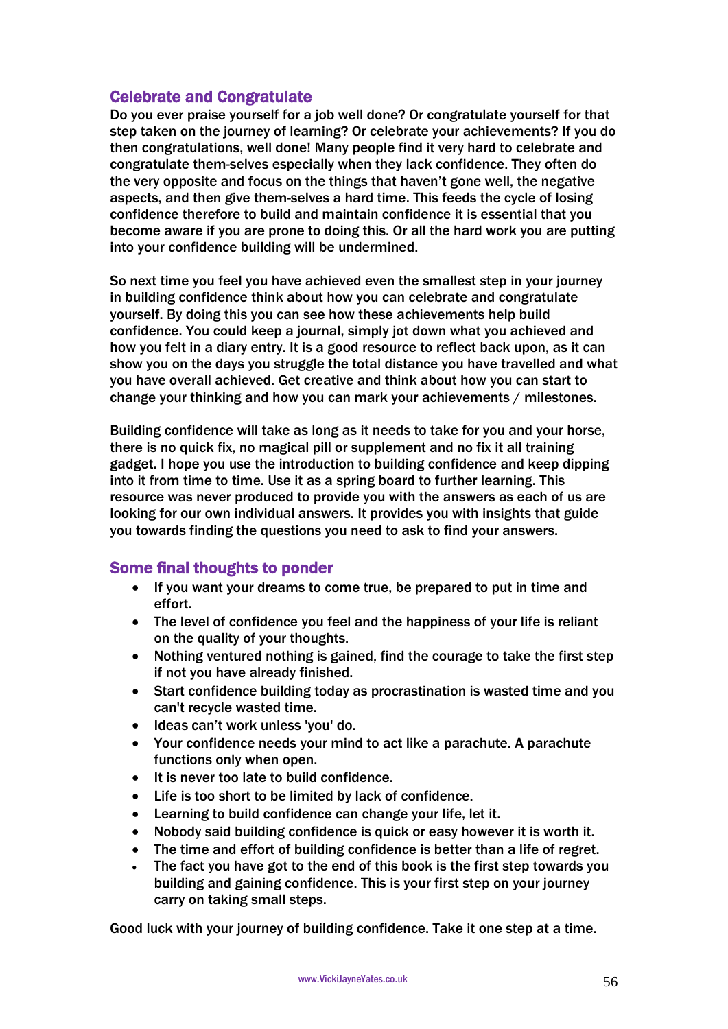## Celebrate and Congratulate

Do you ever praise yourself for a job well done? Or congratulate yourself for that step taken on the journey of learning? Or celebrate your achievements? If you do then congratulations, well done! Many people find it very hard to celebrate and congratulate them-selves especially when they lack confidence. They often do the very opposite and focus on the things that haven't gone well, the negative aspects, and then give them-selves a hard time. This feeds the cycle of losing confidence therefore to build and maintain confidence it is essential that you become aware if you are prone to doing this. Or all the hard work you are putting into your confidence building will be undermined.

So next time you feel you have achieved even the smallest step in your journey in building confidence think about how you can celebrate and congratulate yourself. By doing this you can see how these achievements help build confidence. You could keep a journal, simply jot down what you achieved and how you felt in a diary entry. It is a good resource to reflect back upon, as it can show you on the days you struggle the total distance you have travelled and what you have overall achieved. Get creative and think about how you can start to change your thinking and how you can mark your achievements / milestones.

Building confidence will take as long as it needs to take for you and your horse, there is no quick fix, no magical pill or supplement and no fix it all training gadget. I hope you use the introduction to building confidence and keep dipping into it from time to time. Use it as a spring board to further learning. This resource was never produced to provide you with the answers as each of us are looking for our own individual answers. It provides you with insights that guide you towards finding the questions you need to ask to find your answers.

## Some final thoughts to ponder

- If you want your dreams to come true, be prepared to put in time and effort.
- The level of confidence you feel and the happiness of your life is reliant on the quality of your thoughts.
- Nothing ventured nothing is gained, find the courage to take the first step if not you have already finished.
- Start confidence building today as procrastination is wasted time and you can't recycle wasted time.
- Ideas can't work unless 'you' do.
- Your confidence needs your mind to act like a parachute. A parachute functions only when open.
- It is never too late to build confidence.
- Life is too short to be limited by lack of confidence.
- Learning to build confidence can change your life, let it.
- Nobody said building confidence is quick or easy however it is worth it.
- The time and effort of building confidence is better than a life of regret.
- The fact you have got to the end of this book is the first step towards you building and gaining confidence. This is your first step on your journey carry on taking small steps.

Good luck with your journey of building confidence. Take it one step at a time.